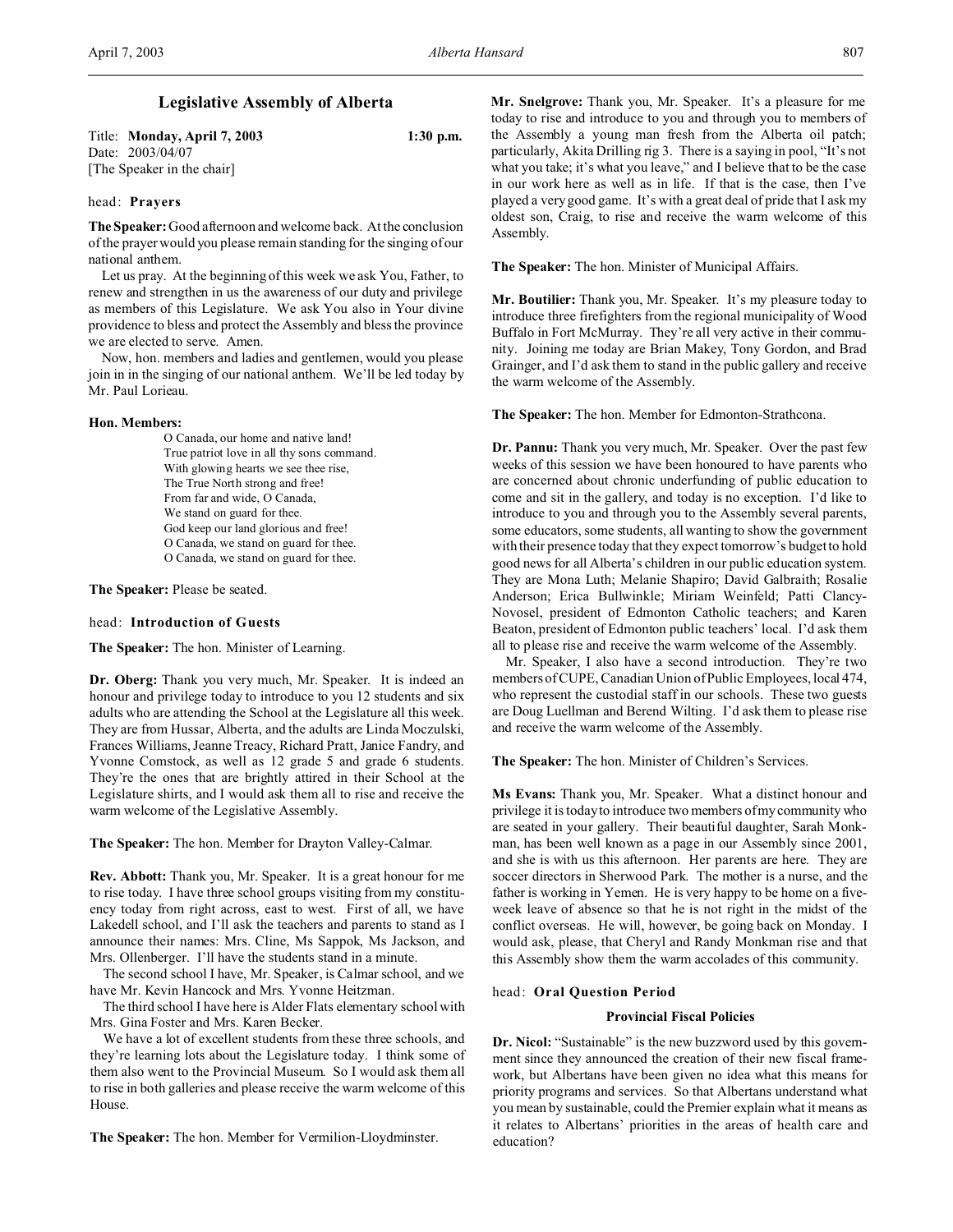# Legislative Assembly of Alberta

Title: **Monday, April 7, 2003** **1:30 p.m.**
Date: 2003/04/07
[The Speaker in the chair]

head: **Prayers**

**The Speaker:** Good afternoon and welcome back. At the conclusion of the prayer would you please remain standing for the singing of our national anthem.

Let us pray. At the beginning of this week we ask You, Father, to renew and strengthen in us the awareness of our duty and privilege as members of this Legislature. We ask You also in Your divine providence to bless and protect the Assembly and bless the province we are elected to serve. Amen.

Now, hon. members and ladies and gentlemen, would you please join in in the singing of our national anthem. We'll be led today by Mr. Paul Lorieau.

**Hon. Members:**

O Canada, our home and native land!
True patriot love in all thy sons command.
With glowing hearts we see thee rise,
The True North strong and free!
From far and wide, O Canada,
We stand on guard for thee.
God keep our land glorious and free!
O Canada, we stand on guard for thee.
O Canada, we stand on guard for thee.

**The Speaker:** Please be seated.

head: **Introduction of Guests**

**The Speaker:** The hon. Minister of Learning.

**Dr. Oberg:** Thank you very much, Mr. Speaker. It is indeed an honour and privilege today to introduce to you 12 students and six adults who are attending the School at the Legislature all this week. They are from Hussar, Alberta, and the adults are Linda Moczulski, Frances Williams, Jeanne Treacy, Richard Pratt, Janice Fandry, and Yvonne Comstock, as well as 12 grade 5 and grade 6 students. They're the ones that are brightly attired in their School at the Legislature shirts, and I would ask them all to rise and receive the warm welcome of the Legislative Assembly.

**The Speaker:** The hon. Member for Drayton Valley-Calmar.

**Rev. Abbott:** Thank you, Mr. Speaker. It is a great honour for me to rise today. I have three school groups visiting from my constituency today from right across, east to west. First of all, we have Lakedell school, and I'll ask the teachers and parents to stand as I announce their names: Mrs. Cline, Ms Sappok, Ms Jackson, and Mrs. Ollenberger. I'll have the students stand in a minute.

The second school I have, Mr. Speaker, is Calmar school, and we have Mr. Kevin Hancock and Mrs. Yvonne Heitzman.

The third school I have here is Alder Flats elementary school with Mrs. Gina Foster and Mrs. Karen Becker.

We have a lot of excellent students from these three schools, and they're learning lots about the Legislature today. I think some of them also went to the Provincial Museum. So I would ask them all to rise in both galleries and please receive the warm welcome of this House.

**The Speaker:** The hon. Member for Vermilion-Lloydminster.

**Mr. Snelgrove:** Thank you, Mr. Speaker. It's a pleasure for me today to rise and introduce to you and through you to members of the Assembly a young man fresh from the Alberta oil patch; particularly, Akita Drilling rig 3. There is a saying in pool, "It's not what you take; it's what you leave," and I believe that to be the case in our work here as well as in life. If that is the case, then I've played a very good game. It's with a great deal of pride that I ask my oldest son, Craig, to rise and receive the warm welcome of this Assembly.

**The Speaker:** The hon. Minister of Municipal Affairs.

**Mr. Boutilier:** Thank you, Mr. Speaker. It's my pleasure today to introduce three firefighters from the regional municipality of Wood Buffalo in Fort McMurray. They're all very active in their community. Joining me today are Brian Makey, Tony Gordon, and Brad Grainger, and I'd ask them to stand in the public gallery and receive the warm welcome of the Assembly.

**The Speaker:** The hon. Member for Edmonton-Strathcona.

**Dr. Pannu:** Thank you very much, Mr. Speaker. Over the past few weeks of this session we have been honoured to have parents who are concerned about chronic underfunding of public education to come and sit in the gallery, and today is no exception. I'd like to introduce to you and through you to the Assembly several parents, some educators, some students, all wanting to show the government with their presence today that they expect tomorrow's budget to hold good news for all Alberta's children in our public education system. They are Mona Luth; Melanie Shapiro; David Galbraith; Rosalie Anderson; Erica Bullwinkle; Miriam Weinfeld; Patti Clancy-Novosel, president of Edmonton Catholic teachers; and Karen Beaton, president of Edmonton public teachers' local. I'd ask them all to please rise and receive the warm welcome of the Assembly.

Mr. Speaker, I also have a second introduction. They're two members of CUPE, Canadian Union of Public Employees, local 474, who represent the custodial staff in our schools. These two guests are Doug Luellman and Berend Wilting. I'd ask them to please rise and receive the warm welcome of the Assembly.

**The Speaker:** The hon. Minister of Children's Services.

**Ms Evans:** Thank you, Mr. Speaker. What a distinct honour and privilege it is today to introduce two members of my community who are seated in your gallery. Their beautiful daughter, Sarah Monkman, has been well known as a page in our Assembly since 2001, and she is with us this afternoon. Her parents are here. They are soccer directors in Sherwood Park. The mother is a nurse, and the father is working in Yemen. He is very happy to be home on a five-week leave of absence so that he is not right in the midst of the conflict overseas. He will, however, be going back on Monday. I would ask, please, that Cheryl and Randy Monkman rise and that this Assembly show them the warm accolades of this community.

head: **Oral Question Period**

### Provincial Fiscal Policies

**Dr. Nicol:** "Sustainable" is the new buzzword used by this government since they announced the creation of their new fiscal framework, but Albertans have been given no idea what this means for priority programs and services. So that Albertans understand what you mean by sustainable, could the Premier explain what it means as it relates to Albertans' priorities in the areas of health care and education?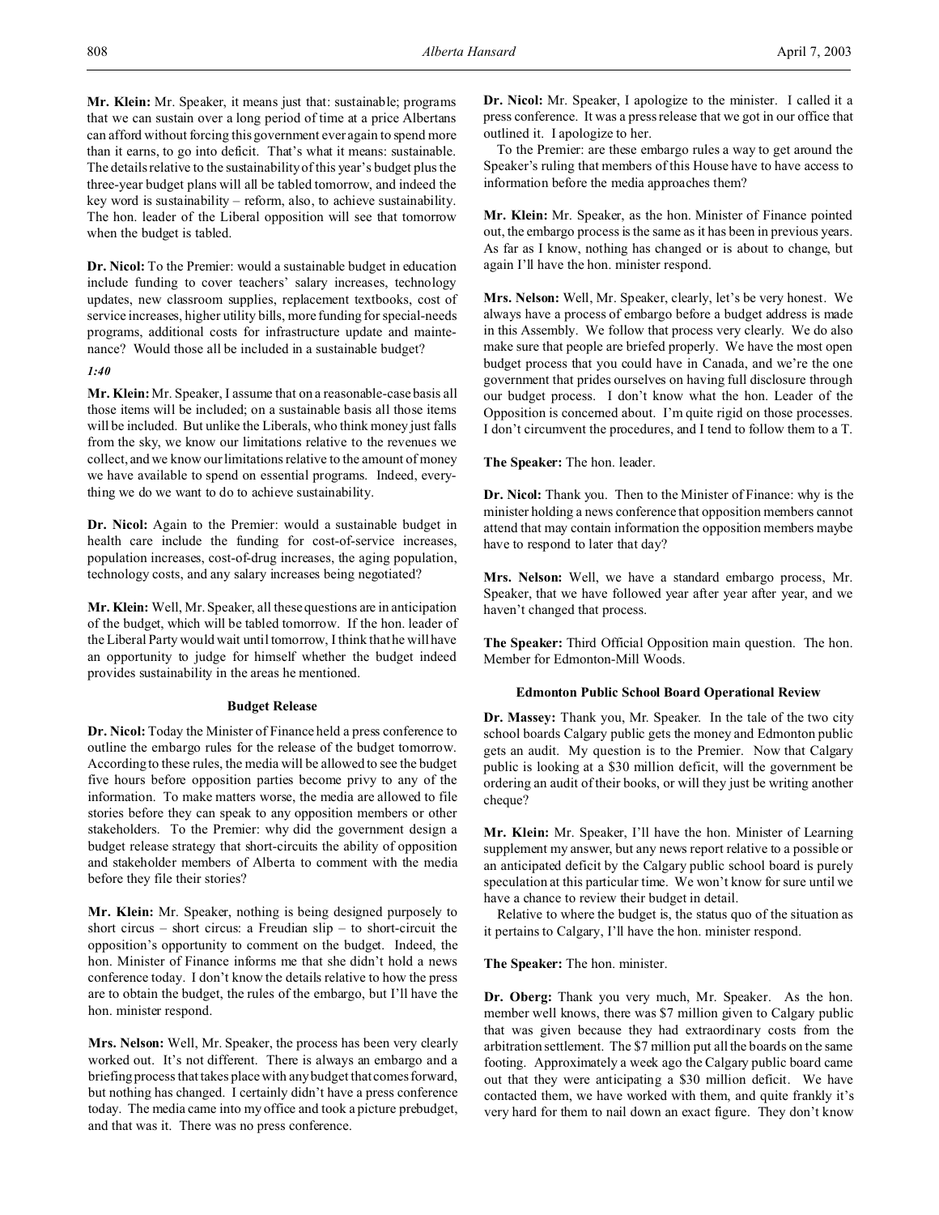**Mr. Klein:** Mr. Speaker, it means just that: sustainable; programs that we can sustain over a long period of time at a price Albertans can afford without forcing this government ever again to spend more than it earns, to go into deficit. That's what it means: sustainable. The details relative to the sustainability of this year's budget plus the three-year budget plans will all be tabled tomorrow, and indeed the key word is sustainability – reform, also, to achieve sustainability. The hon. leader of the Liberal opposition will see that tomorrow when the budget is tabled.

**Dr. Nicol:** To the Premier: would a sustainable budget in education include funding to cover teachers' salary increases, technology updates, new classroom supplies, replacement textbooks, cost of service increases, higher utility bills, more funding for special-needs programs, additional costs for infrastructure update and maintenance? Would those all be included in a sustainable budget?

*1:40*

**Mr. Klein:** Mr. Speaker, I assume that on a reasonable-case basis all those items will be included; on a sustainable basis all those items will be included. But unlike the Liberals, who think money just falls from the sky, we know our limitations relative to the revenues we collect, and we know our limitations relative to the amount of money we have available to spend on essential programs. Indeed, everything we do we want to do to achieve sustainability.

**Dr. Nicol:** Again to the Premier: would a sustainable budget in health care include the funding for cost-of-service increases, population increases, cost-of-drug increases, the aging population, technology costs, and any salary increases being negotiated?

**Mr. Klein:** Well, Mr. Speaker, all these questions are in anticipation of the budget, which will be tabled tomorrow. If the hon. leader of the Liberal Party would wait until tomorrow, I think that he will have an opportunity to judge for himself whether the budget indeed provides sustainability in the areas he mentioned.

### Budget Release

**Dr. Nicol:** Today the Minister of Finance held a press conference to outline the embargo rules for the release of the budget tomorrow. According to these rules, the media will be allowed to see the budget five hours before opposition parties become privy to any of the information. To make matters worse, the media are allowed to file stories before they can speak to any opposition members or other stakeholders. To the Premier: why did the government design a budget release strategy that short-circuits the ability of opposition and stakeholder members of Alberta to comment with the media before they file their stories?

**Mr. Klein:** Mr. Speaker, nothing is being designed purposely to short circus – short circus: a Freudian slip – to short-circuit the opposition's opportunity to comment on the budget. Indeed, the hon. Minister of Finance informs me that she didn't hold a news conference today. I don't know the details relative to how the press are to obtain the budget, the rules of the embargo, but I'll have the hon. minister respond.

**Mrs. Nelson:** Well, Mr. Speaker, the process has been very clearly worked out. It's not different. There is always an embargo and a briefing process that takes place with any budget that comes forward, but nothing has changed. I certainly didn't have a press conference today. The media came into my office and took a picture prebudget, and that was it. There was no press conference.

**Dr. Nicol:** Mr. Speaker, I apologize to the minister. I called it a press conference. It was a press release that we got in our office that outlined it. I apologize to her.

To the Premier: are these embargo rules a way to get around the Speaker's ruling that members of this House have to have access to information before the media approaches them?

**Mr. Klein:** Mr. Speaker, as the hon. Minister of Finance pointed out, the embargo process is the same as it has been in previous years. As far as I know, nothing has changed or is about to change, but again I'll have the hon. minister respond.

**Mrs. Nelson:** Well, Mr. Speaker, clearly, let's be very honest. We always have a process of embargo before a budget address is made in this Assembly. We follow that process very clearly. We do also make sure that people are briefed properly. We have the most open budget process that you could have in Canada, and we're the one government that prides ourselves on having full disclosure through our budget process. I don't know what the hon. Leader of the Opposition is concerned about. I'm quite rigid on those processes. I don't circumvent the procedures, and I tend to follow them to a T.

**The Speaker:** The hon. leader.

**Dr. Nicol:** Thank you. Then to the Minister of Finance: why is the minister holding a news conference that opposition members cannot attend that may contain information the opposition members maybe have to respond to later that day?

**Mrs. Nelson:** Well, we have a standard embargo process, Mr. Speaker, that we have followed year after year after year, and we haven't changed that process.

**The Speaker:** Third Official Opposition main question. The hon. Member for Edmonton-Mill Woods.

### Edmonton Public School Board Operational Review

**Dr. Massey:** Thank you, Mr. Speaker. In the tale of the two city school boards Calgary public gets the money and Edmonton public gets an audit. My question is to the Premier. Now that Calgary public is looking at a $30 million deficit, will the government be ordering an audit of their books, or will they just be writing another cheque?

**Mr. Klein:** Mr. Speaker, I'll have the hon. Minister of Learning supplement my answer, but any news report relative to a possible or an anticipated deficit by the Calgary public school board is purely speculation at this particular time. We won't know for sure until we have a chance to review their budget in detail.

Relative to where the budget is, the status quo of the situation as it pertains to Calgary, I'll have the hon. minister respond.

**The Speaker:** The hon. minister.

**Dr. Oberg:** Thank you very much, Mr. Speaker. As the hon. member well knows, there was $7 million given to Calgary public that was given because they had extraordinary costs from the arbitration settlement. The $7 million put all the boards on the same footing. Approximately a week ago the Calgary public board came out that they were anticipating a $30 million deficit. We have contacted them, we have worked with them, and quite frankly it's very hard for them to nail down an exact figure. They don't know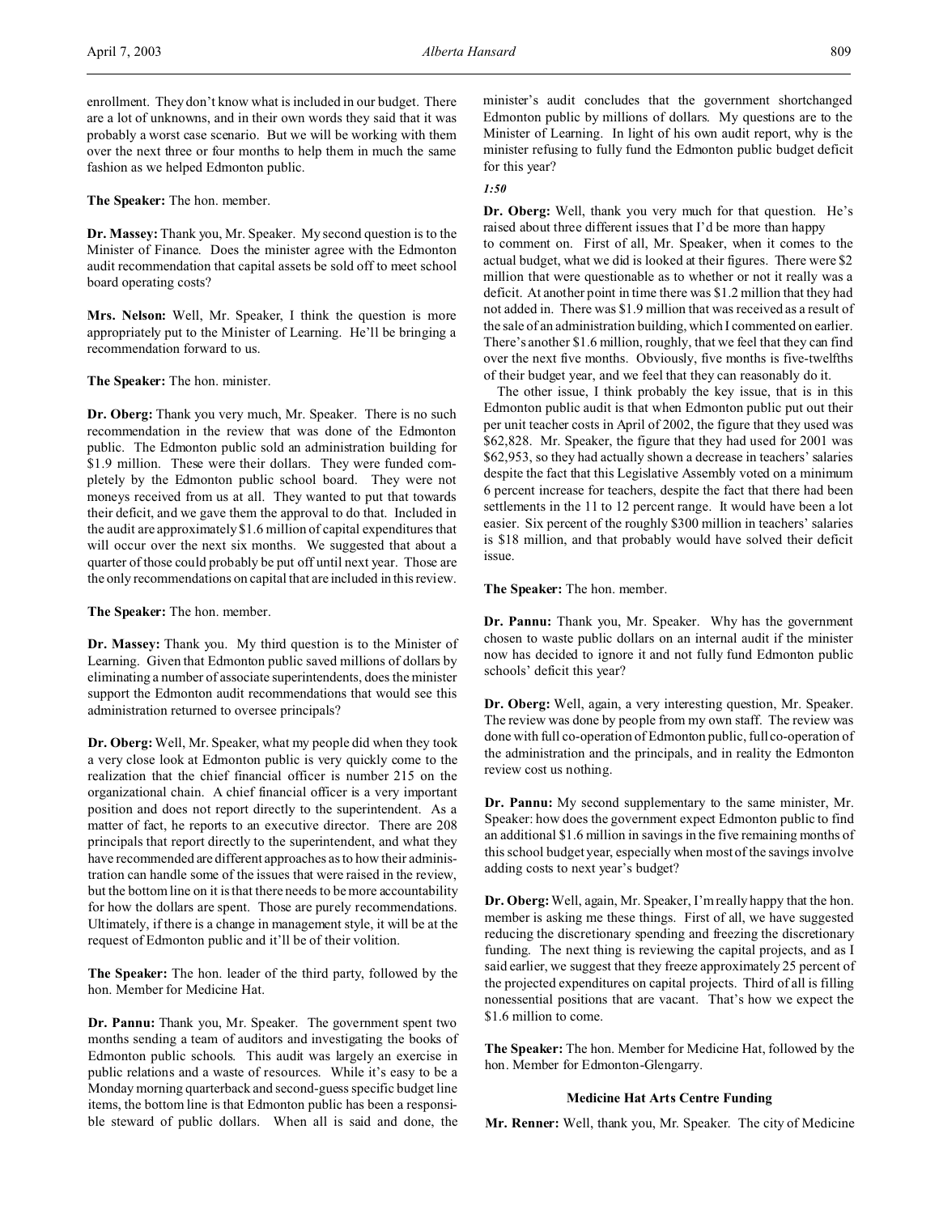enrollment. They don't know what is included in our budget. There are a lot of unknowns, and in their own words they said that it was probably a worst case scenario. But we will be working with them over the next three or four months to help them in much the same fashion as we helped Edmonton public.

**The Speaker:** The hon. member.

**Dr. Massey:** Thank you, Mr. Speaker. My second question is to the Minister of Finance. Does the minister agree with the Edmonton audit recommendation that capital assets be sold off to meet school board operating costs?

**Mrs. Nelson:** Well, Mr. Speaker, I think the question is more appropriately put to the Minister of Learning. He'll be bringing a recommendation forward to us.

**The Speaker:** The hon. minister.

**Dr. Oberg:** Thank you very much, Mr. Speaker. There is no such recommendation in the review that was done of the Edmonton public. The Edmonton public sold an administration building for \$1.9 million. These were their dollars. They were funded completely by the Edmonton public school board. They were not moneys received from us at all. They wanted to put that towards their deficit, and we gave them the approval to do that. Included in the audit are approximately \$1.6 million of capital expenditures that will occur over the next six months. We suggested that about a quarter of those could probably be put off until next year. Those are the only recommendations on capital that are included in this review.

**The Speaker:** The hon. member.

**Dr. Massey:** Thank you. My third question is to the Minister of Learning. Given that Edmonton public saved millions of dollars by eliminating a number of associate superintendents, does the minister support the Edmonton audit recommendations that would see this administration returned to oversee principals?

**Dr. Oberg:** Well, Mr. Speaker, what my people did when they took a very close look at Edmonton public is very quickly come to the realization that the chief financial officer is number 215 on the organizational chain. A chief financial officer is a very important position and does not report directly to the superintendent. As a matter of fact, he reports to an executive director. There are 208 principals that report directly to the superintendent, and what they have recommended are different approaches as to how their administration can handle some of the issues that were raised in the review, but the bottom line on it is that there needs to be more accountability for how the dollars are spent. Those are purely recommendations. Ultimately, if there is a change in management style, it will be at the request of Edmonton public and it'll be of their volition.

**The Speaker:** The hon. leader of the third party, followed by the hon. Member for Medicine Hat.

**Dr. Pannu:** Thank you, Mr. Speaker. The government spent two months sending a team of auditors and investigating the books of Edmonton public schools. This audit was largely an exercise in public relations and a waste of resources. While it's easy to be a Monday morning quarterback and second-guess specific budget line items, the bottom line is that Edmonton public has been a responsible steward of public dollars. When all is said and done, the minister's audit concludes that the government shortchanged Edmonton public by millions of dollars. My questions are to the Minister of Learning. In light of his own audit report, why is the minister refusing to fully fund the Edmonton public budget deficit for this year?

*1:50*

**Dr. Oberg:** Well, thank you very much for that question. He's raised about three different issues that I'd be more than happy to comment on. First of all, Mr. Speaker, when it comes to the actual budget, what we did is looked at their figures. There were \$2 million that were questionable as to whether or not it really was a deficit. At another point in time there was \$1.2 million that they had not added in. There was \$1.9 million that was received as a result of the sale of an administration building, which I commented on earlier. There's another \$1.6 million, roughly, that we feel that they can find over the next five months. Obviously, five months is five-twelfths of their budget year, and we feel that they can reasonably do it.

The other issue, I think probably the key issue, that is in this Edmonton public audit is that when Edmonton public put out their per unit teacher costs in April of 2002, the figure that they used was \$62,828. Mr. Speaker, the figure that they had used for 2001 was \$62,953, so they had actually shown a decrease in teachers' salaries despite the fact that this Legislative Assembly voted on a minimum 6 percent increase for teachers, despite the fact that there had been settlements in the 11 to 12 percent range. It would have been a lot easier. Six percent of the roughly \$300 million in teachers' salaries is \$18 million, and that probably would have solved their deficit issue.

**The Speaker:** The hon. member.

**Dr. Pannu:** Thank you, Mr. Speaker. Why has the government chosen to waste public dollars on an internal audit if the minister now has decided to ignore it and not fully fund Edmonton public schools' deficit this year?

**Dr. Oberg:** Well, again, a very interesting question, Mr. Speaker. The review was done by people from my own staff. The review was done with full co-operation of Edmonton public, full co-operation of the administration and the principals, and in reality the Edmonton review cost us nothing.

**Dr. Pannu:** My second supplementary to the same minister, Mr. Speaker: how does the government expect Edmonton public to find an additional \$1.6 million in savings in the five remaining months of this school budget year, especially when most of the savings involve adding costs to next year's budget?

**Dr. Oberg:** Well, again, Mr. Speaker, I'm really happy that the hon. member is asking me these things. First of all, we have suggested reducing the discretionary spending and freezing the discretionary funding. The next thing is reviewing the capital projects, and as I said earlier, we suggest that they freeze approximately 25 percent of the projected expenditures on capital projects. Third of all is filling nonessential positions that are vacant. That's how we expect the \$1.6 million to come.

**The Speaker:** The hon. Member for Medicine Hat, followed by the hon. Member for Edmonton-Glengarry.

### Medicine Hat Arts Centre Funding

**Mr. Renner:** Well, thank you, Mr. Speaker. The city of Medicine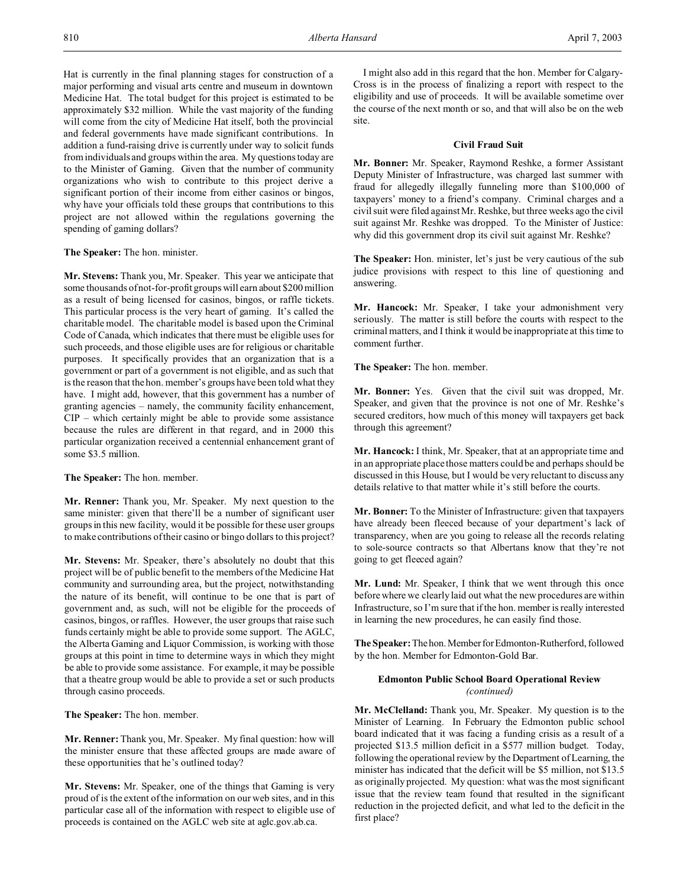Hat is currently in the final planning stages for construction of a major performing and visual arts centre and museum in downtown Medicine Hat. The total budget for this project is estimated to be approximately $32 million. While the vast majority of the funding will come from the city of Medicine Hat itself, both the provincial and federal governments have made significant contributions. In addition a fund-raising drive is currently under way to solicit funds from individuals and groups within the area. My questions today are to the Minister of Gaming. Given that the number of community organizations who wish to contribute to this project derive a significant portion of their income from either casinos or bingos, why have your officials told these groups that contributions to this project are not allowed within the regulations governing the spending of gaming dollars?

**The Speaker:** The hon. minister.

**Mr. Stevens:** Thank you, Mr. Speaker. This year we anticipate that some thousands of not-for-profit groups will earn about $200 million as a result of being licensed for casinos, bingos, or raffle tickets. This particular process is the very heart of gaming. It's called the charitable model. The charitable model is based upon the Criminal Code of Canada, which indicates that there must be eligible uses for such proceeds, and those eligible uses are for religious or charitable purposes. It specifically provides that an organization that is a government or part of a government is not eligible, and as such that is the reason that the hon. member's groups have been told what they have. I might add, however, that this government has a number of granting agencies – namely, the community facility enhancement, CIP – which certainly might be able to provide some assistance because the rules are different in that regard, and in 2000 this particular organization received a centennial enhancement grant of some $3.5 million.

**The Speaker:** The hon. member.

**Mr. Renner:** Thank you, Mr. Speaker. My next question to the same minister: given that there'll be a number of significant user groups in this new facility, would it be possible for these user groups to make contributions of their casino or bingo dollars to this project?

**Mr. Stevens:** Mr. Speaker, there's absolutely no doubt that this project will be of public benefit to the members of the Medicine Hat community and surrounding area, but the project, notwithstanding the nature of its benefit, will continue to be one that is part of government and, as such, will not be eligible for the proceeds of casinos, bingos, or raffles. However, the user groups that raise such funds certainly might be able to provide some support. The AGLC, the Alberta Gaming and Liquor Commission, is working with those groups at this point in time to determine ways in which they might be able to provide some assistance. For example, it may be possible that a theatre group would be able to provide a set or such products through casino proceeds.

**The Speaker:** The hon. member.

**Mr. Renner:** Thank you, Mr. Speaker. My final question: how will the minister ensure that these affected groups are made aware of these opportunities that he's outlined today?

**Mr. Stevens:** Mr. Speaker, one of the things that Gaming is very proud of is the extent of the information on our web sites, and in this particular case all of the information with respect to eligible use of proceeds is contained on the AGLC web site at aglc.gov.ab.ca.

I might also add in this regard that the hon. Member for Calgary-Cross is in the process of finalizing a report with respect to the eligibility and use of proceeds. It will be available sometime over the course of the next month or so, and that will also be on the web site.

### Civil Fraud Suit

**Mr. Bonner:** Mr. Speaker, Raymond Reshke, a former Assistant Deputy Minister of Infrastructure, was charged last summer with fraud for allegedly illegally funneling more than $100,000 of taxpayers' money to a friend's company. Criminal charges and a civil suit were filed against Mr. Reshke, but three weeks ago the civil suit against Mr. Reshke was dropped. To the Minister of Justice: why did this government drop its civil suit against Mr. Reshke?

**The Speaker:** Hon. minister, let's just be very cautious of the sub judice provisions with respect to this line of questioning and answering.

**Mr. Hancock:** Mr. Speaker, I take your admonishment very seriously. The matter is still before the courts with respect to the criminal matters, and I think it would be inappropriate at this time to comment further.

**The Speaker:** The hon. member.

**Mr. Bonner:** Yes. Given that the civil suit was dropped, Mr. Speaker, and given that the province is not one of Mr. Reshke's secured creditors, how much of this money will taxpayers get back through this agreement?

**Mr. Hancock:** I think, Mr. Speaker, that at an appropriate time and in an appropriate place those matters could be and perhaps should be discussed in this House, but I would be very reluctant to discuss any details relative to that matter while it's still before the courts.

**Mr. Bonner:** To the Minister of Infrastructure: given that taxpayers have already been fleeced because of your department's lack of transparency, when are you going to release all the records relating to sole-source contracts so that Albertans know that they're not going to get fleeced again?

**Mr. Lund:** Mr. Speaker, I think that we went through this once before where we clearly laid out what the new procedures are within Infrastructure, so I'm sure that if the hon. member is really interested in learning the new procedures, he can easily find those.

**The Speaker:** The hon. Member for Edmonton-Rutherford, followed by the hon. Member for Edmonton-Gold Bar.

### Edmonton Public School Board Operational Review
*(continued)*

**Mr. McClelland:** Thank you, Mr. Speaker. My question is to the Minister of Learning. In February the Edmonton public school board indicated that it was facing a funding crisis as a result of a projected $13.5 million deficit in a $577 million budget. Today, following the operational review by the Department of Learning, the minister has indicated that the deficit will be $5 million, not $13.5 as originally projected. My question: what was the most significant issue that the review team found that resulted in the significant reduction in the projected deficit, and what led to the deficit in the first place?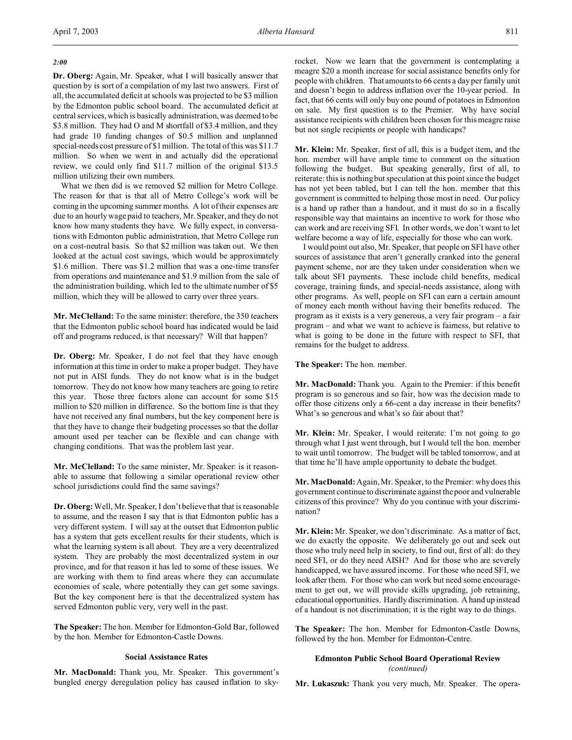*2:00*

**Dr. Oberg:** Again, Mr. Speaker, what I will basically answer that question by is sort of a compilation of my last two answers. First of all, the accumulated deficit at schools was projected to be $3 million by the Edmonton public school board. The accumulated deficit at central services, which is basically administration, was deemed to be $3.8 million. They had O and M shortfall of $3.4 million, and they had grade 10 funding changes of $0.5 million and unplanned special-needs cost pressure of $1 million. The total of this was $11.7 million. So when we went in and actually did the operational review, we could only find $11.7 million of the original $13.5 million utilizing their own numbers.

What we then did is we removed $2 million for Metro College. The reason for that is that all of Metro College's work will be coming in the upcoming summer months. A lot of their expenses are due to an hourly wage paid to teachers, Mr. Speaker, and they do not know how many students they have. We fully expect, in conversations with Edmonton public administration, that Metro College run on a cost-neutral basis. So that $2 million was taken out. We then looked at the actual cost savings, which would be approximately $1.6 million. There was $1.2 million that was a one-time transfer from operations and maintenance and $1.9 million from the sale of the administration building, which led to the ultimate number of $5 million, which they will be allowed to carry over three years.

**Mr. McClelland:** To the same minister: therefore, the 350 teachers that the Edmonton public school board has indicated would be laid off and programs reduced, is that necessary? Will that happen?

**Dr. Oberg:** Mr. Speaker, I do not feel that they have enough information at this time in order to make a proper budget. They have not put in AISI funds. They do not know what is in the budget tomorrow. They do not know how many teachers are going to retire this year. Those three factors alone can account for some $15 million to $20 million in difference. So the bottom line is that they have not received any final numbers, but the key component here is that they have to change their budgeting processes so that the dollar amount used per teacher can be flexible and can change with changing conditions. That was the problem last year.

**Mr. McClelland:** To the same minister, Mr. Speaker: is it reasonable to assume that following a similar operational review other school jurisdictions could find the same savings?

**Dr. Oberg:** Well, Mr. Speaker, I don't believe that that is reasonable to assume, and the reason I say that is that Edmonton public has a very different system. I will say at the outset that Edmonton public has a system that gets excellent results for their students, which is what the learning system is all about. They are a very decentralized system. They are probably the most decentralized system in our province, and for that reason it has led to some of these issues. We are working with them to find areas where they can accumulate economies of scale, where potentially they can get some savings. But the key component here is that the decentralized system has served Edmonton public very, very well in the past.

**The Speaker:** The hon. Member for Edmonton-Gold Bar, followed by the hon. Member for Edmonton-Castle Downs.

### Social Assistance Rates

**Mr. MacDonald:** Thank you, Mr. Speaker. This government's bungled energy deregulation policy has caused inflation to skyrocket. Now we learn that the government is contemplating a meagre $20 a month increase for social assistance benefits only for people with children. That amounts to 66 cents a day per family unit and doesn't begin to address inflation over the 10-year period. In fact, that 66 cents will only buy one pound of potatoes in Edmonton on sale. My first question is to the Premier. Why have social assistance recipients with children been chosen for this meagre raise but not single recipients or people with handicaps?

**Mr. Klein:** Mr. Speaker, first of all, this is a budget item, and the hon. member will have ample time to comment on the situation following the budget. But speaking generally, first of all, to reiterate: this is nothing but speculation at this point since the budget has not yet been tabled, but I can tell the hon. member that this government is committed to helping those most in need. Our policy is a hand up rather than a handout, and it must do so in a fiscally responsible way that maintains an incentive to work for those who can work and are receiving SFI. In other words, we don't want to let welfare become a way of life, especially for those who can work.

I would point out also, Mr. Speaker, that people on SFI have other sources of assistance that aren't generally cranked into the general payment scheme, nor are they taken under consideration when we talk about SFI payments. These include child benefits, medical coverage, training funds, and special-needs assistance, along with other programs. As well, people on SFI can earn a certain amount of money each month without having their benefits reduced. The program as it exists is a very generous, a very fair program – a fair program – and what we want to achieve is fairness, but relative to what is going to be done in the future with respect to SFI, that remains for the budget to address.

**The Speaker:** The hon. member.

**Mr. MacDonald:** Thank you. Again to the Premier: if this benefit program is so generous and so fair, how was the decision made to offer those citizens only a 66-cent a day increase in their benefits? What's so generous and what's so fair about that?

**Mr. Klein:** Mr. Speaker, I would reiterate: I'm not going to go through what I just went through, but I would tell the hon. member to wait until tomorrow. The budget will be tabled tomorrow, and at that time he'll have ample opportunity to debate the budget.

**Mr. MacDonald:** Again, Mr. Speaker, to the Premier: why does this government continue to discriminate against the poor and vulnerable citizens of this province? Why do you continue with your discrimination?

**Mr. Klein:** Mr. Speaker, we don't discriminate. As a matter of fact, we do exactly the opposite. We deliberately go out and seek out those who truly need help in society, to find out, first of all: do they need SFI, or do they need AISH? And for those who are severely handicapped, we have assured income. For those who need SFI, we look after them. For those who can work but need some encouragement to get out, we will provide skills upgrading, job retraining, educational opportunities. Hardly discrimination. A hand up instead of a handout is not discrimination; it is the right way to do things.

**The Speaker:** The hon. Member for Edmonton-Castle Downs, followed by the hon. Member for Edmonton-Centre.

### Edmonton Public School Board Operational Review
*(continued)*

**Mr. Lukaszuk:** Thank you very much, Mr. Speaker. The opera-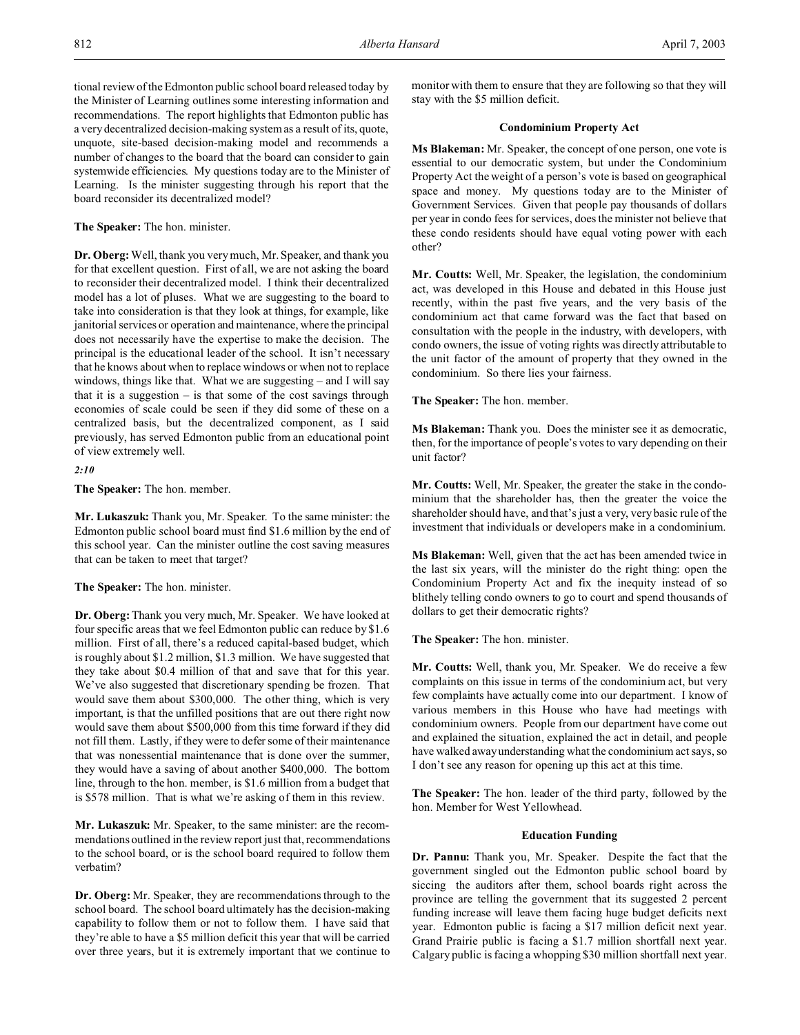tional review of the Edmonton public school board released today by the Minister of Learning outlines some interesting information and recommendations. The report highlights that Edmonton public has a very decentralized decision-making system as a result of its, quote, unquote, site-based decision-making model and recommends a number of changes to the board that the board can consider to gain systemwide efficiencies. My questions today are to the Minister of Learning. Is the minister suggesting through his report that the board reconsider its decentralized model?

**The Speaker:** The hon. minister.

**Dr. Oberg:** Well, thank you very much, Mr. Speaker, and thank you for that excellent question. First of all, we are not asking the board to reconsider their decentralized model. I think their decentralized model has a lot of pluses. What we are suggesting to the board to take into consideration is that they look at things, for example, like janitorial services or operation and maintenance, where the principal does not necessarily have the expertise to make the decision. The principal is the educational leader of the school. It isn't necessary that he knows about when to replace windows or when not to replace windows, things like that. What we are suggesting – and I will say that it is a suggestion – is that some of the cost savings through economies of scale could be seen if they did some of these on a centralized basis, but the decentralized component, as I said previously, has served Edmonton public from an educational point of view extremely well.

*2:10*

**The Speaker:** The hon. member.

**Mr. Lukaszuk:** Thank you, Mr. Speaker. To the same minister: the Edmonton public school board must find $1.6 million by the end of this school year. Can the minister outline the cost saving measures that can be taken to meet that target?

**The Speaker:** The hon. minister.

**Dr. Oberg:** Thank you very much, Mr. Speaker. We have looked at four specific areas that we feel Edmonton public can reduce by $1.6 million. First of all, there's a reduced capital-based budget, which is roughly about $1.2 million, $1.3 million. We have suggested that they take about $0.4 million of that and save that for this year. We've also suggested that discretionary spending be frozen. That would save them about $300,000. The other thing, which is very important, is that the unfilled positions that are out there right now would save them about $500,000 from this time forward if they did not fill them. Lastly, if they were to defer some of their maintenance that was nonessential maintenance that is done over the summer, they would have a saving of about another $400,000. The bottom line, through to the hon. member, is $1.6 million from a budget that is $578 million. That is what we're asking of them in this review.

**Mr. Lukaszuk:** Mr. Speaker, to the same minister: are the recommendations outlined in the review report just that, recommendations to the school board, or is the school board required to follow them verbatim?

**Dr. Oberg:** Mr. Speaker, they are recommendations through to the school board. The school board ultimately has the decision-making capability to follow them or not to follow them. I have said that they're able to have a $5 million deficit this year that will be carried over three years, but it is extremely important that we continue to monitor with them to ensure that they are following so that they will stay with the $5 million deficit.

### Condominium Property Act

**Ms Blakeman:** Mr. Speaker, the concept of one person, one vote is essential to our democratic system, but under the Condominium Property Act the weight of a person's vote is based on geographical space and money. My questions today are to the Minister of Government Services. Given that people pay thousands of dollars per year in condo fees for services, does the minister not believe that these condo residents should have equal voting power with each other?

**Mr. Coutts:** Well, Mr. Speaker, the legislation, the condominium act, was developed in this House and debated in this House just recently, within the past five years, and the very basis of the condominium act that came forward was the fact that based on consultation with the people in the industry, with developers, with condo owners, the issue of voting rights was directly attributable to the unit factor of the amount of property that they owned in the condominium. So there lies your fairness.

**The Speaker:** The hon. member.

**Ms Blakeman:** Thank you. Does the minister see it as democratic, then, for the importance of people's votes to vary depending on their unit factor?

**Mr. Coutts:** Well, Mr. Speaker, the greater the stake in the condominium that the shareholder has, then the greater the voice the shareholder should have, and that's just a very, very basic rule of the investment that individuals or developers make in a condominium.

**Ms Blakeman:** Well, given that the act has been amended twice in the last six years, will the minister do the right thing: open the Condominium Property Act and fix the inequity instead of so blithely telling condo owners to go to court and spend thousands of dollars to get their democratic rights?

**The Speaker:** The hon. minister.

**Mr. Coutts:** Well, thank you, Mr. Speaker. We do receive a few complaints on this issue in terms of the condominium act, but very few complaints have actually come into our department. I know of various members in this House who have had meetings with condominium owners. People from our department have come out and explained the situation, explained the act in detail, and people have walked away understanding what the condominium act says, so I don't see any reason for opening up this act at this time.

**The Speaker:** The hon. leader of the third party, followed by the hon. Member for West Yellowhead.

### Education Funding

**Dr. Pannu:** Thank you, Mr. Speaker. Despite the fact that the government singled out the Edmonton public school board by siccing the auditors after them, school boards right across the province are telling the government that its suggested 2 percent funding increase will leave them facing huge budget deficits next year. Edmonton public is facing a $17 million deficit next year. Grand Prairie public is facing a $1.7 million shortfall next year. Calgary public is facing a whopping $30 million shortfall next year.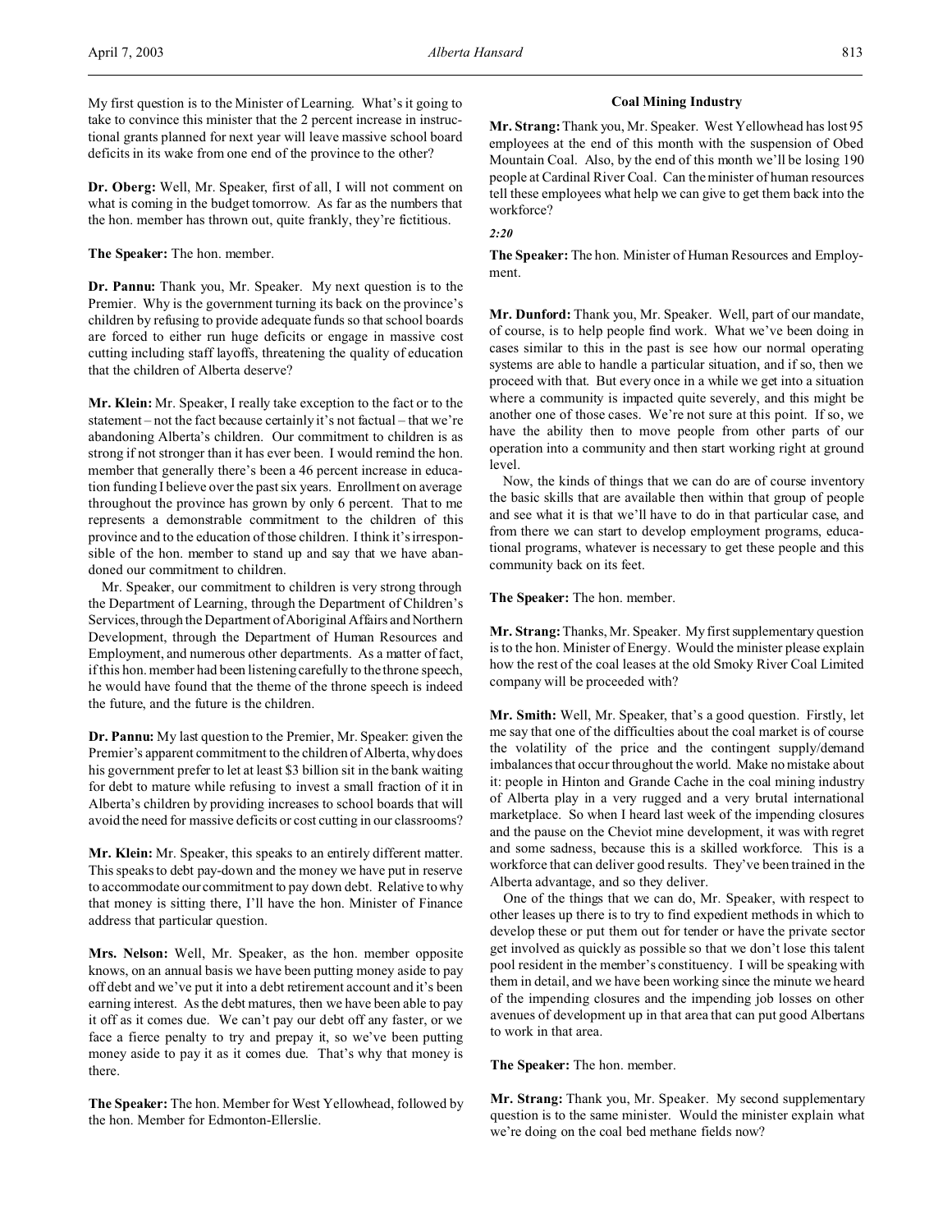My first question is to the Minister of Learning. What's it going to take to convince this minister that the 2 percent increase in instructional grants planned for next year will leave massive school board deficits in its wake from one end of the province to the other?

**Dr. Oberg:** Well, Mr. Speaker, first of all, I will not comment on what is coming in the budget tomorrow. As far as the numbers that the hon. member has thrown out, quite frankly, they're fictitious.

**The Speaker:** The hon. member.

**Dr. Pannu:** Thank you, Mr. Speaker. My next question is to the Premier. Why is the government turning its back on the province's children by refusing to provide adequate funds so that school boards are forced to either run huge deficits or engage in massive cost cutting including staff layoffs, threatening the quality of education that the children of Alberta deserve?

**Mr. Klein:** Mr. Speaker, I really take exception to the fact or to the statement – not the fact because certainly it's not factual – that we're abandoning Alberta's children. Our commitment to children is as strong if not stronger than it has ever been. I would remind the hon. member that generally there's been a 46 percent increase in education funding I believe over the past six years. Enrollment on average throughout the province has grown by only 6 percent. That to me represents a demonstrable commitment to the children of this province and to the education of those children. I think it's irresponsible of the hon. member to stand up and say that we have abandoned our commitment to children.

Mr. Speaker, our commitment to children is very strong through the Department of Learning, through the Department of Children's Services, through the Department of Aboriginal Affairs and Northern Development, through the Department of Human Resources and Employment, and numerous other departments. As a matter of fact, if this hon. member had been listening carefully to the throne speech, he would have found that the theme of the throne speech is indeed the future, and the future is the children.

**Dr. Pannu:** My last question to the Premier, Mr. Speaker: given the Premier's apparent commitment to the children of Alberta, why does his government prefer to let at least $3 billion sit in the bank waiting for debt to mature while refusing to invest a small fraction of it in Alberta's children by providing increases to school boards that will avoid the need for massive deficits or cost cutting in our classrooms?

**Mr. Klein:** Mr. Speaker, this speaks to an entirely different matter. This speaks to debt pay-down and the money we have put in reserve to accommodate our commitment to pay down debt. Relative to why that money is sitting there, I'll have the hon. Minister of Finance address that particular question.

**Mrs. Nelson:** Well, Mr. Speaker, as the hon. member opposite knows, on an annual basis we have been putting money aside to pay off debt and we've put it into a debt retirement account and it's been earning interest. As the debt matures, then we have been able to pay it off as it comes due. We can't pay our debt off any faster, or we face a fierce penalty to try and prepay it, so we've been putting money aside to pay it as it comes due. That's why that money is there.

**The Speaker:** The hon. Member for West Yellowhead, followed by the hon. Member for Edmonton-Ellerslie.

### Coal Mining Industry

**Mr. Strang:** Thank you, Mr. Speaker. West Yellowhead has lost 95 employees at the end of this month with the suspension of Obed Mountain Coal. Also, by the end of this month we'll be losing 190 people at Cardinal River Coal. Can the minister of human resources tell these employees what help we can give to get them back into the workforce?

*2:20*

**The Speaker:** The hon. Minister of Human Resources and Employment.

**Mr. Dunford:** Thank you, Mr. Speaker. Well, part of our mandate, of course, is to help people find work. What we've been doing in cases similar to this in the past is see how our normal operating systems are able to handle a particular situation, and if so, then we proceed with that. But every once in a while we get into a situation where a community is impacted quite severely, and this might be another one of those cases. We're not sure at this point. If so, we have the ability then to move people from other parts of our operation into a community and then start working right at ground level.

Now, the kinds of things that we can do are of course inventory the basic skills that are available then within that group of people and see what it is that we'll have to do in that particular case, and from there we can start to develop employment programs, educational programs, whatever is necessary to get these people and this community back on its feet.

**The Speaker:** The hon. member.

**Mr. Strang:** Thanks, Mr. Speaker. My first supplementary question is to the hon. Minister of Energy. Would the minister please explain how the rest of the coal leases at the old Smoky River Coal Limited company will be proceeded with?

**Mr. Smith:** Well, Mr. Speaker, that's a good question. Firstly, let me say that one of the difficulties about the coal market is of course the volatility of the price and the contingent supply/demand imbalances that occur throughout the world. Make no mistake about it: people in Hinton and Grande Cache in the coal mining industry of Alberta play in a very rugged and a very brutal international marketplace. So when I heard last week of the impending closures and the pause on the Cheviot mine development, it was with regret and some sadness, because this is a skilled workforce. This is a workforce that can deliver good results. They've been trained in the Alberta advantage, and so they deliver.

One of the things that we can do, Mr. Speaker, with respect to other leases up there is to try to find expedient methods in which to develop these or put them out for tender or have the private sector get involved as quickly as possible so that we don't lose this talent pool resident in the member's constituency. I will be speaking with them in detail, and we have been working since the minute we heard of the impending closures and the impending job losses on other avenues of development up in that area that can put good Albertans to work in that area.

**The Speaker:** The hon. member.

**Mr. Strang:** Thank you, Mr. Speaker. My second supplementary question is to the same minister. Would the minister explain what we're doing on the coal bed methane fields now?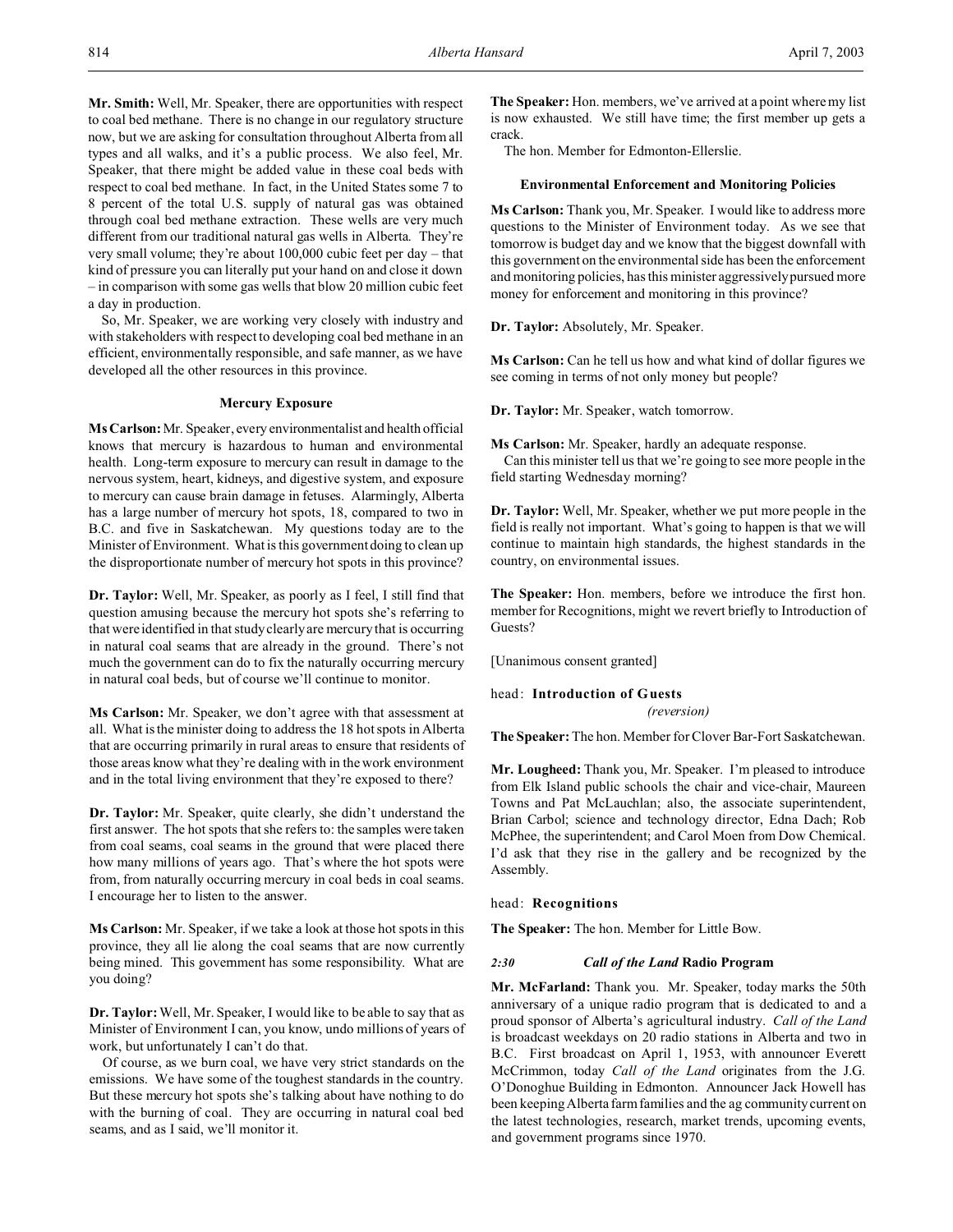**Mr. Smith:** Well, Mr. Speaker, there are opportunities with respect to coal bed methane. There is no change in our regulatory structure now, but we are asking for consultation throughout Alberta from all types and all walks, and it's a public process. We also feel, Mr. Speaker, that there might be added value in these coal beds with respect to coal bed methane. In fact, in the United States some 7 to 8 percent of the total U.S. supply of natural gas was obtained through coal bed methane extraction. These wells are very much different from our traditional natural gas wells in Alberta. They're very small volume; they're about 100,000 cubic feet per day – that kind of pressure you can literally put your hand on and close it down – in comparison with some gas wells that blow 20 million cubic feet a day in production.

So, Mr. Speaker, we are working very closely with industry and with stakeholders with respect to developing coal bed methane in an efficient, environmentally responsible, and safe manner, as we have developed all the other resources in this province.

### Mercury Exposure

**Ms Carlson:** Mr. Speaker, every environmentalist and health official knows that mercury is hazardous to human and environmental health. Long-term exposure to mercury can result in damage to the nervous system, heart, kidneys, and digestive system, and exposure to mercury can cause brain damage in fetuses. Alarmingly, Alberta has a large number of mercury hot spots, 18, compared to two in B.C. and five in Saskatchewan. My questions today are to the Minister of Environment. What is this government doing to clean up the disproportionate number of mercury hot spots in this province?

**Dr. Taylor:** Well, Mr. Speaker, as poorly as I feel, I still find that question amusing because the mercury hot spots she's referring to that were identified in that study clearly are mercury that is occurring in natural coal seams that are already in the ground. There's not much the government can do to fix the naturally occurring mercury in natural coal beds, but of course we'll continue to monitor.

**Ms Carlson:** Mr. Speaker, we don't agree with that assessment at all. What is the minister doing to address the 18 hot spots in Alberta that are occurring primarily in rural areas to ensure that residents of those areas know what they're dealing with in the work environment and in the total living environment that they're exposed to there?

**Dr. Taylor:** Mr. Speaker, quite clearly, she didn't understand the first answer. The hot spots that she refers to: the samples were taken from coal seams, coal seams in the ground that were placed there how many millions of years ago. That's where the hot spots were from, from naturally occurring mercury in coal beds in coal seams. I encourage her to listen to the answer.

**Ms Carlson:** Mr. Speaker, if we take a look at those hot spots in this province, they all lie along the coal seams that are now currently being mined. This government has some responsibility. What are you doing?

**Dr. Taylor:** Well, Mr. Speaker, I would like to be able to say that as Minister of Environment I can, you know, undo millions of years of work, but unfortunately I can't do that.

Of course, as we burn coal, we have very strict standards on the emissions. We have some of the toughest standards in the country. But these mercury hot spots she's talking about have nothing to do with the burning of coal. They are occurring in natural coal bed seams, and as I said, we'll monitor it.

**The Speaker:** Hon. members, we've arrived at a point where my list is now exhausted. We still have time; the first member up gets a crack.

The hon. Member for Edmonton-Ellerslie.

### Environmental Enforcement and Monitoring Policies

**Ms Carlson:** Thank you, Mr. Speaker. I would like to address more questions to the Minister of Environment today. As we see that tomorrow is budget day and we know that the biggest downfall with this government on the environmental side has been the enforcement and monitoring policies, has this minister aggressively pursued more money for enforcement and monitoring in this province?

**Dr. Taylor:** Absolutely, Mr. Speaker.

**Ms Carlson:** Can he tell us how and what kind of dollar figures we see coming in terms of not only money but people?

**Dr. Taylor:** Mr. Speaker, watch tomorrow.

**Ms Carlson:** Mr. Speaker, hardly an adequate response.

Can this minister tell us that we're going to see more people in the field starting Wednesday morning?

**Dr. Taylor:** Well, Mr. Speaker, whether we put more people in the field is really not important. What's going to happen is that we will continue to maintain high standards, the highest standards in the country, on environmental issues.

**The Speaker:** Hon. members, before we introduce the first hon. member for Recognitions, might we revert briefly to Introduction of Guests?

[Unanimous consent granted]

## head: **Introduction of Guests**
*(reversion)*

**The Speaker:** The hon. Member for Clover Bar-Fort Saskatchewan.

**Mr. Lougheed:** Thank you, Mr. Speaker. I'm pleased to introduce from Elk Island public schools the chair and vice-chair, Maureen Towns and Pat McLauchlan; also, the associate superintendent, Brian Carbol; science and technology director, Edna Dach; Rob McPhee, the superintendent; and Carol Moen from Dow Chemical. I'd ask that they rise in the gallery and be recognized by the Assembly.

## head: **Recognitions**

**The Speaker:** The hon. Member for Little Bow.

### *2:30* *Call of the Land* Radio Program

**Mr. McFarland:** Thank you. Mr. Speaker, today marks the 50th anniversary of a unique radio program that is dedicated to and a proud sponsor of Alberta's agricultural industry. *Call of the Land* is broadcast weekdays on 20 radio stations in Alberta and two in B.C. First broadcast on April 1, 1953, with announcer Everett McCrimmon, today *Call of the Land* originates from the J.G. O'Donoghue Building in Edmonton. Announcer Jack Howell has been keeping Alberta farm families and the ag community current on the latest technologies, research, market trends, upcoming events, and government programs since 1970.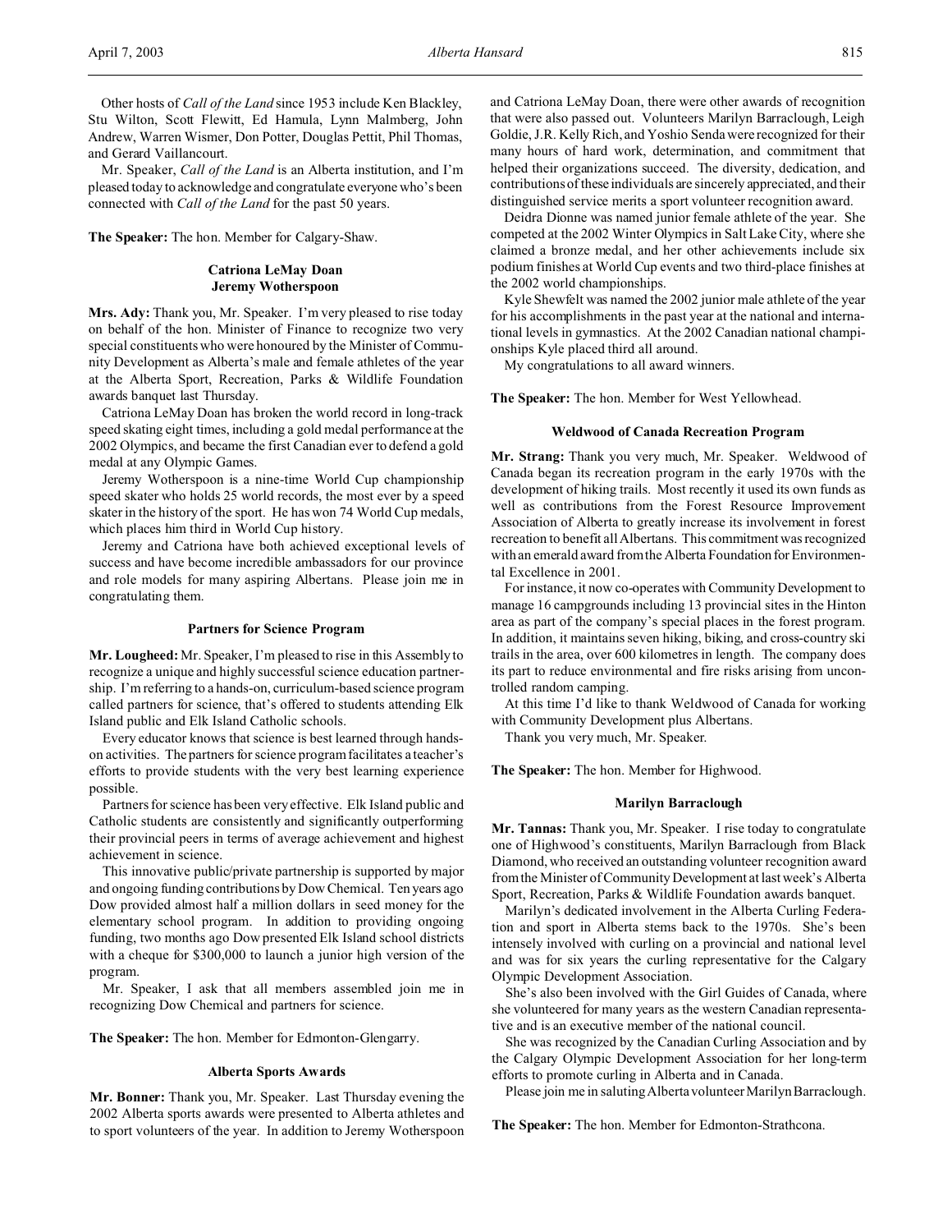Other hosts of *Call of the Land* since 1953 include Ken Blackley, Stu Wilton, Scott Flewitt, Ed Hamula, Lynn Malmberg, John Andrew, Warren Wismer, Don Potter, Douglas Pettit, Phil Thomas, and Gerard Vaillancourt.

Mr. Speaker, *Call of the Land* is an Alberta institution, and I'm pleased today to acknowledge and congratulate everyone who's been connected with *Call of the Land* for the past 50 years.

**The Speaker:** The hon. Member for Calgary-Shaw.

### Catriona LeMay Doan
### Jeremy Wotherspoon

**Mrs. Ady:** Thank you, Mr. Speaker. I'm very pleased to rise today on behalf of the hon. Minister of Finance to recognize two very special constituents who were honoured by the Minister of Community Development as Alberta's male and female athletes of the year at the Alberta Sport, Recreation, Parks & Wildlife Foundation awards banquet last Thursday.

Catriona LeMay Doan has broken the world record in long-track speed skating eight times, including a gold medal performance at the 2002 Olympics, and became the first Canadian ever to defend a gold medal at any Olympic Games.

Jeremy Wotherspoon is a nine-time World Cup championship speed skater who holds 25 world records, the most ever by a speed skater in the history of the sport. He has won 74 World Cup medals, which places him third in World Cup history.

Jeremy and Catriona have both achieved exceptional levels of success and have become incredible ambassadors for our province and role models for many aspiring Albertans. Please join me in congratulating them.

### Partners for Science Program

**Mr. Lougheed:** Mr. Speaker, I'm pleased to rise in this Assembly to recognize a unique and highly successful science education partnership. I'm referring to a hands-on, curriculum-based science program called partners for science, that's offered to students attending Elk Island public and Elk Island Catholic schools.

Every educator knows that science is best learned through hands-on activities. The partners for science program facilitates a teacher's efforts to provide students with the very best learning experience possible.

Partners for science has been very effective. Elk Island public and Catholic students are consistently and significantly outperforming their provincial peers in terms of average achievement and highest achievement in science.

This innovative public/private partnership is supported by major and ongoing funding contributions by Dow Chemical. Ten years ago Dow provided almost half a million dollars in seed money for the elementary school program. In addition to providing ongoing funding, two months ago Dow presented Elk Island school districts with a cheque for $300,000 to launch a junior high version of the program.

Mr. Speaker, I ask that all members assembled join me in recognizing Dow Chemical and partners for science.

**The Speaker:** The hon. Member for Edmonton-Glengarry.

### Alberta Sports Awards

**Mr. Bonner:** Thank you, Mr. Speaker. Last Thursday evening the 2002 Alberta sports awards were presented to Alberta athletes and to sport volunteers of the year. In addition to Jeremy Wotherspoon and Catriona LeMay Doan, there were other awards of recognition that were also passed out. Volunteers Marilyn Barraclough, Leigh Goldie, J.R. Kelly Rich, and Yoshio Senda were recognized for their many hours of hard work, determination, and commitment that helped their organizations succeed. The diversity, dedication, and contributions of these individuals are sincerely appreciated, and their distinguished service merits a sport volunteer recognition award.

Deidra Dionne was named junior female athlete of the year. She competed at the 2002 Winter Olympics in Salt Lake City, where she claimed a bronze medal, and her other achievements include six podium finishes at World Cup events and two third-place finishes at the 2002 world championships.

Kyle Shewfelt was named the 2002 junior male athlete of the year for his accomplishments in the past year at the national and international levels in gymnastics. At the 2002 Canadian national championships Kyle placed third all around.

My congratulations to all award winners.

**The Speaker:** The hon. Member for West Yellowhead.

### Weldwood of Canada Recreation Program

**Mr. Strang:** Thank you very much, Mr. Speaker. Weldwood of Canada began its recreation program in the early 1970s with the development of hiking trails. Most recently it used its own funds as well as contributions from the Forest Resource Improvement Association of Alberta to greatly increase its involvement in forest recreation to benefit all Albertans. This commitment was recognized with an emerald award from the Alberta Foundation for Environmental Excellence in 2001.

For instance, it now co-operates with Community Development to manage 16 campgrounds including 13 provincial sites in the Hinton area as part of the company's special places in the forest program. In addition, it maintains seven hiking, biking, and cross-country ski trails in the area, over 600 kilometres in length. The company does its part to reduce environmental and fire risks arising from uncontrolled random camping.

At this time I'd like to thank Weldwood of Canada for working with Community Development plus Albertans.

Thank you very much, Mr. Speaker.

**The Speaker:** The hon. Member for Highwood.

### Marilyn Barraclough

**Mr. Tannas:** Thank you, Mr. Speaker. I rise today to congratulate one of Highwood's constituents, Marilyn Barraclough from Black Diamond, who received an outstanding volunteer recognition award from the Minister of Community Development at last week's Alberta Sport, Recreation, Parks & Wildlife Foundation awards banquet.

Marilyn's dedicated involvement in the Alberta Curling Federation and sport in Alberta stems back to the 1970s. She's been intensely involved with curling on a provincial and national level and was for six years the curling representative for the Calgary Olympic Development Association.

She's also been involved with the Girl Guides of Canada, where she volunteered for many years as the western Canadian representative and is an executive member of the national council.

She was recognized by the Canadian Curling Association and by the Calgary Olympic Development Association for her long-term efforts to promote curling in Alberta and in Canada.

Please join me in saluting Alberta volunteer Marilyn Barraclough.

**The Speaker:** The hon. Member for Edmonton-Strathcona.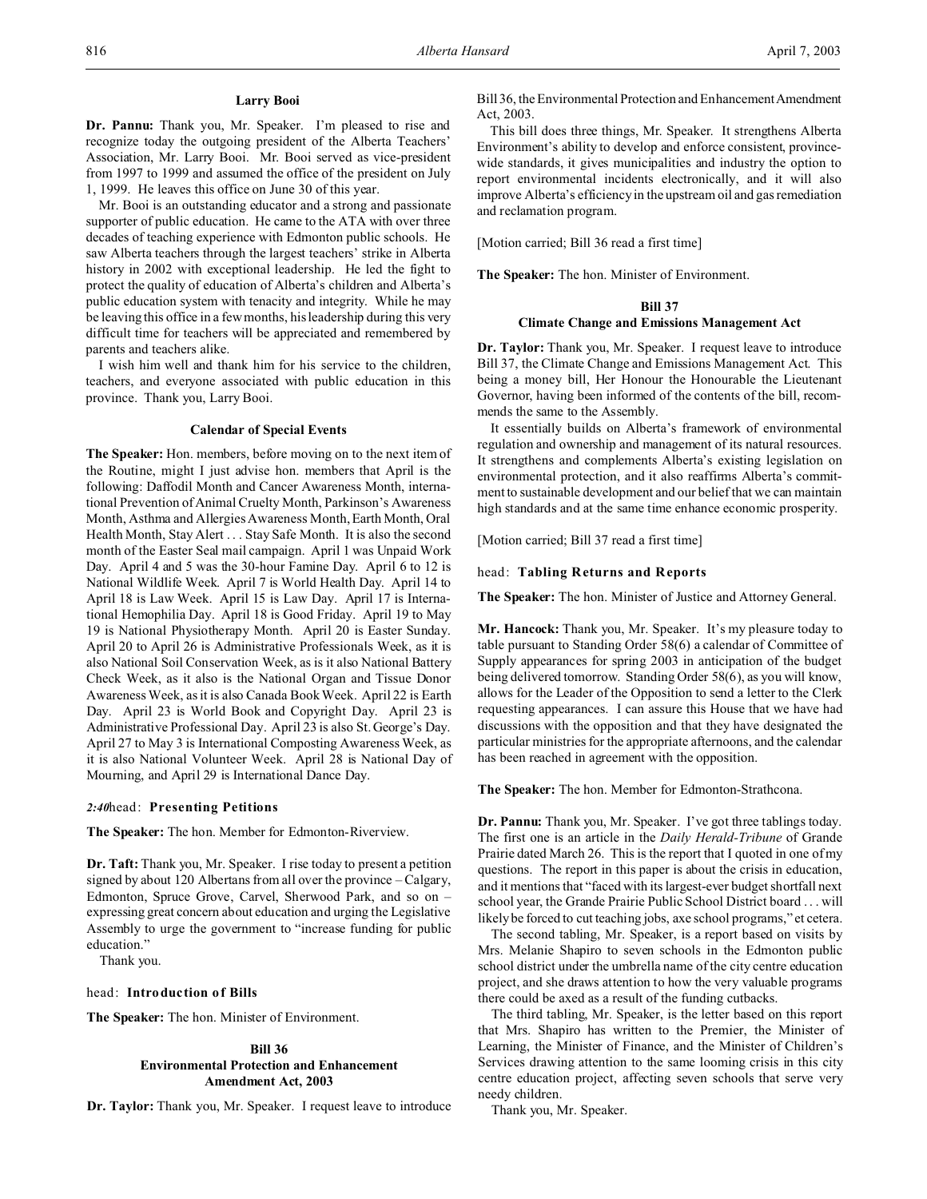### Larry Booi

**Dr. Pannu:** Thank you, Mr. Speaker. I'm pleased to rise and recognize today the outgoing president of the Alberta Teachers' Association, Mr. Larry Booi. Mr. Booi served as vice-president from 1997 to 1999 and assumed the office of the president on July 1, 1999. He leaves this office on June 30 of this year.

Mr. Booi is an outstanding educator and a strong and passionate supporter of public education. He came to the ATA with over three decades of teaching experience with Edmonton public schools. He saw Alberta teachers through the largest teachers' strike in Alberta history in 2002 with exceptional leadership. He led the fight to protect the quality of education of Alberta's children and Alberta's public education system with tenacity and integrity. While he may be leaving this office in a few months, his leadership during this very difficult time for teachers will be appreciated and remembered by parents and teachers alike.

I wish him well and thank him for his service to the children, teachers, and everyone associated with public education in this province. Thank you, Larry Booi.

### Calendar of Special Events

**The Speaker:** Hon. members, before moving on to the next item of the Routine, might I just advise hon. members that April is the following: Daffodil Month and Cancer Awareness Month, international Prevention of Animal Cruelty Month, Parkinson's Awareness Month, Asthma and Allergies Awareness Month, Earth Month, Oral Health Month, Stay Alert . . . Stay Safe Month. It is also the second month of the Easter Seal mail campaign. April 1 was Unpaid Work Day. April 4 and 5 was the 30-hour Famine Day. April 6 to 12 is National Wildlife Week. April 7 is World Health Day. April 14 to April 18 is Law Week. April 15 is Law Day. April 17 is International Hemophilia Day. April 18 is Good Friday. April 19 to May 19 is National Physiotherapy Month. April 20 is Easter Sunday. April 20 to April 26 is Administrative Professionals Week, as it is also National Soil Conservation Week, as is it also National Battery Check Week, as it also is the National Organ and Tissue Donor Awareness Week, as it is also Canada Book Week. April 22 is Earth Day. April 23 is World Book and Copyright Day. April 23 is Administrative Professional Day. April 23 is also St. George's Day. April 27 to May 3 is International Composting Awareness Week, as it is also National Volunteer Week. April 28 is National Day of Mourning, and April 29 is International Dance Day.

*2:40* head: **Presenting Petitions**

**The Speaker:** The hon. Member for Edmonton-Riverview.

**Dr. Taft:** Thank you, Mr. Speaker. I rise today to present a petition signed by about 120 Albertans from all over the province – Calgary, Edmonton, Spruce Grove, Carvel, Sherwood Park, and so on – expressing great concern about education and urging the Legislative Assembly to urge the government to "increase funding for public education."

Thank you.

head: **Introduction of Bills**

**The Speaker:** The hon. Minister of Environment.

### Bill 36
### Environmental Protection and Enhancement Amendment Act, 2003

**Dr. Taylor:** Thank you, Mr. Speaker. I request leave to introduce Bill 36, the Environmental Protection and Enhancement Amendment Act, 2003.

This bill does three things, Mr. Speaker. It strengthens Alberta Environment's ability to develop and enforce consistent, province-wide standards, it gives municipalities and industry the option to report environmental incidents electronically, and it will also improve Alberta's efficiency in the upstream oil and gas remediation and reclamation program.

[Motion carried; Bill 36 read a first time]

**The Speaker:** The hon. Minister of Environment.

### Bill 37
### Climate Change and Emissions Management Act

**Dr. Taylor:** Thank you, Mr. Speaker. I request leave to introduce Bill 37, the Climate Change and Emissions Management Act. This being a money bill, Her Honour the Honourable the Lieutenant Governor, having been informed of the contents of the bill, recommends the same to the Assembly.

It essentially builds on Alberta's framework of environmental regulation and ownership and management of its natural resources. It strengthens and complements Alberta's existing legislation on environmental protection, and it also reaffirms Alberta's commitment to sustainable development and our belief that we can maintain high standards and at the same time enhance economic prosperity.

[Motion carried; Bill 37 read a first time]

head: **Tabling Returns and Reports**

**The Speaker:** The hon. Minister of Justice and Attorney General.

**Mr. Hancock:** Thank you, Mr. Speaker. It's my pleasure today to table pursuant to Standing Order 58(6) a calendar of Committee of Supply appearances for spring 2003 in anticipation of the budget being delivered tomorrow. Standing Order 58(6), as you will know, allows for the Leader of the Opposition to send a letter to the Clerk requesting appearances. I can assure this House that we have had discussions with the opposition and that they have designated the particular ministries for the appropriate afternoons, and the calendar has been reached in agreement with the opposition.

**The Speaker:** The hon. Member for Edmonton-Strathcona.

**Dr. Pannu:** Thank you, Mr. Speaker. I've got three tablings today. The first one is an article in the *Daily Herald-Tribune* of Grande Prairie dated March 26. This is the report that I quoted in one of my questions. The report in this paper is about the crisis in education, and it mentions that "faced with its largest-ever budget shortfall next school year, the Grande Prairie Public School District board . . . will likely be forced to cut teaching jobs, axe school programs," et cetera.

The second tabling, Mr. Speaker, is a report based on visits by Mrs. Melanie Shapiro to seven schools in the Edmonton public school district under the umbrella name of the city centre education project, and she draws attention to how the very valuable programs there could be axed as a result of the funding cutbacks.

The third tabling, Mr. Speaker, is the letter based on this report that Mrs. Shapiro has written to the Premier, the Minister of Learning, the Minister of Finance, and the Minister of Children's Services drawing attention to the same looming crisis in this city centre education project, affecting seven schools that serve very needy children.

Thank you, Mr. Speaker.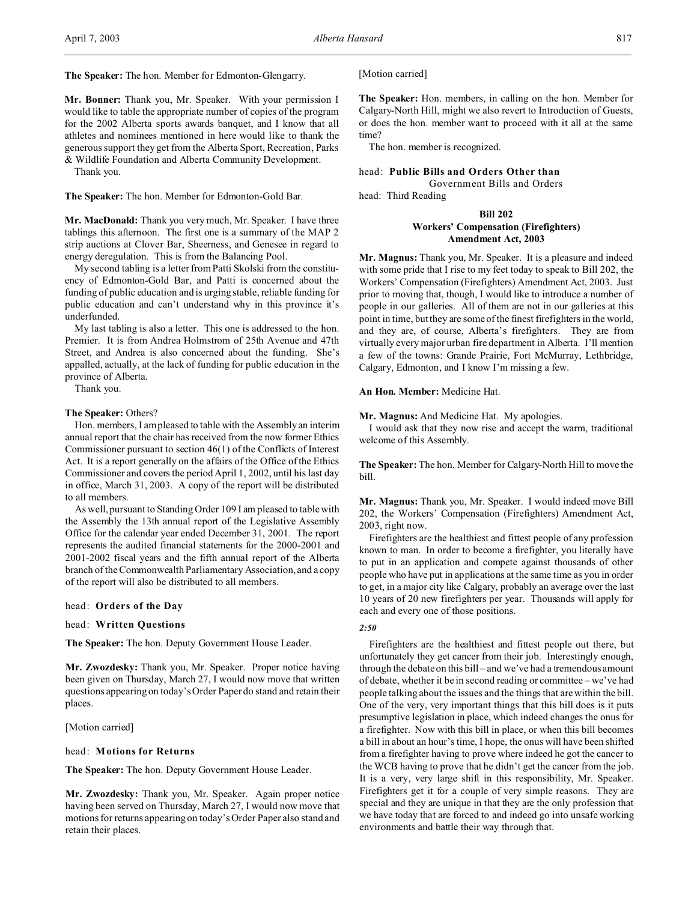**The Speaker:** The hon. Member for Edmonton-Glengarry.

**Mr. Bonner:** Thank you, Mr. Speaker. With your permission I would like to table the appropriate number of copies of the program for the 2002 Alberta sports awards banquet, and I know that all athletes and nominees mentioned in here would like to thank the generous support they get from the Alberta Sport, Recreation, Parks & Wildlife Foundation and Alberta Community Development.

Thank you.

**The Speaker:** The hon. Member for Edmonton-Gold Bar.

**Mr. MacDonald:** Thank you very much, Mr. Speaker. I have three tablings this afternoon. The first one is a summary of the MAP 2 strip auctions at Clover Bar, Sheerness, and Genesee in regard to energy deregulation. This is from the Balancing Pool.

My second tabling is a letter from Patti Skolski from the constituency of Edmonton-Gold Bar, and Patti is concerned about the funding of public education and is urging stable, reliable funding for public education and can't understand why in this province it's underfunded.

My last tabling is also a letter. This one is addressed to the hon. Premier. It is from Andrea Holmstrom of 25th Avenue and 47th Street, and Andrea is also concerned about the funding. She's appalled, actually, at the lack of funding for public education in the province of Alberta.

Thank you.

**The Speaker:** Others?

Hon. members, I am pleased to table with the Assembly an interim annual report that the chair has received from the now former Ethics Commissioner pursuant to section 46(1) of the Conflicts of Interest Act. It is a report generally on the affairs of the Office of the Ethics Commissioner and covers the period April 1, 2002, until his last day in office, March 31, 2003. A copy of the report will be distributed to all members.

As well, pursuant to Standing Order 109 I am pleased to table with the Assembly the 13th annual report of the Legislative Assembly Office for the calendar year ended December 31, 2001. The report represents the audited financial statements for the 2000-2001 and 2001-2002 fiscal years and the fifth annual report of the Alberta branch of the Commonwealth Parliamentary Association, and a copy of the report will also be distributed to all members.

head: **Orders of the Day**

head: **Written Questions**

**The Speaker:** The hon. Deputy Government House Leader.

**Mr. Zwozdesky:** Thank you, Mr. Speaker. Proper notice having been given on Thursday, March 27, I would now move that written questions appearing on today's Order Paper do stand and retain their places.

[Motion carried]

head: **Motions for Returns**

**The Speaker:** The hon. Deputy Government House Leader.

**Mr. Zwozdesky:** Thank you, Mr. Speaker. Again proper notice having been served on Thursday, March 27, I would now move that motions for returns appearing on today's Order Paper also stand and retain their places.

[Motion carried]

**The Speaker:** Hon. members, in calling on the hon. Member for Calgary-North Hill, might we also revert to Introduction of Guests, or does the hon. member want to proceed with it all at the same time?

The hon. member is recognized.

head: **Public Bills and Orders Other than** Government Bills and Orders

head: Third Reading

## Bill 202
## Workers' Compensation (Firefighters) Amendment Act, 2003

**Mr. Magnus:** Thank you, Mr. Speaker. It is a pleasure and indeed with some pride that I rise to my feet today to speak to Bill 202, the Workers' Compensation (Firefighters) Amendment Act, 2003. Just prior to moving that, though, I would like to introduce a number of people in our galleries. All of them are not in our galleries at this point in time, but they are some of the finest firefighters in the world, and they are, of course, Alberta's firefighters. They are from virtually every major urban fire department in Alberta. I'll mention a few of the towns: Grande Prairie, Fort McMurray, Lethbridge, Calgary, Edmonton, and I know I'm missing a few.

**An Hon. Member:** Medicine Hat.

**Mr. Magnus:** And Medicine Hat. My apologies.

I would ask that they now rise and accept the warm, traditional welcome of this Assembly.

**The Speaker:** The hon. Member for Calgary-North Hill to move the bill.

**Mr. Magnus:** Thank you, Mr. Speaker. I would indeed move Bill 202, the Workers' Compensation (Firefighters) Amendment Act, 2003, right now.

Firefighters are the healthiest and fittest people of any profession known to man. In order to become a firefighter, you literally have to put in an application and compete against thousands of other people who have put in applications at the same time as you in order to get, in a major city like Calgary, probably an average over the last 10 years of 20 new firefighters per year. Thousands will apply for each and every one of those positions.

*2:50*

Firefighters are the healthiest and fittest people out there, but unfortunately they get cancer from their job. Interestingly enough, through the debate on this bill – and we've had a tremendous amount of debate, whether it be in second reading or committee – we've had people talking about the issues and the things that are within the bill. One of the very, very important things that this bill does is it puts presumptive legislation in place, which indeed changes the onus for a firefighter. Now with this bill in place, or when this bill becomes a bill in about an hour's time, I hope, the onus will have been shifted from a firefighter having to prove where indeed he got the cancer to the WCB having to prove that he didn't get the cancer from the job. It is a very, very large shift in this responsibility, Mr. Speaker. Firefighters get it for a couple of very simple reasons. They are special and they are unique in that they are the only profession that we have today that are forced to and indeed go into unsafe working environments and battle their way through that.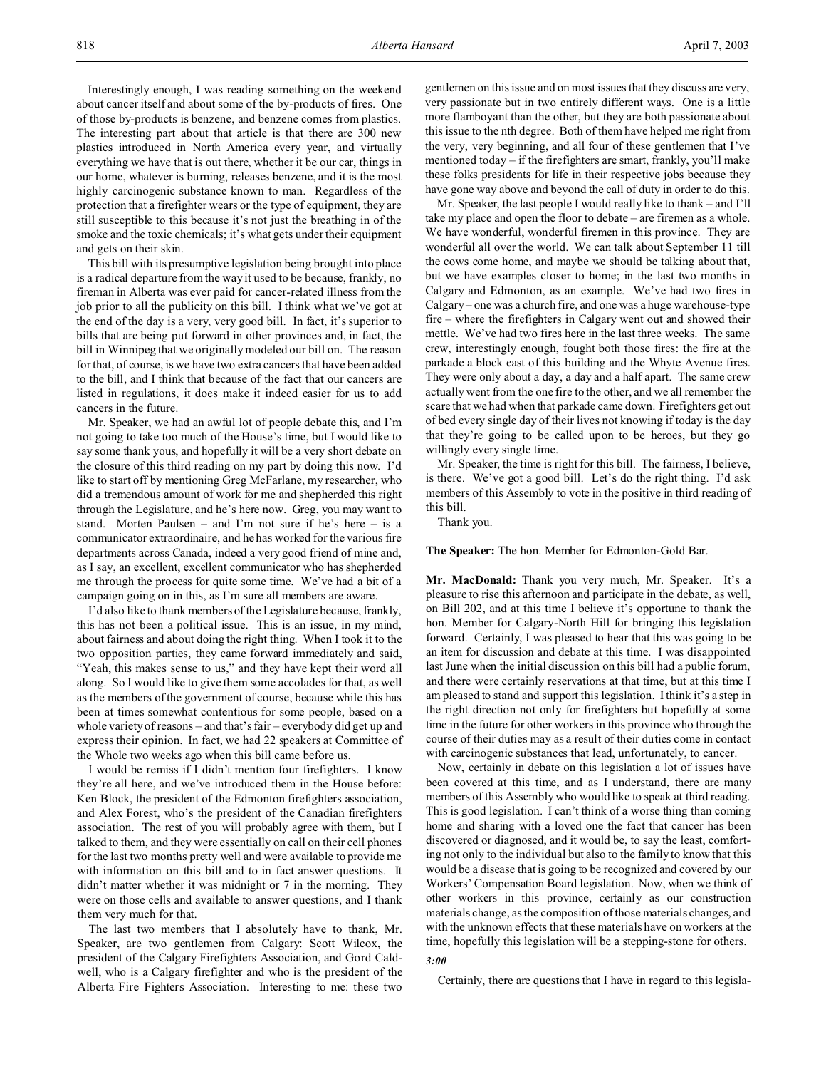Interestingly enough, I was reading something on the weekend about cancer itself and about some of the by-products of fires. One of those by-products is benzene, and benzene comes from plastics. The interesting part about that article is that there are 300 new plastics introduced in North America every year, and virtually everything we have that is out there, whether it be our car, things in our home, whatever is burning, releases benzene, and it is the most highly carcinogenic substance known to man. Regardless of the protection that a firefighter wears or the type of equipment, they are still susceptible to this because it's not just the breathing in of the smoke and the toxic chemicals; it's what gets under their equipment and gets on their skin.

This bill with its presumptive legislation being brought into place is a radical departure from the way it used to be because, frankly, no fireman in Alberta was ever paid for cancer-related illness from the job prior to all the publicity on this bill. I think what we've got at the end of the day is a very, very good bill. In fact, it's superior to bills that are being put forward in other provinces and, in fact, the bill in Winnipeg that we originally modeled our bill on. The reason for that, of course, is we have two extra cancers that have been added to the bill, and I think that because of the fact that our cancers are listed in regulations, it does make it indeed easier for us to add cancers in the future.

Mr. Speaker, we had an awful lot of people debate this, and I'm not going to take too much of the House's time, but I would like to say some thank yous, and hopefully it will be a very short debate on the closure of this third reading on my part by doing this now. I'd like to start off by mentioning Greg McFarlane, my researcher, who did a tremendous amount of work for me and shepherded this right through the Legislature, and he's here now. Greg, you may want to stand. Morten Paulsen – and I'm not sure if he's here – is a communicator extraordinaire, and he has worked for the various fire departments across Canada, indeed a very good friend of mine and, as I say, an excellent, excellent communicator who has shepherded me through the process for quite some time. We've had a bit of a campaign going on in this, as I'm sure all members are aware.

I'd also like to thank members of the Legislature because, frankly, this has not been a political issue. This is an issue, in my mind, about fairness and about doing the right thing. When I took it to the two opposition parties, they came forward immediately and said, "Yeah, this makes sense to us," and they have kept their word all along. So I would like to give them some accolades for that, as well as the members of the government of course, because while this has been at times somewhat contentious for some people, based on a whole variety of reasons – and that's fair – everybody did get up and express their opinion. In fact, we had 22 speakers at Committee of the Whole two weeks ago when this bill came before us.

I would be remiss if I didn't mention four firefighters. I know they're all here, and we've introduced them in the House before: Ken Block, the president of the Edmonton firefighters association, and Alex Forest, who's the president of the Canadian firefighters association. The rest of you will probably agree with them, but I talked to them, and they were essentially on call on their cell phones for the last two months pretty well and were available to provide me with information on this bill and to in fact answer questions. It didn't matter whether it was midnight or 7 in the morning. They were on those cells and available to answer questions, and I thank them very much for that.

The last two members that I absolutely have to thank, Mr. Speaker, are two gentlemen from Calgary: Scott Wilcox, the president of the Calgary Firefighters Association, and Gord Caldwell, who is a Calgary firefighter and who is the president of the Alberta Fire Fighters Association. Interesting to me: these two gentlemen on this issue and on most issues that they discuss are very, very passionate but in two entirely different ways. One is a little more flamboyant than the other, but they are both passionate about this issue to the nth degree. Both of them have helped me right from the very, very beginning, and all four of these gentlemen that I've mentioned today – if the firefighters are smart, frankly, you'll make these folks presidents for life in their respective jobs because they have gone way above and beyond the call of duty in order to do this.

Mr. Speaker, the last people I would really like to thank – and I'll take my place and open the floor to debate – are firemen as a whole. We have wonderful, wonderful firemen in this province. They are wonderful all over the world. We can talk about September 11 till the cows come home, and maybe we should be talking about that, but we have examples closer to home; in the last two months in Calgary and Edmonton, as an example. We've had two fires in Calgary – one was a church fire, and one was a huge warehouse-type fire – where the firefighters in Calgary went out and showed their mettle. We've had two fires here in the last three weeks. The same crew, interestingly enough, fought both those fires: the fire at the parkade a block east of this building and the Whyte Avenue fires. They were only about a day, a day and a half apart. The same crew actually went from the one fire to the other, and we all remember the scare that we had when that parkade came down. Firefighters get out of bed every single day of their lives not knowing if today is the day that they're going to be called upon to be heroes, but they go willingly every single time.

Mr. Speaker, the time is right for this bill. The fairness, I believe, is there. We've got a good bill. Let's do the right thing. I'd ask members of this Assembly to vote in the positive in third reading of this bill.

Thank you.

**The Speaker:** The hon. Member for Edmonton-Gold Bar.

**Mr. MacDonald:** Thank you very much, Mr. Speaker. It's a pleasure to rise this afternoon and participate in the debate, as well, on Bill 202, and at this time I believe it's opportune to thank the hon. Member for Calgary-North Hill for bringing this legislation forward. Certainly, I was pleased to hear that this was going to be an item for discussion and debate at this time. I was disappointed last June when the initial discussion on this bill had a public forum, and there were certainly reservations at that time, but at this time I am pleased to stand and support this legislation. I think it's a step in the right direction not only for firefighters but hopefully at some time in the future for other workers in this province who through the course of their duties may as a result of their duties come in contact with carcinogenic substances that lead, unfortunately, to cancer.

Now, certainly in debate on this legislation a lot of issues have been covered at this time, and as I understand, there are many members of this Assembly who would like to speak at third reading. This is good legislation. I can't think of a worse thing than coming home and sharing with a loved one the fact that cancer has been discovered or diagnosed, and it would be, to say the least, comforting not only to the individual but also to the family to know that this would be a disease that is going to be recognized and covered by our Workers' Compensation Board legislation. Now, when we think of other workers in this province, certainly as our construction materials change, as the composition of those materials changes, and with the unknown effects that these materials have on workers at the time, hopefully this legislation will be a stepping-stone for others.

*3:00*

Certainly, there are questions that I have in regard to this legisla-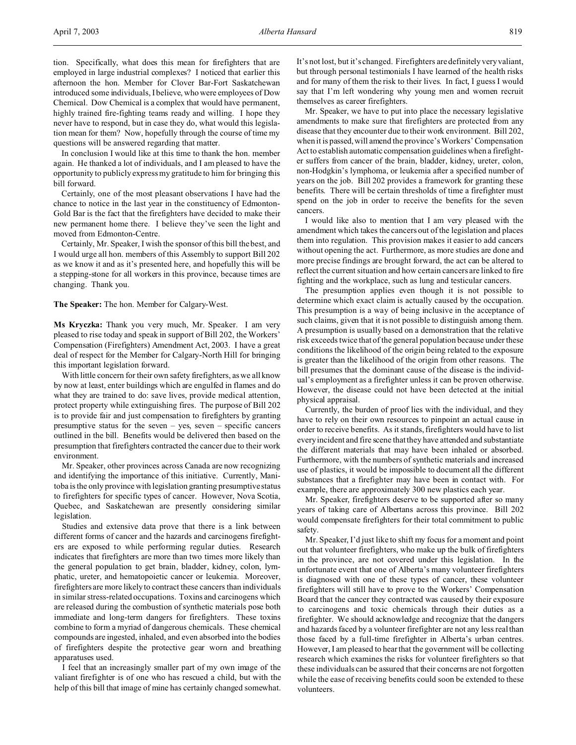tion. Specifically, what does this mean for firefighters that are employed in large industrial complexes? I noticed that earlier this afternoon the hon. Member for Clover Bar-Fort Saskatchewan introduced some individuals, I believe, who were employees of Dow Chemical. Dow Chemical is a complex that would have permanent, highly trained fire-fighting teams ready and willing. I hope they never have to respond, but in case they do, what would this legislation mean for them? Now, hopefully through the course of time my questions will be answered regarding that matter.

In conclusion I would like at this time to thank the hon. member again. He thanked a lot of individuals, and I am pleased to have the opportunity to publicly express my gratitude to him for bringing this bill forward.

Certainly, one of the most pleasant observations I have had the chance to notice in the last year in the constituency of Edmonton-Gold Bar is the fact that the firefighters have decided to make their new permanent home there. I believe they've seen the light and moved from Edmonton-Centre.

Certainly, Mr. Speaker, I wish the sponsor of this bill the best, and I would urge all hon. members of this Assembly to support Bill 202 as we know it and as it's presented here, and hopefully this will be a stepping-stone for all workers in this province, because times are changing. Thank you.

**The Speaker:** The hon. Member for Calgary-West.

**Ms Kryczka:** Thank you very much, Mr. Speaker. I am very pleased to rise today and speak in support of Bill 202, the Workers' Compensation (Firefighters) Amendment Act, 2003. I have a great deal of respect for the Member for Calgary-North Hill for bringing this important legislation forward.

With little concern for their own safety firefighters, as we all know by now at least, enter buildings which are engulfed in flames and do what they are trained to do: save lives, provide medical attention, protect property while extinguishing fires. The purpose of Bill 202 is to provide fair and just compensation to firefighters by granting presumptive status for the seven – yes, seven – specific cancers outlined in the bill. Benefits would be delivered then based on the presumption that firefighters contracted the cancer due to their work environment.

Mr. Speaker, other provinces across Canada are now recognizing and identifying the importance of this initiative. Currently, Manitoba is the only province with legislation granting presumptive status to firefighters for specific types of cancer. However, Nova Scotia, Quebec, and Saskatchewan are presently considering similar legislation.

Studies and extensive data prove that there is a link between different forms of cancer and the hazards and carcinogens firefighters are exposed to while performing regular duties. Research indicates that firefighters are more than two times more likely than the general population to get brain, bladder, kidney, colon, lymphatic, ureter, and hematopoietic cancer or leukemia. Moreover, firefighters are more likely to contract these cancers than individuals in similar stress-related occupations. Toxins and carcinogens which are released during the combustion of synthetic materials pose both immediate and long-term dangers for firefighters. These toxins combine to form a myriad of dangerous chemicals. These chemical compounds are ingested, inhaled, and even absorbed into the bodies of firefighters despite the protective gear worn and breathing apparatuses used.

I feel that an increasingly smaller part of my own image of the valiant firefighter is of one who has rescued a child, but with the help of this bill that image of mine has certainly changed somewhat. It's not lost, but it's changed. Firefighters are definitely very valiant, but through personal testimonials I have learned of the health risks and for many of them the risk to their lives. In fact, I guess I would say that I'm left wondering why young men and women recruit themselves as career firefighters.

Mr. Speaker, we have to put into place the necessary legislative amendments to make sure that firefighters are protected from any disease that they encounter due to their work environment. Bill 202, when it is passed, will amend the province's Workers' Compensation Act to establish automatic compensation guidelines when a firefighter suffers from cancer of the brain, bladder, kidney, ureter, colon, non-Hodgkin's lymphoma, or leukemia after a specified number of years on the job. Bill 202 provides a framework for granting these benefits. There will be certain thresholds of time a firefighter must spend on the job in order to receive the benefits for the seven cancers.

I would like also to mention that I am very pleased with the amendment which takes the cancers out of the legislation and places them into regulation. This provision makes it easier to add cancers without opening the act. Furthermore, as more studies are done and more precise findings are brought forward, the act can be altered to reflect the current situation and how certain cancers are linked to fire fighting and the workplace, such as lung and testicular cancers.

The presumption applies even though it is not possible to determine which exact claim is actually caused by the occupation. This presumption is a way of being inclusive in the acceptance of such claims, given that it is not possible to distinguish among them. A presumption is usually based on a demonstration that the relative risk exceeds twice that of the general population because under these conditions the likelihood of the origin being related to the exposure is greater than the likelihood of the origin from other reasons. The bill presumes that the dominant cause of the disease is the individual's employment as a firefighter unless it can be proven otherwise. However, the disease could not have been detected at the initial physical appraisal.

Currently, the burden of proof lies with the individual, and they have to rely on their own resources to pinpoint an actual cause in order to receive benefits. As it stands, firefighters would have to list every incident and fire scene that they have attended and substantiate the different materials that may have been inhaled or absorbed. Furthermore, with the numbers of synthetic materials and increased use of plastics, it would be impossible to document all the different substances that a firefighter may have been in contact with. For example, there are approximately 300 new plastics each year.

Mr. Speaker, firefighters deserve to be supported after so many years of taking care of Albertans across this province. Bill 202 would compensate firefighters for their total commitment to public safety.

Mr. Speaker, I'd just like to shift my focus for a moment and point out that volunteer firefighters, who make up the bulk of firefighters in the province, are not covered under this legislation. In the unfortunate event that one of Alberta's many volunteer firefighters is diagnosed with one of these types of cancer, these volunteer firefighters will still have to prove to the Workers' Compensation Board that the cancer they contracted was caused by their exposure to carcinogens and toxic chemicals through their duties as a firefighter. We should acknowledge and recognize that the dangers and hazards faced by a volunteer firefighter are not any less real than those faced by a full-time firefighter in Alberta's urban centres. However, I am pleased to hear that the government will be collecting research which examines the risks for volunteer firefighters so that these individuals can be assured that their concerns are not forgotten while the ease of receiving benefits could soon be extended to these volunteers.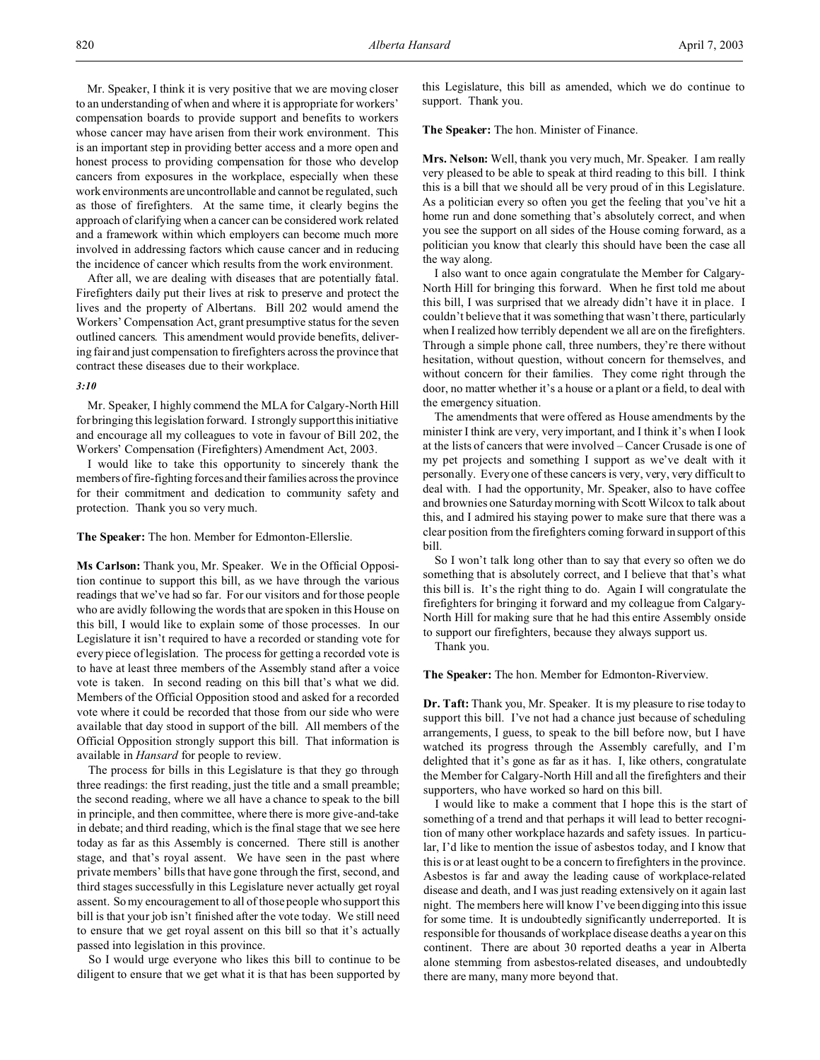Mr. Speaker, I think it is very positive that we are moving closer to an understanding of when and where it is appropriate for workers' compensation boards to provide support and benefits to workers whose cancer may have arisen from their work environment. This is an important step in providing better access and a more open and honest process to providing compensation for those who develop cancers from exposures in the workplace, especially when these work environments are uncontrollable and cannot be regulated, such as those of firefighters. At the same time, it clearly begins the approach of clarifying when a cancer can be considered work related and a framework within which employers can become much more involved in addressing factors which cause cancer and in reducing the incidence of cancer which results from the work environment.

After all, we are dealing with diseases that are potentially fatal. Firefighters daily put their lives at risk to preserve and protect the lives and the property of Albertans. Bill 202 would amend the Workers' Compensation Act, grant presumptive status for the seven outlined cancers. This amendment would provide benefits, delivering fair and just compensation to firefighters across the province that contract these diseases due to their workplace.

*3:10*

Mr. Speaker, I highly commend the MLA for Calgary-North Hill for bringing this legislation forward. I strongly support this initiative and encourage all my colleagues to vote in favour of Bill 202, the Workers' Compensation (Firefighters) Amendment Act, 2003.

I would like to take this opportunity to sincerely thank the members of fire-fighting forces and their families across the province for their commitment and dedication to community safety and protection. Thank you so very much.

**The Speaker:** The hon. Member for Edmonton-Ellerslie.

**Ms Carlson:** Thank you, Mr. Speaker. We in the Official Opposition continue to support this bill, as we have through the various readings that we've had so far. For our visitors and for those people who are avidly following the words that are spoken in this House on this bill, I would like to explain some of those processes. In our Legislature it isn't required to have a recorded or standing vote for every piece of legislation. The process for getting a recorded vote is to have at least three members of the Assembly stand after a voice vote is taken. In second reading on this bill that's what we did. Members of the Official Opposition stood and asked for a recorded vote where it could be recorded that those from our side who were available that day stood in support of the bill. All members of the Official Opposition strongly support this bill. That information is available in *Hansard* for people to review.

The process for bills in this Legislature is that they go through three readings: the first reading, just the title and a small preamble; the second reading, where we all have a chance to speak to the bill in principle, and then committee, where there is more give-and-take in debate; and third reading, which is the final stage that we see here today as far as this Assembly is concerned. There still is another stage, and that's royal assent. We have seen in the past where private members' bills that have gone through the first, second, and third stages successfully in this Legislature never actually get royal assent. So my encouragement to all of those people who support this bill is that your job isn't finished after the vote today. We still need to ensure that we get royal assent on this bill so that it's actually passed into legislation in this province.

So I would urge everyone who likes this bill to continue to be diligent to ensure that we get what it is that has been supported by this Legislature, this bill as amended, which we do continue to support. Thank you.

**The Speaker:** The hon. Minister of Finance.

**Mrs. Nelson:** Well, thank you very much, Mr. Speaker. I am really very pleased to be able to speak at third reading to this bill. I think this is a bill that we should all be very proud of in this Legislature. As a politician every so often you get the feeling that you've hit a home run and done something that's absolutely correct, and when you see the support on all sides of the House coming forward, as a politician you know that clearly this should have been the case all the way along.

I also want to once again congratulate the Member for Calgary-North Hill for bringing this forward. When he first told me about this bill, I was surprised that we already didn't have it in place. I couldn't believe that it was something that wasn't there, particularly when I realized how terribly dependent we all are on the firefighters. Through a simple phone call, three numbers, they're there without hesitation, without question, without concern for themselves, and without concern for their families. They come right through the door, no matter whether it's a house or a plant or a field, to deal with the emergency situation.

The amendments that were offered as House amendments by the minister I think are very, very important, and I think it's when I look at the lists of cancers that were involved – Cancer Crusade is one of my pet projects and something I support as we've dealt with it personally. Every one of these cancers is very, very, very difficult to deal with. I had the opportunity, Mr. Speaker, also to have coffee and brownies one Saturday morning with Scott Wilcox to talk about this, and I admired his staying power to make sure that there was a clear position from the firefighters coming forward in support of this bill.

So I won't talk long other than to say that every so often we do something that is absolutely correct, and I believe that that's what this bill is. It's the right thing to do. Again I will congratulate the firefighters for bringing it forward and my colleague from Calgary-North Hill for making sure that he had this entire Assembly onside to support our firefighters, because they always support us.

Thank you.

**The Speaker:** The hon. Member for Edmonton-Riverview.

**Dr. Taft:** Thank you, Mr. Speaker. It is my pleasure to rise today to support this bill. I've not had a chance just because of scheduling arrangements, I guess, to speak to the bill before now, but I have watched its progress through the Assembly carefully, and I'm delighted that it's gone as far as it has. I, like others, congratulate the Member for Calgary-North Hill and all the firefighters and their supporters, who have worked so hard on this bill.

I would like to make a comment that I hope this is the start of something of a trend and that perhaps it will lead to better recognition of many other workplace hazards and safety issues. In particular, I'd like to mention the issue of asbestos today, and I know that this is or at least ought to be a concern to firefighters in the province. Asbestos is far and away the leading cause of workplace-related disease and death, and I was just reading extensively on it again last night. The members here will know I've been digging into this issue for some time. It is undoubtedly significantly underreported. It is responsible for thousands of workplace disease deaths a year on this continent. There are about 30 reported deaths a year in Alberta alone stemming from asbestos-related diseases, and undoubtedly there are many, many more beyond that.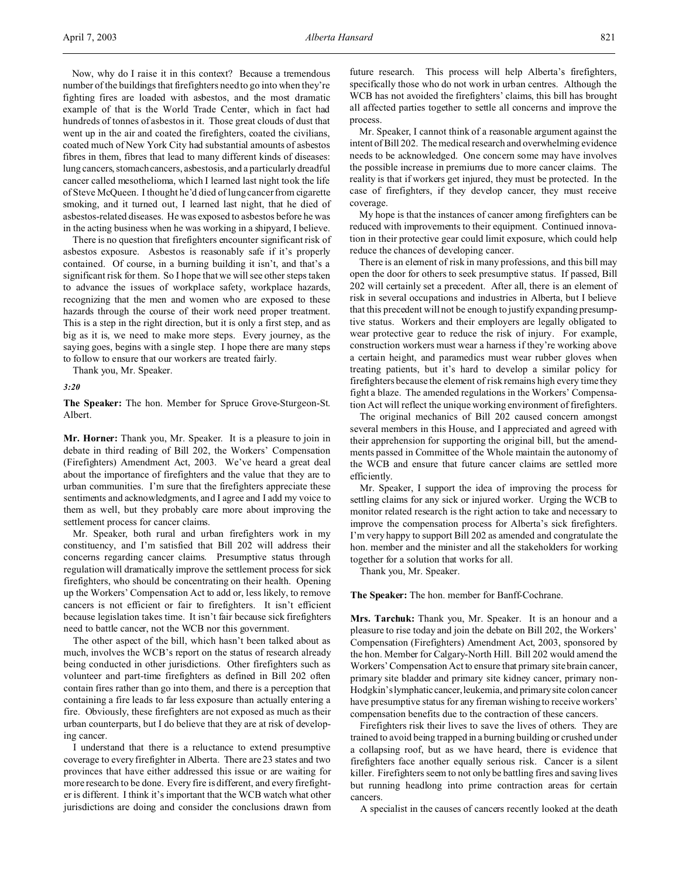Now, why do I raise it in this context? Because a tremendous number of the buildings that firefighters need to go into when they're fighting fires are loaded with asbestos, and the most dramatic example of that is the World Trade Center, which in fact had hundreds of tonnes of asbestos in it. Those great clouds of dust that went up in the air and coated the firefighters, coated the civilians, coated much of New York City had substantial amounts of asbestos fibres in them, fibres that lead to many different kinds of diseases: lung cancers, stomach cancers, asbestosis, and a particularly dreadful cancer called mesothelioma, which I learned last night took the life of Steve McQueen. I thought he'd died of lung cancer from cigarette smoking, and it turned out, I learned last night, that he died of asbestos-related diseases. He was exposed to asbestos before he was in the acting business when he was working in a shipyard, I believe.

There is no question that firefighters encounter significant risk of asbestos exposure. Asbestos is reasonably safe if it's properly contained. Of course, in a burning building it isn't, and that's a significant risk for them. So I hope that we will see other steps taken to advance the issues of workplace safety, workplace hazards, recognizing that the men and women who are exposed to these hazards through the course of their work need proper treatment. This is a step in the right direction, but it is only a first step, and as big as it is, we need to make more steps. Every journey, as the saying goes, begins with a single step. I hope there are many steps to follow to ensure that our workers are treated fairly.

Thank you, Mr. Speaker.

*3:20*

**The Speaker:** The hon. Member for Spruce Grove-Sturgeon-St. Albert.

**Mr. Horner:** Thank you, Mr. Speaker. It is a pleasure to join in debate in third reading of Bill 202, the Workers' Compensation (Firefighters) Amendment Act, 2003. We've heard a great deal about the importance of firefighters and the value that they are to urban communities. I'm sure that the firefighters appreciate these sentiments and acknowledgments, and I agree and I add my voice to them as well, but they probably care more about improving the settlement process for cancer claims.

Mr. Speaker, both rural and urban firefighters work in my constituency, and I'm satisfied that Bill 202 will address their concerns regarding cancer claims. Presumptive status through regulation will dramatically improve the settlement process for sick firefighters, who should be concentrating on their health. Opening up the Workers' Compensation Act to add or, less likely, to remove cancers is not efficient or fair to firefighters. It isn't efficient because legislation takes time. It isn't fair because sick firefighters need to battle cancer, not the WCB nor this government.

The other aspect of the bill, which hasn't been talked about as much, involves the WCB's report on the status of research already being conducted in other jurisdictions. Other firefighters such as volunteer and part-time firefighters as defined in Bill 202 often contain fires rather than go into them, and there is a perception that containing a fire leads to far less exposure than actually entering a fire. Obviously, these firefighters are not exposed as much as their urban counterparts, but I do believe that they are at risk of developing cancer.

I understand that there is a reluctance to extend presumptive coverage to every firefighter in Alberta. There are 23 states and two provinces that have either addressed this issue or are waiting for more research to be done. Every fire is different, and every firefighter is different. I think it's important that the WCB watch what other jurisdictions are doing and consider the conclusions drawn from future research. This process will help Alberta's firefighters, specifically those who do not work in urban centres. Although the WCB has not avoided the firefighters' claims, this bill has brought all affected parties together to settle all concerns and improve the process.

Mr. Speaker, I cannot think of a reasonable argument against the intent of Bill 202. The medical research and overwhelming evidence needs to be acknowledged. One concern some may have involves the possible increase in premiums due to more cancer claims. The reality is that if workers get injured, they must be protected. In the case of firefighters, if they develop cancer, they must receive coverage.

My hope is that the instances of cancer among firefighters can be reduced with improvements to their equipment. Continued innovation in their protective gear could limit exposure, which could help reduce the chances of developing cancer.

There is an element of risk in many professions, and this bill may open the door for others to seek presumptive status. If passed, Bill 202 will certainly set a precedent. After all, there is an element of risk in several occupations and industries in Alberta, but I believe that this precedent will not be enough to justify expanding presumptive status. Workers and their employers are legally obligated to wear protective gear to reduce the risk of injury. For example, construction workers must wear a harness if they're working above a certain height, and paramedics must wear rubber gloves when treating patients, but it's hard to develop a similar policy for firefighters because the element of risk remains high every time they fight a blaze. The amended regulations in the Workers' Compensation Act will reflect the unique working environment of firefighters.

The original mechanics of Bill 202 caused concern amongst several members in this House, and I appreciated and agreed with their apprehension for supporting the original bill, but the amendments passed in Committee of the Whole maintain the autonomy of the WCB and ensure that future cancer claims are settled more efficiently.

Mr. Speaker, I support the idea of improving the process for settling claims for any sick or injured worker. Urging the WCB to monitor related research is the right action to take and necessary to improve the compensation process for Alberta's sick firefighters. I'm very happy to support Bill 202 as amended and congratulate the hon. member and the minister and all the stakeholders for working together for a solution that works for all.

Thank you, Mr. Speaker.

**The Speaker:** The hon. member for Banff-Cochrane.

**Mrs. Tarchuk:** Thank you, Mr. Speaker. It is an honour and a pleasure to rise today and join the debate on Bill 202, the Workers' Compensation (Firefighters) Amendment Act, 2003, sponsored by the hon. Member for Calgary-North Hill. Bill 202 would amend the Workers' Compensation Act to ensure that primary site brain cancer, primary site bladder and primary site kidney cancer, primary non-Hodgkin's lymphatic cancer, leukemia, and primary site colon cancer have presumptive status for any fireman wishing to receive workers' compensation benefits due to the contraction of these cancers.

Firefighters risk their lives to save the lives of others. They are trained to avoid being trapped in a burning building or crushed under a collapsing roof, but as we have heard, there is evidence that firefighters face another equally serious risk. Cancer is a silent killer. Firefighters seem to not only be battling fires and saving lives but running headlong into prime contraction areas for certain cancers.

A specialist in the causes of cancers recently looked at the death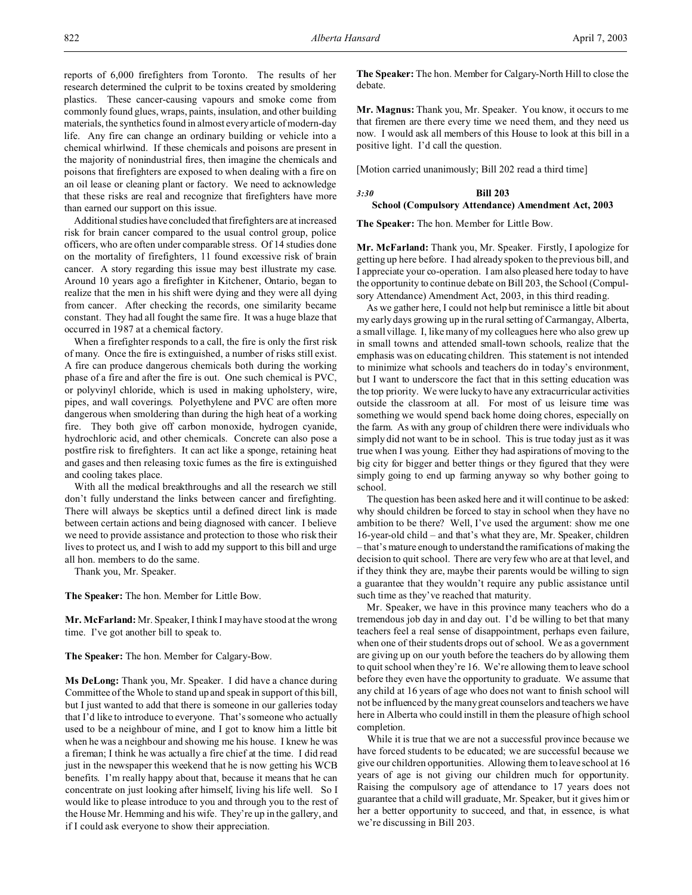reports of 6,000 firefighters from Toronto. The results of her research determined the culprit to be toxins created by smoldering plastics. These cancer-causing vapours and smoke come from commonly found glues, wraps, paints, insulation, and other building materials, the synthetics found in almost every article of modern-day life. Any fire can change an ordinary building or vehicle into a chemical whirlwind. If these chemicals and poisons are present in the majority of nonindustrial fires, then imagine the chemicals and poisons that firefighters are exposed to when dealing with a fire on an oil lease or cleaning plant or factory. We need to acknowledge that these risks are real and recognize that firefighters have more than earned our support on this issue.

Additional studies have concluded that firefighters are at increased risk for brain cancer compared to the usual control group, police officers, who are often under comparable stress. Of 14 studies done on the mortality of firefighters, 11 found excessive risk of brain cancer. A story regarding this issue may best illustrate my case. Around 10 years ago a firefighter in Kitchener, Ontario, began to realize that the men in his shift were dying and they were all dying from cancer. After checking the records, one similarity became constant. They had all fought the same fire. It was a huge blaze that occurred in 1987 at a chemical factory.

When a firefighter responds to a call, the fire is only the first risk of many. Once the fire is extinguished, a number of risks still exist. A fire can produce dangerous chemicals both during the working phase of a fire and after the fire is out. One such chemical is PVC, or polyvinyl chloride, which is used in making upholstery, wire, pipes, and wall coverings. Polyethylene and PVC are often more dangerous when smoldering than during the high heat of a working fire. They both give off carbon monoxide, hydrogen cyanide, hydrochloric acid, and other chemicals. Concrete can also pose a postfire risk to firefighters. It can act like a sponge, retaining heat and gases and then releasing toxic fumes as the fire is extinguished and cooling takes place.

With all the medical breakthroughs and all the research we still don't fully understand the links between cancer and firefighting. There will always be skeptics until a defined direct link is made between certain actions and being diagnosed with cancer. I believe we need to provide assistance and protection to those who risk their lives to protect us, and I wish to add my support to this bill and urge all hon. members to do the same.

Thank you, Mr. Speaker.

**The Speaker:** The hon. Member for Little Bow.

**Mr. McFarland:** Mr. Speaker, I think I may have stood at the wrong time. I've got another bill to speak to.

**The Speaker:** The hon. Member for Calgary-Bow.

**Ms DeLong:** Thank you, Mr. Speaker. I did have a chance during Committee of the Whole to stand up and speak in support of this bill, but I just wanted to add that there is someone in our galleries today that I'd like to introduce to everyone. That's someone who actually used to be a neighbour of mine, and I got to know him a little bit when he was a neighbour and showing me his house. I knew he was a fireman; I think he was actually a fire chief at the time. I did read just in the newspaper this weekend that he is now getting his WCB benefits. I'm really happy about that, because it means that he can concentrate on just looking after himself, living his life well. So I would like to please introduce to you and through you to the rest of the House Mr. Hemming and his wife. They're up in the gallery, and if I could ask everyone to show their appreciation.

**The Speaker:** The hon. Member for Calgary-North Hill to close the debate.

**Mr. Magnus:** Thank you, Mr. Speaker. You know, it occurs to me that firemen are there every time we need them, and they need us now. I would ask all members of this House to look at this bill in a positive light. I'd call the question.

[Motion carried unanimously; Bill 202 read a third time]

*3:30*

## Bill 203
## School (Compulsory Attendance) Amendment Act, 2003

**The Speaker:** The hon. Member for Little Bow.

**Mr. McFarland:** Thank you, Mr. Speaker. Firstly, I apologize for getting up here before. I had already spoken to the previous bill, and I appreciate your co-operation. I am also pleased here today to have the opportunity to continue debate on Bill 203, the School (Compulsory Attendance) Amendment Act, 2003, in this third reading.

As we gather here, I could not help but reminisce a little bit about my early days growing up in the rural setting of Carmangay, Alberta, a small village. I, like many of my colleagues here who also grew up in small towns and attended small-town schools, realize that the emphasis was on educating children. This statement is not intended to minimize what schools and teachers do in today's environment, but I want to underscore the fact that in this setting education was the top priority. We were lucky to have any extracurricular activities outside the classroom at all. For most of us leisure time was something we would spend back home doing chores, especially on the farm. As with any group of children there were individuals who simply did not want to be in school. This is true today just as it was true when I was young. Either they had aspirations of moving to the big city for bigger and better things or they figured that they were simply going to end up farming anyway so why bother going to school.

The question has been asked here and it will continue to be asked: why should children be forced to stay in school when they have no ambition to be there? Well, I've used the argument: show me one 16-year-old child – and that's what they are, Mr. Speaker, children – that's mature enough to understand the ramifications of making the decision to quit school. There are very few who are at that level, and if they think they are, maybe their parents would be willing to sign a guarantee that they wouldn't require any public assistance until such time as they've reached that maturity.

Mr. Speaker, we have in this province many teachers who do a tremendous job day in and day out. I'd be willing to bet that many teachers feel a real sense of disappointment, perhaps even failure, when one of their students drops out of school. We as a government are giving up on our youth before the teachers do by allowing them to quit school when they're 16. We're allowing them to leave school before they even have the opportunity to graduate. We assume that any child at 16 years of age who does not want to finish school will not be influenced by the many great counselors and teachers we have here in Alberta who could instill in them the pleasure of high school completion.

While it is true that we are not a successful province because we have forced students to be educated; we are successful because we give our children opportunities. Allowing them to leave school at 16 years of age is not giving our children much for opportunity. Raising the compulsory age of attendance to 17 years does not guarantee that a child will graduate, Mr. Speaker, but it gives him or her a better opportunity to succeed, and that, in essence, is what we're discussing in Bill 203.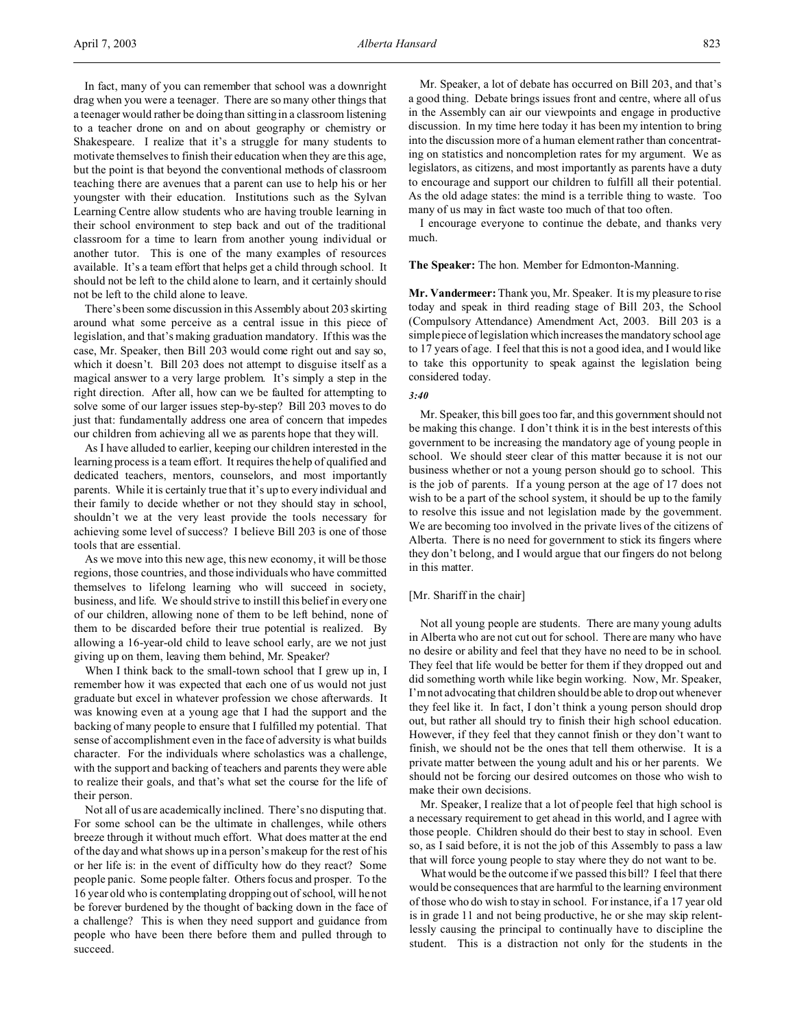In fact, many of you can remember that school was a downright drag when you were a teenager. There are so many other things that a teenager would rather be doing than sitting in a classroom listening to a teacher drone on and on about geography or chemistry or Shakespeare. I realize that it's a struggle for many students to motivate themselves to finish their education when they are this age, but the point is that beyond the conventional methods of classroom teaching there are avenues that a parent can use to help his or her youngster with their education. Institutions such as the Sylvan Learning Centre allow students who are having trouble learning in their school environment to step back and out of the traditional classroom for a time to learn from another young individual or another tutor. This is one of the many examples of resources available. It's a team effort that helps get a child through school. It should not be left to the child alone to learn, and it certainly should not be left to the child alone to leave.

There's been some discussion in this Assembly about 203 skirting around what some perceive as a central issue in this piece of legislation, and that's making graduation mandatory. If this was the case, Mr. Speaker, then Bill 203 would come right out and say so, which it doesn't. Bill 203 does not attempt to disguise itself as a magical answer to a very large problem. It's simply a step in the right direction. After all, how can we be faulted for attempting to solve some of our larger issues step-by-step? Bill 203 moves to do just that: fundamentally address one area of concern that impedes our children from achieving all we as parents hope that they will.

As I have alluded to earlier, keeping our children interested in the learning process is a team effort. It requires the help of qualified and dedicated teachers, mentors, counselors, and most importantly parents. While it is certainly true that it's up to every individual and their family to decide whether or not they should stay in school, shouldn't we at the very least provide the tools necessary for achieving some level of success? I believe Bill 203 is one of those tools that are essential.

As we move into this new age, this new economy, it will be those regions, those countries, and those individuals who have committed themselves to lifelong learning who will succeed in society, business, and life. We should strive to instill this belief in every one of our children, allowing none of them to be left behind, none of them to be discarded before their true potential is realized. By allowing a 16-year-old child to leave school early, are we not just giving up on them, leaving them behind, Mr. Speaker?

When I think back to the small-town school that I grew up in, I remember how it was expected that each one of us would not just graduate but excel in whatever profession we chose afterwards. It was knowing even at a young age that I had the support and the backing of many people to ensure that I fulfilled my potential. That sense of accomplishment even in the face of adversity is what builds character. For the individuals where scholastics was a challenge, with the support and backing of teachers and parents they were able to realize their goals, and that's what set the course for the life of their person.

Not all of us are academically inclined. There's no disputing that. For some school can be the ultimate in challenges, while others breeze through it without much effort. What does matter at the end of the day and what shows up in a person's makeup for the rest of his or her life is: in the event of difficulty how do they react? Some people panic. Some people falter. Others focus and prosper. To the 16 year old who is contemplating dropping out of school, will he not be forever burdened by the thought of backing down in the face of a challenge? This is when they need support and guidance from people who have been there before them and pulled through to succeed.

Mr. Speaker, a lot of debate has occurred on Bill 203, and that's a good thing. Debate brings issues front and centre, where all of us in the Assembly can air our viewpoints and engage in productive discussion. In my time here today it has been my intention to bring into the discussion more of a human element rather than concentrating on statistics and noncompletion rates for my argument. We as legislators, as citizens, and most importantly as parents have a duty to encourage and support our children to fulfill all their potential. As the old adage states: the mind is a terrible thing to waste. Too many of us may in fact waste too much of that too often.

I encourage everyone to continue the debate, and thanks very much.

**The Speaker:** The hon. Member for Edmonton-Manning.

**Mr. Vandermeer:** Thank you, Mr. Speaker. It is my pleasure to rise today and speak in third reading stage of Bill 203, the School (Compulsory Attendance) Amendment Act, 2003. Bill 203 is a simple piece of legislation which increases the mandatory school age to 17 years of age. I feel that this is not a good idea, and I would like to take this opportunity to speak against the legislation being considered today.

*3:40*

Mr. Speaker, this bill goes too far, and this government should not be making this change. I don't think it is in the best interests of this government to be increasing the mandatory age of young people in school. We should steer clear of this matter because it is not our business whether or not a young person should go to school. This is the job of parents. If a young person at the age of 17 does not wish to be a part of the school system, it should be up to the family to resolve this issue and not legislation made by the government. We are becoming too involved in the private lives of the citizens of Alberta. There is no need for government to stick its fingers where they don't belong, and I would argue that our fingers do not belong in this matter.

[Mr. Shariff in the chair]

Not all young people are students. There are many young adults in Alberta who are not cut out for school. There are many who have no desire or ability and feel that they have no need to be in school. They feel that life would be better for them if they dropped out and did something worth while like begin working. Now, Mr. Speaker, I'm not advocating that children should be able to drop out whenever they feel like it. In fact, I don't think a young person should drop out, but rather all should try to finish their high school education. However, if they feel that they cannot finish or they don't want to finish, we should not be the ones that tell them otherwise. It is a private matter between the young adult and his or her parents. We should not be forcing our desired outcomes on those who wish to make their own decisions.

Mr. Speaker, I realize that a lot of people feel that high school is a necessary requirement to get ahead in this world, and I agree with those people. Children should do their best to stay in school. Even so, as I said before, it is not the job of this Assembly to pass a law that will force young people to stay where they do not want to be.

What would be the outcome if we passed this bill? I feel that there would be consequences that are harmful to the learning environment of those who do wish to stay in school. For instance, if a 17 year old is in grade 11 and not being productive, he or she may skip relentlessly causing the principal to continually have to discipline the student. This is a distraction not only for the students in the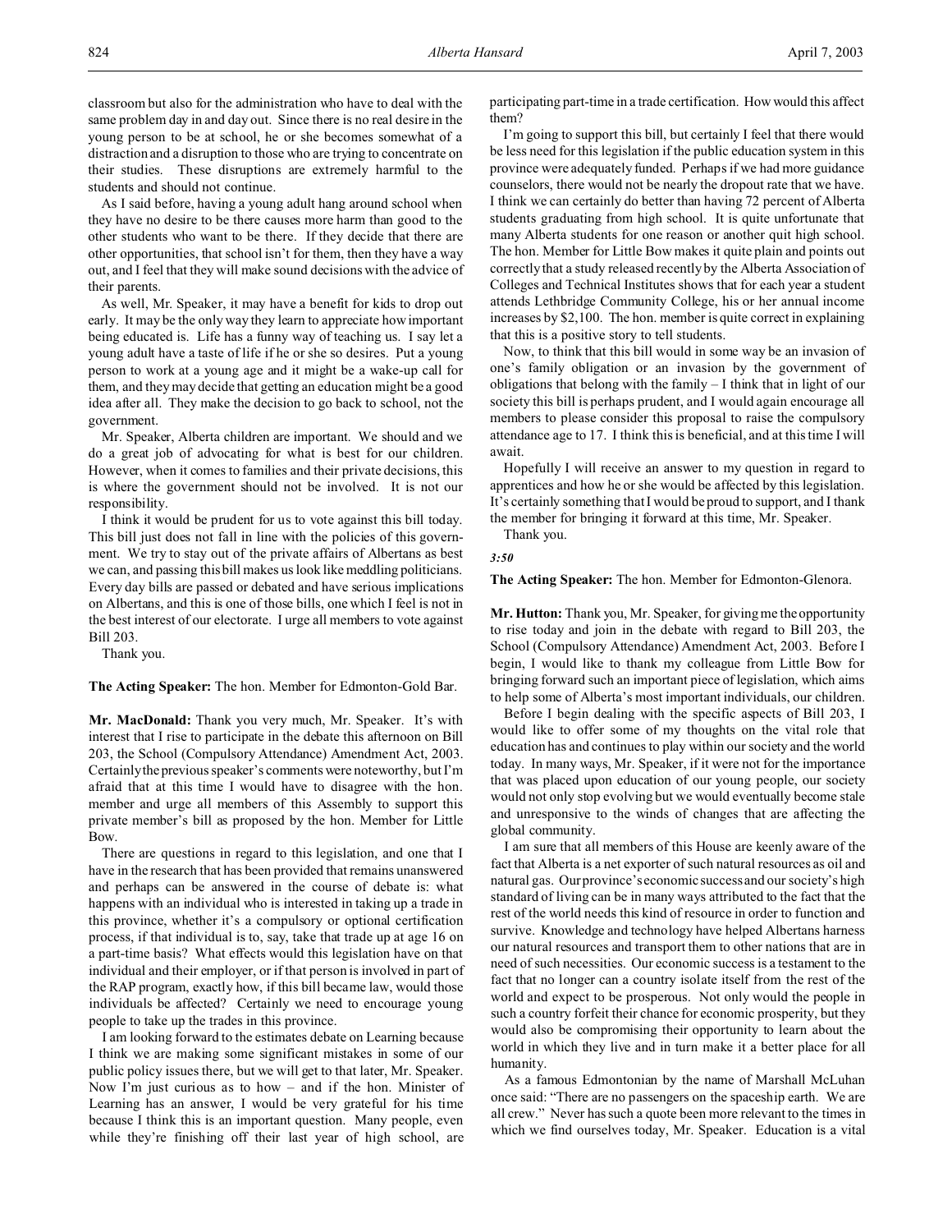classroom but also for the administration who have to deal with the same problem day in and day out. Since there is no real desire in the young person to be at school, he or she becomes somewhat of a distraction and a disruption to those who are trying to concentrate on their studies. These disruptions are extremely harmful to the students and should not continue.

As I said before, having a young adult hang around school when they have no desire to be there causes more harm than good to the other students who want to be there. If they decide that there are other opportunities, that school isn't for them, then they have a way out, and I feel that they will make sound decisions with the advice of their parents.

As well, Mr. Speaker, it may have a benefit for kids to drop out early. It may be the only way they learn to appreciate how important being educated is. Life has a funny way of teaching us. I say let a young adult have a taste of life if he or she so desires. Put a young person to work at a young age and it might be a wake-up call for them, and they may decide that getting an education might be a good idea after all. They make the decision to go back to school, not the government.

Mr. Speaker, Alberta children are important. We should and we do a great job of advocating for what is best for our children. However, when it comes to families and their private decisions, this is where the government should not be involved. It is not our responsibility.

I think it would be prudent for us to vote against this bill today. This bill just does not fall in line with the policies of this government. We try to stay out of the private affairs of Albertans as best we can, and passing this bill makes us look like meddling politicians. Every day bills are passed or debated and have serious implications on Albertans, and this is one of those bills, one which I feel is not in the best interest of our electorate. I urge all members to vote against Bill 203.

Thank you.

**The Acting Speaker:** The hon. Member for Edmonton-Gold Bar.

**Mr. MacDonald:** Thank you very much, Mr. Speaker. It's with interest that I rise to participate in the debate this afternoon on Bill 203, the School (Compulsory Attendance) Amendment Act, 2003. Certainly the previous speaker's comments were noteworthy, but I'm afraid that at this time I would have to disagree with the hon. member and urge all members of this Assembly to support this private member's bill as proposed by the hon. Member for Little Bow.

There are questions in regard to this legislation, and one that I have in the research that has been provided that remains unanswered and perhaps can be answered in the course of debate is: what happens with an individual who is interested in taking up a trade in this province, whether it's a compulsory or optional certification process, if that individual is to, say, take that trade up at age 16 on a part-time basis? What effects would this legislation have on that individual and their employer, or if that person is involved in part of the RAP program, exactly how, if this bill became law, would those individuals be affected? Certainly we need to encourage young people to take up the trades in this province.

I am looking forward to the estimates debate on Learning because I think we are making some significant mistakes in some of our public policy issues there, but we will get to that later, Mr. Speaker. Now I'm just curious as to how – and if the hon. Minister of Learning has an answer, I would be very grateful for his time because I think this is an important question. Many people, even while they're finishing off their last year of high school, are participating part-time in a trade certification. How would this affect them?

I'm going to support this bill, but certainly I feel that there would be less need for this legislation if the public education system in this province were adequately funded. Perhaps if we had more guidance counselors, there would not be nearly the dropout rate that we have. I think we can certainly do better than having 72 percent of Alberta students graduating from high school. It is quite unfortunate that many Alberta students for one reason or another quit high school. The hon. Member for Little Bow makes it quite plain and points out correctly that a study released recently by the Alberta Association of Colleges and Technical Institutes shows that for each year a student attends Lethbridge Community College, his or her annual income increases by $2,100. The hon. member is quite correct in explaining that this is a positive story to tell students.

Now, to think that this bill would in some way be an invasion of one's family obligation or an invasion by the government of obligations that belong with the family – I think that in light of our society this bill is perhaps prudent, and I would again encourage all members to please consider this proposal to raise the compulsory attendance age to 17. I think this is beneficial, and at this time I will await.

Hopefully I will receive an answer to my question in regard to apprentices and how he or she would be affected by this legislation. It's certainly something that I would be proud to support, and I thank the member for bringing it forward at this time, Mr. Speaker.

Thank you.

*3:50*

**The Acting Speaker:** The hon. Member for Edmonton-Glenora.

**Mr. Hutton:** Thank you, Mr. Speaker, for giving me the opportunity to rise today and join in the debate with regard to Bill 203, the School (Compulsory Attendance) Amendment Act, 2003. Before I begin, I would like to thank my colleague from Little Bow for bringing forward such an important piece of legislation, which aims to help some of Alberta's most important individuals, our children.

Before I begin dealing with the specific aspects of Bill 203, I would like to offer some of my thoughts on the vital role that education has and continues to play within our society and the world today. In many ways, Mr. Speaker, if it were not for the importance that was placed upon education of our young people, our society would not only stop evolving but we would eventually become stale and unresponsive to the winds of changes that are affecting the global community.

I am sure that all members of this House are keenly aware of the fact that Alberta is a net exporter of such natural resources as oil and natural gas. Our province's economic success and our society's high standard of living can be in many ways attributed to the fact that the rest of the world needs this kind of resource in order to function and survive. Knowledge and technology have helped Albertans harness our natural resources and transport them to other nations that are in need of such necessities. Our economic success is a testament to the fact that no longer can a country isolate itself from the rest of the world and expect to be prosperous. Not only would the people in such a country forfeit their chance for economic prosperity, but they would also be compromising their opportunity to learn about the world in which they live and in turn make it a better place for all humanity.

As a famous Edmontonian by the name of Marshall McLuhan once said: "There are no passengers on the spaceship earth. We are all crew." Never has such a quote been more relevant to the times in which we find ourselves today, Mr. Speaker. Education is a vital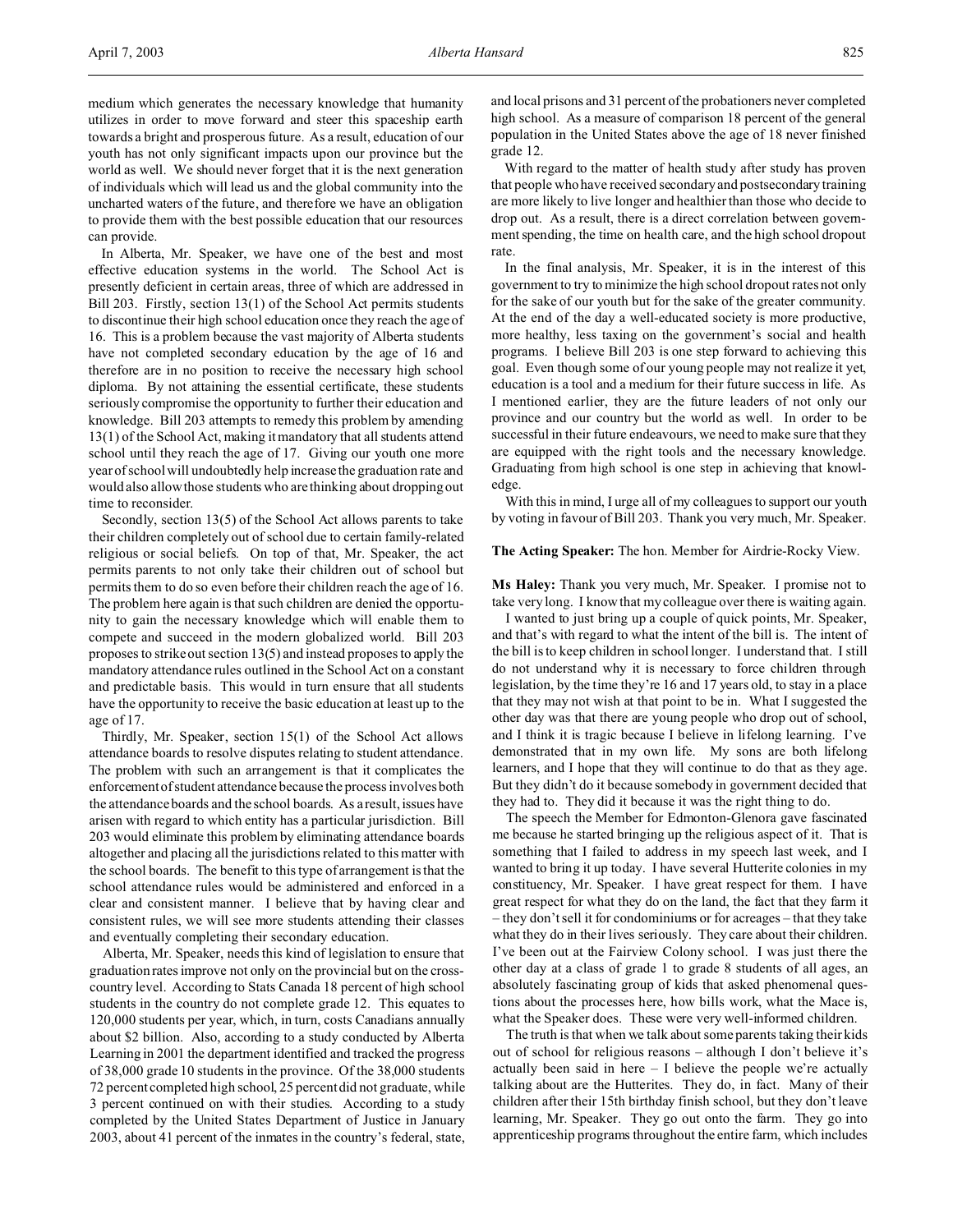medium which generates the necessary knowledge that humanity utilizes in order to move forward and steer this spaceship earth towards a bright and prosperous future. As a result, education of our youth has not only significant impacts upon our province but the world as well. We should never forget that it is the next generation of individuals which will lead us and the global community into the uncharted waters of the future, and therefore we have an obligation to provide them with the best possible education that our resources can provide.

In Alberta, Mr. Speaker, we have one of the best and most effective education systems in the world. The School Act is presently deficient in certain areas, three of which are addressed in Bill 203. Firstly, section 13(1) of the School Act permits students to discontinue their high school education once they reach the age of 16. This is a problem because the vast majority of Alberta students have not completed secondary education by the age of 16 and therefore are in no position to receive the necessary high school diploma. By not attaining the essential certificate, these students seriously compromise the opportunity to further their education and knowledge. Bill 203 attempts to remedy this problem by amending 13(1) of the School Act, making it mandatory that all students attend school until they reach the age of 17. Giving our youth one more year of school will undoubtedly help increase the graduation rate and would also allow those students who are thinking about dropping out time to reconsider.

Secondly, section 13(5) of the School Act allows parents to take their children completely out of school due to certain family-related religious or social beliefs. On top of that, Mr. Speaker, the act permits parents to not only take their children out of school but permits them to do so even before their children reach the age of 16. The problem here again is that such children are denied the opportunity to gain the necessary knowledge which will enable them to compete and succeed in the modern globalized world. Bill 203 proposes to strike out section 13(5) and instead proposes to apply the mandatory attendance rules outlined in the School Act on a constant and predictable basis. This would in turn ensure that all students have the opportunity to receive the basic education at least up to the age of 17.

Thirdly, Mr. Speaker, section 15(1) of the School Act allows attendance boards to resolve disputes relating to student attendance. The problem with such an arrangement is that it complicates the enforcement of student attendance because the process involves both the attendance boards and the school boards. As a result, issues have arisen with regard to which entity has a particular jurisdiction. Bill 203 would eliminate this problem by eliminating attendance boards altogether and placing all the jurisdictions related to this matter with the school boards. The benefit to this type of arrangement is that the school attendance rules would be administered and enforced in a clear and consistent manner. I believe that by having clear and consistent rules, we will see more students attending their classes and eventually completing their secondary education.

Alberta, Mr. Speaker, needs this kind of legislation to ensure that graduation rates improve not only on the provincial but on the cross-country level. According to Stats Canada 18 percent of high school students in the country do not complete grade 12. This equates to 120,000 students per year, which, in turn, costs Canadians annually about $2 billion. Also, according to a study conducted by Alberta Learning in 2001 the department identified and tracked the progress of 38,000 grade 10 students in the province. Of the 38,000 students 72 percent completed high school, 25 percent did not graduate, while 3 percent continued on with their studies. According to a study completed by the United States Department of Justice in January 2003, about 41 percent of the inmates in the country's federal, state, and local prisons and 31 percent of the probationers never completed high school. As a measure of comparison 18 percent of the general population in the United States above the age of 18 never finished grade 12.

With regard to the matter of health study after study has proven that people who have received secondary and postsecondary training are more likely to live longer and healthier than those who decide to drop out. As a result, there is a direct correlation between government spending, the time on health care, and the high school dropout rate.

In the final analysis, Mr. Speaker, it is in the interest of this government to try to minimize the high school dropout rates not only for the sake of our youth but for the sake of the greater community. At the end of the day a well-educated society is more productive, more healthy, less taxing on the government's social and health programs. I believe Bill 203 is one step forward to achieving this goal. Even though some of our young people may not realize it yet, education is a tool and a medium for their future success in life. As I mentioned earlier, they are the future leaders of not only our province and our country but the world as well. In order to be successful in their future endeavours, we need to make sure that they are equipped with the right tools and the necessary knowledge. Graduating from high school is one step in achieving that knowledge.

With this in mind, I urge all of my colleagues to support our youth by voting in favour of Bill 203. Thank you very much, Mr. Speaker.

**The Acting Speaker:** The hon. Member for Airdrie-Rocky View.

**Ms Haley:** Thank you very much, Mr. Speaker. I promise not to take very long. I know that my colleague over there is waiting again.

I wanted to just bring up a couple of quick points, Mr. Speaker, and that's with regard to what the intent of the bill is. The intent of the bill is to keep children in school longer. I understand that. I still do not understand why it is necessary to force children through legislation, by the time they're 16 and 17 years old, to stay in a place that they may not wish at that point to be in. What I suggested the other day was that there are young people who drop out of school, and I think it is tragic because I believe in lifelong learning. I've demonstrated that in my own life. My sons are both lifelong learners, and I hope that they will continue to do that as they age. But they didn't do it because somebody in government decided that they had to. They did it because it was the right thing to do.

The speech the Member for Edmonton-Glenora gave fascinated me because he started bringing up the religious aspect of it. That is something that I failed to address in my speech last week, and I wanted to bring it up today. I have several Hutterite colonies in my constituency, Mr. Speaker. I have great respect for them. I have great respect for what they do on the land, the fact that they farm it – they don't sell it for condominiums or for acreages – that they take what they do in their lives seriously. They care about their children. I've been out at the Fairview Colony school. I was just there the other day at a class of grade 1 to grade 8 students of all ages, an absolutely fascinating group of kids that asked phenomenal questions about the processes here, how bills work, what the Mace is, what the Speaker does. These were very well-informed children.

The truth is that when we talk about some parents taking their kids out of school for religious reasons – although I don't believe it's actually been said in here – I believe the people we're actually talking about are the Hutterites. They do, in fact. Many of their children after their 15th birthday finish school, but they don't leave learning, Mr. Speaker. They go out onto the farm. They go into apprenticeship programs throughout the entire farm, which includes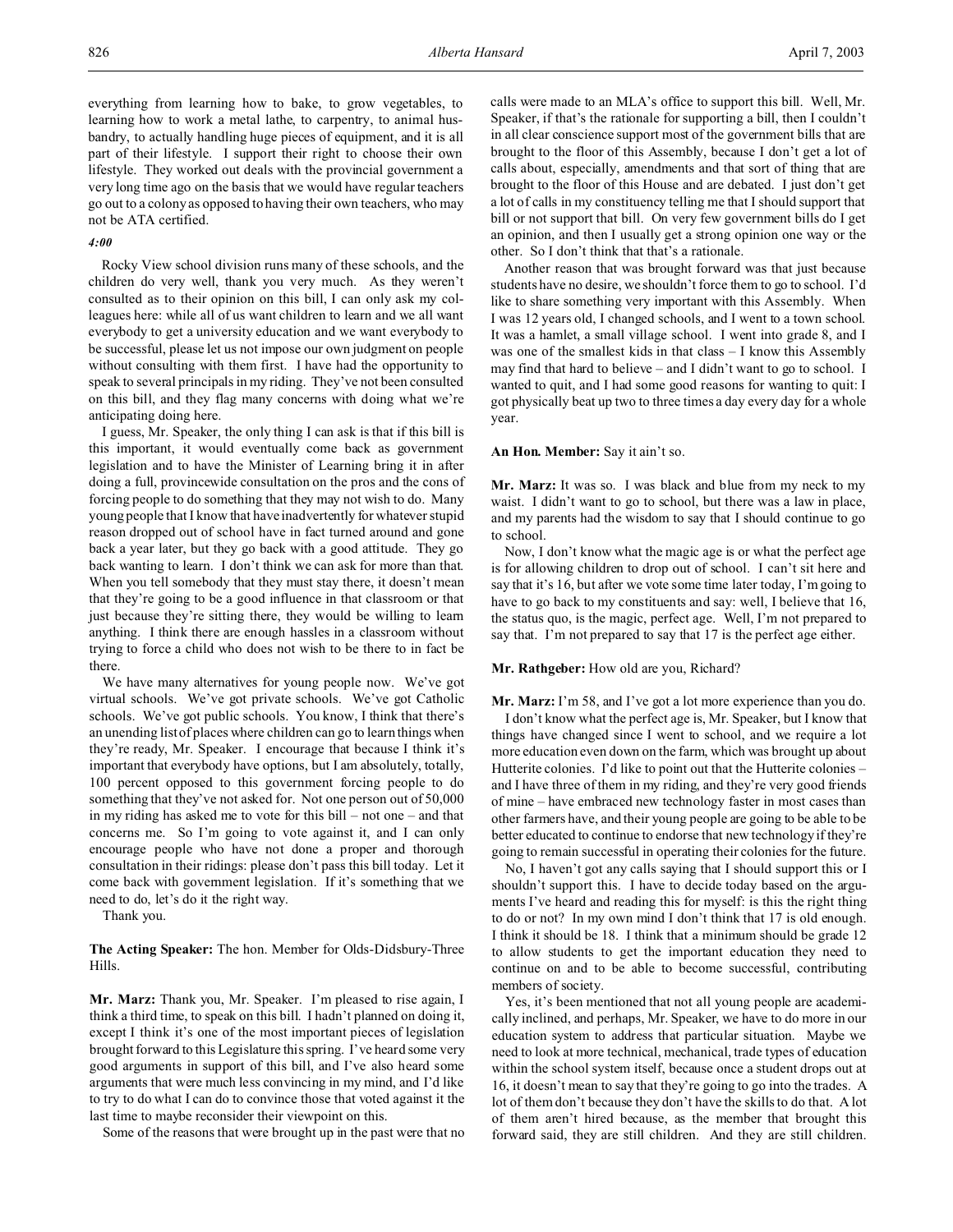everything from learning how to bake, to grow vegetables, to learning how to work a metal lathe, to carpentry, to animal husbandry, to actually handling huge pieces of equipment, and it is all part of their lifestyle. I support their right to choose their own lifestyle. They worked out deals with the provincial government a very long time ago on the basis that we would have regular teachers go out to a colony as opposed to having their own teachers, who may not be ATA certified.

*4:00*

Rocky View school division runs many of these schools, and the children do very well, thank you very much. As they weren't consulted as to their opinion on this bill, I can only ask my colleagues here: while all of us want children to learn and we all want everybody to get a university education and we want everybody to be successful, please let us not impose our own judgment on people without consulting with them first. I have had the opportunity to speak to several principals in my riding. They've not been consulted on this bill, and they flag many concerns with doing what we're anticipating doing here.

I guess, Mr. Speaker, the only thing I can ask is that if this bill is this important, it would eventually come back as government legislation and to have the Minister of Learning bring it in after doing a full, provincewide consultation on the pros and the cons of forcing people to do something that they may not wish to do. Many young people that I know that have inadvertently for whatever stupid reason dropped out of school have in fact turned around and gone back a year later, but they go back with a good attitude. They go back wanting to learn. I don't think we can ask for more than that. When you tell somebody that they must stay there, it doesn't mean that they're going to be a good influence in that classroom or that just because they're sitting there, they would be willing to learn anything. I think there are enough hassles in a classroom without trying to force a child who does not wish to be there to in fact be there.

We have many alternatives for young people now. We've got virtual schools. We've got private schools. We've got Catholic schools. We've got public schools. You know, I think that there's an unending list of places where children can go to learn things when they're ready, Mr. Speaker. I encourage that because I think it's important that everybody have options, but I am absolutely, totally, 100 percent opposed to this government forcing people to do something that they've not asked for. Not one person out of 50,000 in my riding has asked me to vote for this bill – not one – and that concerns me. So I'm going to vote against it, and I can only encourage people who have not done a proper and thorough consultation in their ridings: please don't pass this bill today. Let it come back with government legislation. If it's something that we need to do, let's do it the right way.

Thank you.

**The Acting Speaker:** The hon. Member for Olds-Didsbury-Three Hills.

**Mr. Marz:** Thank you, Mr. Speaker. I'm pleased to rise again, I think a third time, to speak on this bill. I hadn't planned on doing it, except I think it's one of the most important pieces of legislation brought forward to this Legislature this spring. I've heard some very good arguments in support of this bill, and I've also heard some arguments that were much less convincing in my mind, and I'd like to try to do what I can do to convince those that voted against it the last time to maybe reconsider their viewpoint on this.

Some of the reasons that were brought up in the past were that no calls were made to an MLA's office to support this bill. Well, Mr. Speaker, if that's the rationale for supporting a bill, then I couldn't in all clear conscience support most of the government bills that are brought to the floor of this Assembly, because I don't get a lot of calls about, especially, amendments and that sort of thing that are brought to the floor of this House and are debated. I just don't get a lot of calls in my constituency telling me that I should support that bill or not support that bill. On very few government bills do I get an opinion, and then I usually get a strong opinion one way or the other. So I don't think that that's a rationale.

Another reason that was brought forward was that just because students have no desire, we shouldn't force them to go to school. I'd like to share something very important with this Assembly. When I was 12 years old, I changed schools, and I went to a town school. It was a hamlet, a small village school. I went into grade 8, and I was one of the smallest kids in that class – I know this Assembly may find that hard to believe – and I didn't want to go to school. I wanted to quit, and I had some good reasons for wanting to quit: I got physically beat up two to three times a day every day for a whole year.

**An Hon. Member:** Say it ain't so.

**Mr. Marz:** It was so. I was black and blue from my neck to my waist. I didn't want to go to school, but there was a law in place, and my parents had the wisdom to say that I should continue to go to school.

Now, I don't know what the magic age is or what the perfect age is for allowing children to drop out of school. I can't sit here and say that it's 16, but after we vote some time later today, I'm going to have to go back to my constituents and say: well, I believe that 16, the status quo, is the magic, perfect age. Well, I'm not prepared to say that. I'm not prepared to say that 17 is the perfect age either.

**Mr. Rathgeber:** How old are you, Richard?

**Mr. Marz:** I'm 58, and I've got a lot more experience than you do.

I don't know what the perfect age is, Mr. Speaker, but I know that things have changed since I went to school, and we require a lot more education even down on the farm, which was brought up about Hutterite colonies. I'd like to point out that the Hutterite colonies – and I have three of them in my riding, and they're very good friends of mine – have embraced new technology faster in most cases than other farmers have, and their young people are going to be able to be better educated to continue to endorse that new technology if they're going to remain successful in operating their colonies for the future.

No, I haven't got any calls saying that I should support this or I shouldn't support this. I have to decide today based on the arguments I've heard and reading this for myself: is this the right thing to do or not? In my own mind I don't think that 17 is old enough. I think it should be 18. I think that a minimum should be grade 12 to allow students to get the important education they need to continue on and to be able to become successful, contributing members of society.

Yes, it's been mentioned that not all young people are academically inclined, and perhaps, Mr. Speaker, we have to do more in our education system to address that particular situation. Maybe we need to look at more technical, mechanical, trade types of education within the school system itself, because once a student drops out at 16, it doesn't mean to say that they're going to go into the trades. A lot of them don't because they don't have the skills to do that. A lot of them aren't hired because, as the member that brought this forward said, they are still children. And they are still children.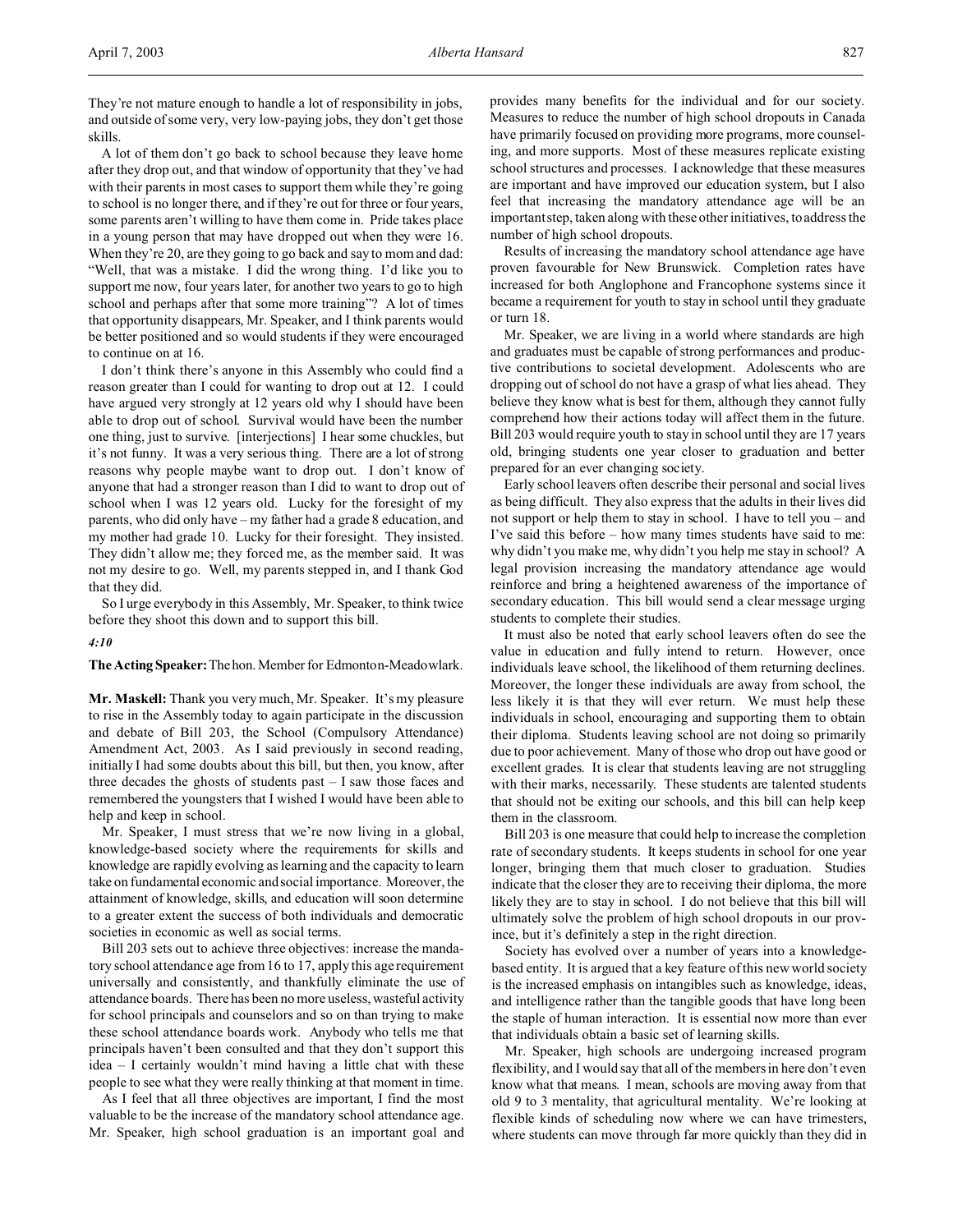They're not mature enough to handle a lot of responsibility in jobs, and outside of some very, very low-paying jobs, they don't get those skills.

A lot of them don't go back to school because they leave home after they drop out, and that window of opportunity that they've had with their parents in most cases to support them while they're going to school is no longer there, and if they're out for three or four years, some parents aren't willing to have them come in. Pride takes place in a young person that may have dropped out when they were 16. When they're 20, are they going to go back and say to mom and dad: "Well, that was a mistake. I did the wrong thing. I'd like you to support me now, four years later, for another two years to go to high school and perhaps after that some more training"? A lot of times that opportunity disappears, Mr. Speaker, and I think parents would be better positioned and so would students if they were encouraged to continue on at 16.

I don't think there's anyone in this Assembly who could find a reason greater than I could for wanting to drop out at 12. I could have argued very strongly at 12 years old why I should have been able to drop out of school. Survival would have been the number one thing, just to survive. [interjections] I hear some chuckles, but it's not funny. It was a very serious thing. There are a lot of strong reasons why people maybe want to drop out. I don't know of anyone that had a stronger reason than I did to want to drop out of school when I was 12 years old. Lucky for the foresight of my parents, who did only have – my father had a grade 8 education, and my mother had grade 10. Lucky for their foresight. They insisted. They didn't allow me; they forced me, as the member said. It was not my desire to go. Well, my parents stepped in, and I thank God that they did.

So I urge everybody in this Assembly, Mr. Speaker, to think twice before they shoot this down and to support this bill.

*4:10*

**The Acting Speaker:** The hon. Member for Edmonton-Meadowlark.

**Mr. Maskell:** Thank you very much, Mr. Speaker. It's my pleasure to rise in the Assembly today to again participate in the discussion and debate of Bill 203, the School (Compulsory Attendance) Amendment Act, 2003. As I said previously in second reading, initially I had some doubts about this bill, but then, you know, after three decades the ghosts of students past – I saw those faces and remembered the youngsters that I wished I would have been able to help and keep in school.

Mr. Speaker, I must stress that we're now living in a global, knowledge-based society where the requirements for skills and knowledge are rapidly evolving as learning and the capacity to learn take on fundamental economic and social importance. Moreover, the attainment of knowledge, skills, and education will soon determine to a greater extent the success of both individuals and democratic societies in economic as well as social terms.

Bill 203 sets out to achieve three objectives: increase the mandatory school attendance age from 16 to 17, apply this age requirement universally and consistently, and thankfully eliminate the use of attendance boards. There has been no more useless, wasteful activity for school principals and counselors and so on than trying to make these school attendance boards work. Anybody who tells me that principals haven't been consulted and that they don't support this idea – I certainly wouldn't mind having a little chat with these people to see what they were really thinking at that moment in time.

As I feel that all three objectives are important, I find the most valuable to be the increase of the mandatory school attendance age. Mr. Speaker, high school graduation is an important goal and provides many benefits for the individual and for our society. Measures to reduce the number of high school dropouts in Canada have primarily focused on providing more programs, more counseling, and more supports. Most of these measures replicate existing school structures and processes. I acknowledge that these measures are important and have improved our education system, but I also feel that increasing the mandatory attendance age will be an important step, taken along with these other initiatives, to address the number of high school dropouts.

Results of increasing the mandatory school attendance age have proven favourable for New Brunswick. Completion rates have increased for both Anglophone and Francophone systems since it became a requirement for youth to stay in school until they graduate or turn 18.

Mr. Speaker, we are living in a world where standards are high and graduates must be capable of strong performances and productive contributions to societal development. Adolescents who are dropping out of school do not have a grasp of what lies ahead. They believe they know what is best for them, although they cannot fully comprehend how their actions today will affect them in the future. Bill 203 would require youth to stay in school until they are 17 years old, bringing students one year closer to graduation and better prepared for an ever changing society.

Early school leavers often describe their personal and social lives as being difficult. They also express that the adults in their lives did not support or help them to stay in school. I have to tell you – and I've said this before – how many times students have said to me: why didn't you make me, why didn't you help me stay in school? A legal provision increasing the mandatory attendance age would reinforce and bring a heightened awareness of the importance of secondary education. This bill would send a clear message urging students to complete their studies.

It must also be noted that early school leavers often do see the value in education and fully intend to return. However, once individuals leave school, the likelihood of them returning declines. Moreover, the longer these individuals are away from school, the less likely it is that they will ever return. We must help these individuals in school, encouraging and supporting them to obtain their diploma. Students leaving school are not doing so primarily due to poor achievement. Many of those who drop out have good or excellent grades. It is clear that students leaving are not struggling with their marks, necessarily. These students are talented students that should not be exiting our schools, and this bill can help keep them in the classroom.

Bill 203 is one measure that could help to increase the completion rate of secondary students. It keeps students in school for one year longer, bringing them that much closer to graduation. Studies indicate that the closer they are to receiving their diploma, the more likely they are to stay in school. I do not believe that this bill will ultimately solve the problem of high school dropouts in our province, but it's definitely a step in the right direction.

Society has evolved over a number of years into a knowledge-based entity. It is argued that a key feature of this new world society is the increased emphasis on intangibles such as knowledge, ideas, and intelligence rather than the tangible goods that have long been the staple of human interaction. It is essential now more than ever that individuals obtain a basic set of learning skills.

Mr. Speaker, high schools are undergoing increased program flexibility, and I would say that all of the members in here don't even know what that means. I mean, schools are moving away from that old 9 to 3 mentality, that agricultural mentality. We're looking at flexible kinds of scheduling now where we can have trimesters, where students can move through far more quickly than they did in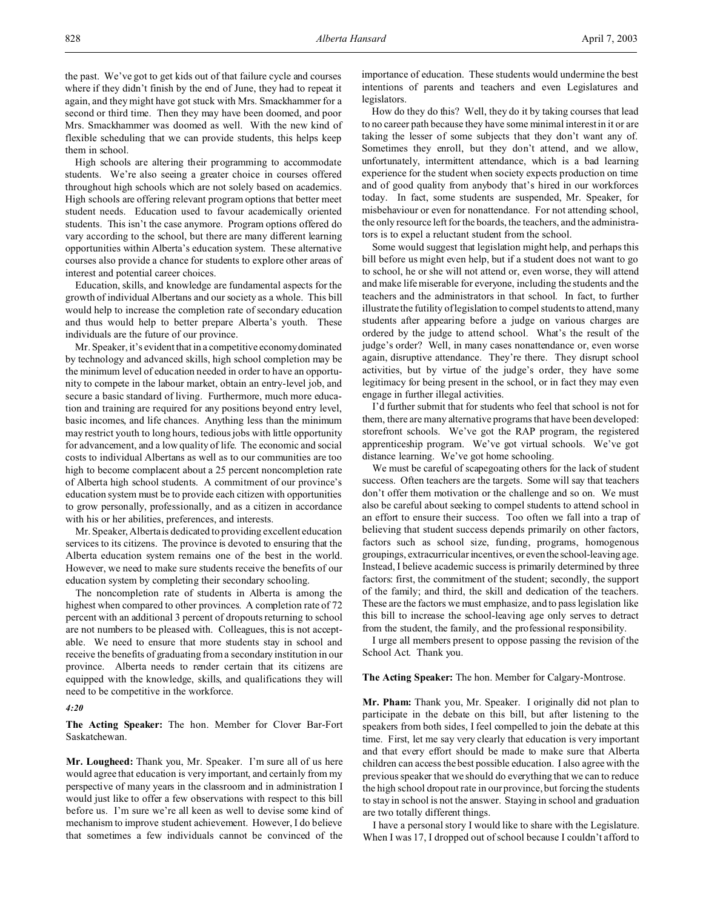the past. We've got to get kids out of that failure cycle and courses where if they didn't finish by the end of June, they had to repeat it again, and they might have got stuck with Mrs. Smackhammer for a second or third time. Then they may have been doomed, and poor Mrs. Smackhammer was doomed as well. With the new kind of flexible scheduling that we can provide students, this helps keep them in school.

High schools are altering their programming to accommodate students. We're also seeing a greater choice in courses offered throughout high schools which are not solely based on academics. High schools are offering relevant program options that better meet student needs. Education used to favour academically oriented students. This isn't the case anymore. Program options offered do vary according to the school, but there are many different learning opportunities within Alberta's education system. These alternative courses also provide a chance for students to explore other areas of interest and potential career choices.

Education, skills, and knowledge are fundamental aspects for the growth of individual Albertans and our society as a whole. This bill would help to increase the completion rate of secondary education and thus would help to better prepare Alberta's youth. These individuals are the future of our province.

Mr. Speaker, it's evident that in a competitive economy dominated by technology and advanced skills, high school completion may be the minimum level of education needed in order to have an opportunity to compete in the labour market, obtain an entry-level job, and secure a basic standard of living. Furthermore, much more education and training are required for any positions beyond entry level, basic incomes, and life chances. Anything less than the minimum may restrict youth to long hours, tedious jobs with little opportunity for advancement, and a low quality of life. The economic and social costs to individual Albertans as well as to our communities are too high to become complacent about a 25 percent noncompletion rate of Alberta high school students. A commitment of our province's education system must be to provide each citizen with opportunities to grow personally, professionally, and as a citizen in accordance with his or her abilities, preferences, and interests.

Mr. Speaker, Alberta is dedicated to providing excellent education services to its citizens. The province is devoted to ensuring that the Alberta education system remains one of the best in the world. However, we need to make sure students receive the benefits of our education system by completing their secondary schooling.

The noncompletion rate of students in Alberta is among the highest when compared to other provinces. A completion rate of 72 percent with an additional 3 percent of dropouts returning to school are not numbers to be pleased with. Colleagues, this is not acceptable. We need to ensure that more students stay in school and receive the benefits of graduating from a secondary institution in our province. Alberta needs to render certain that its citizens are equipped with the knowledge, skills, and qualifications they will need to be competitive in the workforce.

*4:20*

**The Acting Speaker:** The hon. Member for Clover Bar-Fort Saskatchewan.

**Mr. Lougheed:** Thank you, Mr. Speaker. I'm sure all of us here would agree that education is very important, and certainly from my perspective of many years in the classroom and in administration I would just like to offer a few observations with respect to this bill before us. I'm sure we're all keen as well to devise some kind of mechanism to improve student achievement. However, I do believe that sometimes a few individuals cannot be convinced of the importance of education. These students would undermine the best intentions of parents and teachers and even Legislatures and legislators.

How do they do this? Well, they do it by taking courses that lead to no career path because they have some minimal interest in it or are taking the lesser of some subjects that they don't want any of. Sometimes they enroll, but they don't attend, and we allow, unfortunately, intermittent attendance, which is a bad learning experience for the student when society expects production on time and of good quality from anybody that's hired in our workforces today. In fact, some students are suspended, Mr. Speaker, for misbehaviour or even for nonattendance. For not attending school, the only resource left for the boards, the teachers, and the administrators is to expel a reluctant student from the school.

Some would suggest that legislation might help, and perhaps this bill before us might even help, but if a student does not want to go to school, he or she will not attend or, even worse, they will attend and make life miserable for everyone, including the students and the teachers and the administrators in that school. In fact, to further illustrate the futility of legislation to compel students to attend, many students after appearing before a judge on various charges are ordered by the judge to attend school. What's the result of the judge's order? Well, in many cases nonattendance or, even worse again, disruptive attendance. They're there. They disrupt school activities, but by virtue of the judge's order, they have some legitimacy for being present in the school, or in fact they may even engage in further illegal activities.

I'd further submit that for students who feel that school is not for them, there are many alternative programs that have been developed: storefront schools. We've got the RAP program, the registered apprenticeship program. We've got virtual schools. We've got distance learning. We've got home schooling.

We must be careful of scapegoating others for the lack of student success. Often teachers are the targets. Some will say that teachers don't offer them motivation or the challenge and so on. We must also be careful about seeking to compel students to attend school in an effort to ensure their success. Too often we fall into a trap of believing that student success depends primarily on other factors, factors such as school size, funding, programs, homogenous groupings, extracurricular incentives, or even the school-leaving age. Instead, I believe academic success is primarily determined by three factors: first, the commitment of the student; secondly, the support of the family; and third, the skill and dedication of the teachers. These are the factors we must emphasize, and to pass legislation like this bill to increase the school-leaving age only serves to detract from the student, the family, and the professional responsibility.

I urge all members present to oppose passing the revision of the School Act. Thank you.

**The Acting Speaker:** The hon. Member for Calgary-Montrose.

**Mr. Pham:** Thank you, Mr. Speaker. I originally did not plan to participate in the debate on this bill, but after listening to the speakers from both sides, I feel compelled to join the debate at this time. First, let me say very clearly that education is very important and that every effort should be made to make sure that Alberta children can access the best possible education. I also agree with the previous speaker that we should do everything that we can to reduce the high school dropout rate in our province, but forcing the students to stay in school is not the answer. Staying in school and graduation are two totally different things.

I have a personal story I would like to share with the Legislature. When I was 17, I dropped out of school because I couldn't afford to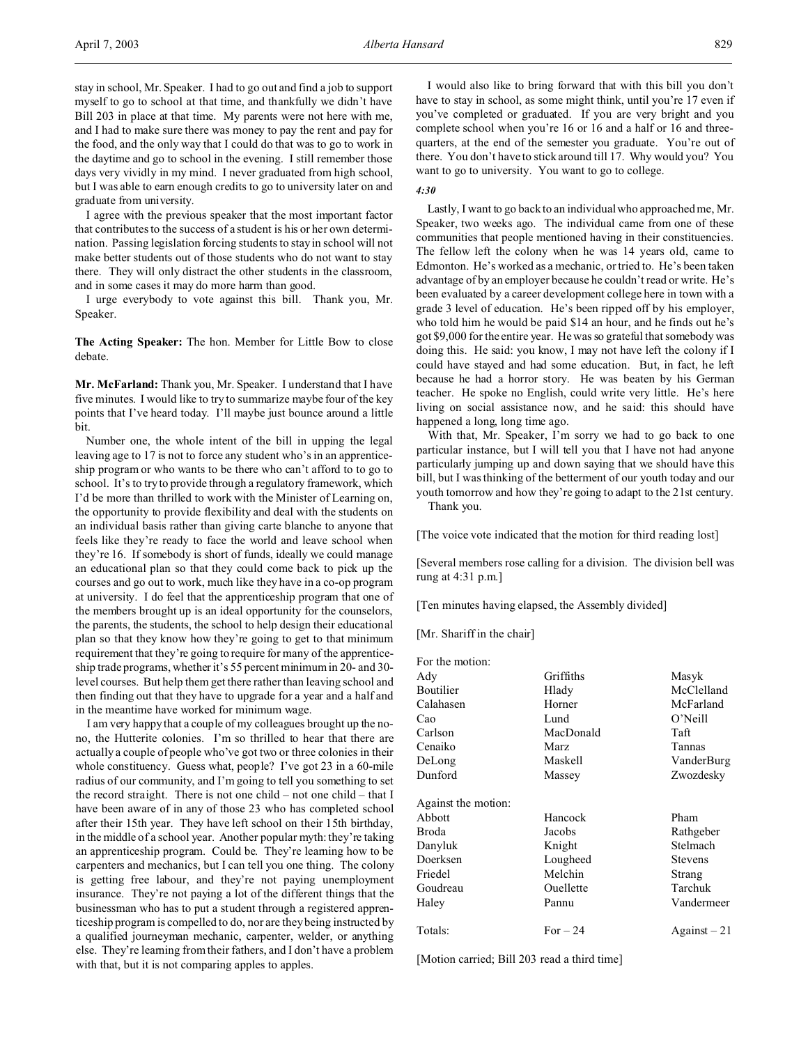stay in school, Mr. Speaker. I had to go out and find a job to support myself to go to school at that time, and thankfully we didn't have Bill 203 in place at that time. My parents were not here with me, and I had to make sure there was money to pay the rent and pay for the food, and the only way that I could do that was to go to work in the daytime and go to school in the evening. I still remember those days very vividly in my mind. I never graduated from high school, but I was able to earn enough credits to go to university later on and graduate from university.

I agree with the previous speaker that the most important factor that contributes to the success of a student is his or her own determination. Passing legislation forcing students to stay in school will not make better students out of those students who do not want to stay there. They will only distract the other students in the classroom, and in some cases it may do more harm than good.

I urge everybody to vote against this bill. Thank you, Mr. Speaker.

**The Acting Speaker:** The hon. Member for Little Bow to close debate.

**Mr. McFarland:** Thank you, Mr. Speaker. I understand that I have five minutes. I would like to try to summarize maybe four of the key points that I've heard today. I'll maybe just bounce around a little bit.

Number one, the whole intent of the bill in upping the legal leaving age to 17 is not to force any student who's in an apprenticeship program or who wants to be there who can't afford to to go to school. It's to try to provide through a regulatory framework, which I'd be more than thrilled to work with the Minister of Learning on, the opportunity to provide flexibility and deal with the students on an individual basis rather than giving carte blanche to anyone that feels like they're ready to face the world and leave school when they're 16. If somebody is short of funds, ideally we could manage an educational plan so that they could come back to pick up the courses and go out to work, much like they have in a co-op program at university. I do feel that the apprenticeship program that one of the members brought up is an ideal opportunity for the counselors, the parents, the students, the school to help design their educational plan so that they know how they're going to get to that minimum requirement that they're going to require for many of the apprenticeship trade programs, whether it's 55 percent minimum in 20- and 30-level courses. But help them get there rather than leaving school and then finding out that they have to upgrade for a year and a half and in the meantime have worked for minimum wage.

I am very happy that a couple of my colleagues brought up the no-no, the Hutterite colonies. I'm so thrilled to hear that there are actually a couple of people who've got two or three colonies in their whole constituency. Guess what, people? I've got 23 in a 60-mile radius of our community, and I'm going to tell you something to set the record straight. There is not one child – not one child – that I have been aware of in any of those 23 who has completed school after their 15th year. They have left school on their 15th birthday, in the middle of a school year. Another popular myth: they're taking an apprenticeship program. Could be. They're learning how to be carpenters and mechanics, but I can tell you one thing. The colony is getting free labour, and they're not paying unemployment insurance. They're not paying a lot of the different things that the businessman who has to put a student through a registered apprenticeship program is compelled to do, nor are they being instructed by a qualified journeyman mechanic, carpenter, welder, or anything else. They're learning from their fathers, and I don't have a problem with that, but it is not comparing apples to apples.

I would also like to bring forward that with this bill you don't have to stay in school, as some might think, until you're 17 even if you've completed or graduated. If you are very bright and you complete school when you're 16 or 16 and a half or 16 and three-quarters, at the end of the semester you graduate. You're out of there. You don't have to stick around till 17. Why would you? You want to go to university. You want to go to college.

*4:30*

Lastly, I want to go back to an individual who approached me, Mr. Speaker, two weeks ago. The individual came from one of these communities that people mentioned having in their constituencies. The fellow left the colony when he was 14 years old, came to Edmonton. He's worked as a mechanic, or tried to. He's been taken advantage of by an employer because he couldn't read or write. He's been evaluated by a career development college here in town with a grade 3 level of education. He's been ripped off by his employer, who told him he would be paid $14 an hour, and he finds out he's got $9,000 for the entire year. He was so grateful that somebody was doing this. He said: you know, I may not have left the colony if I could have stayed and had some education. But, in fact, he left because he had a horror story. He was beaten by his German teacher. He spoke no English, could write very little. He's here living on social assistance now, and he said: this should have happened a long, long time ago.

With that, Mr. Speaker, I'm sorry we had to go back to one particular instance, but I will tell you that I have not had anyone particularly jumping up and down saying that we should have this bill, but I was thinking of the betterment of our youth today and our youth tomorrow and how they're going to adapt to the 21st century.

Thank you.

[The voice vote indicated that the motion for third reading lost]

[Several members rose calling for a division. The division bell was rung at 4:31 p.m.]

[Ten minutes having elapsed, the Assembly divided]

[Mr. Shariff in the chair]

For the motion:

| | | |
|---|---|---|
| Ady | Griffiths | Masyk |
| Boutilier | Hlady | McClelland |
| Calahasen | Horner | McFarland |
| Cao | Lund | O'Neill |
| Carlson | MacDonald | Taft |
| Cenaiko | Marz | Tannas |
| DeLong | Maskell | VanderBurg |
| Dunford | Massey | Zwozdesky |

Against the motion:

| | | |
|---|---|---|
| Abbott | Hancock | Pham |
| Broda | Jacobs | Rathgeber |
| Danyluk | Knight | Stelmach |
| Doerksen | Lougheed | Stevens |
| Friedel | Melchin | Strang |
| Goudreau | Ouellette | Tarchuk |
| Haley | Pannu | Vandermeer |

Totals: For – 24 Against – 21

[Motion carried; Bill 203 read a third time]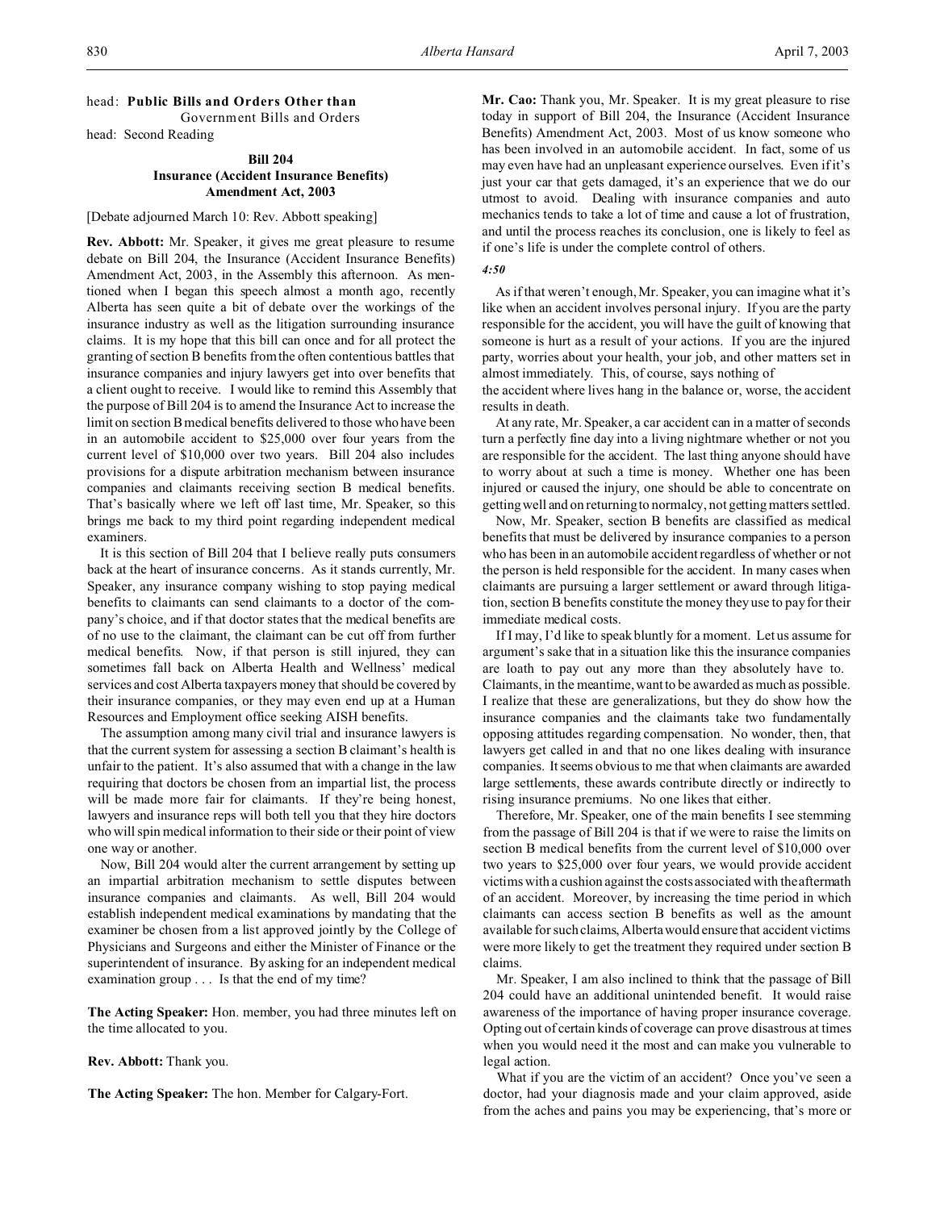head: **Public Bills and Orders Other than**
Government Bills and Orders
head: Second Reading

**Bill 204**
**Insurance (Accident Insurance Benefits) Amendment Act, 2003**

[Debate adjourned March 10: Rev. Abbott speaking]

**Rev. Abbott:** Mr. Speaker, it gives me great pleasure to resume debate on Bill 204, the Insurance (Accident Insurance Benefits) Amendment Act, 2003, in the Assembly this afternoon. As mentioned when I began this speech almost a month ago, recently Alberta has seen quite a bit of debate over the workings of the insurance industry as well as the litigation surrounding insurance claims. It is my hope that this bill can once and for all protect the granting of section B benefits from the often contentious battles that insurance companies and injury lawyers get into over benefits that a client ought to receive. I would like to remind this Assembly that the purpose of Bill 204 is to amend the Insurance Act to increase the limit on section B medical benefits delivered to those who have been in an automobile accident to $25,000 over four years from the current level of $10,000 over two years. Bill 204 also includes provisions for a dispute arbitration mechanism between insurance companies and claimants receiving section B medical benefits. That's basically where we left off last time, Mr. Speaker, so this brings me back to my third point regarding independent medical examiners.

It is this section of Bill 204 that I believe really puts consumers back at the heart of insurance concerns. As it stands currently, Mr. Speaker, any insurance company wishing to stop paying medical benefits to claimants can send claimants to a doctor of the company's choice, and if that doctor states that the medical benefits are of no use to the claimant, the claimant can be cut off from further medical benefits. Now, if that person is still injured, they can sometimes fall back on Alberta Health and Wellness' medical services and cost Alberta taxpayers money that should be covered by their insurance companies, or they may even end up at a Human Resources and Employment office seeking AISH benefits.

The assumption among many civil trial and insurance lawyers is that the current system for assessing a section B claimant's health is unfair to the patient. It's also assumed that with a change in the law requiring that doctors be chosen from an impartial list, the process will be made more fair for claimants. If they're being honest, lawyers and insurance reps will both tell you that they hire doctors who will spin medical information to their side or their point of view one way or another.

Now, Bill 204 would alter the current arrangement by setting up an impartial arbitration mechanism to settle disputes between insurance companies and claimants. As well, Bill 204 would establish independent medical examinations by mandating that the examiner be chosen from a list approved jointly by the College of Physicians and Surgeons and either the Minister of Finance or the superintendent of insurance. By asking for an independent medical examination group . . . Is that the end of my time?

**The Acting Speaker:** Hon. member, you had three minutes left on the time allocated to you.

**Rev. Abbott:** Thank you.

**The Acting Speaker:** The hon. Member for Calgary-Fort.

**Mr. Cao:** Thank you, Mr. Speaker. It is my great pleasure to rise today in support of Bill 204, the Insurance (Accident Insurance Benefits) Amendment Act, 2003. Most of us know someone who has been involved in an automobile accident. In fact, some of us may even have had an unpleasant experience ourselves. Even if it's just your car that gets damaged, it's an experience that we do our utmost to avoid. Dealing with insurance companies and auto mechanics tends to take a lot of time and cause a lot of frustration, and until the process reaches its conclusion, one is likely to feel as if one's life is under the complete control of others.

*4:50*

As if that weren't enough, Mr. Speaker, you can imagine what it's like when an accident involves personal injury. If you are the party responsible for the accident, you will have the guilt of knowing that someone is hurt as a result of your actions. If you are the injured party, worries about your health, your job, and other matters set in almost immediately. This, of course, says nothing of the accident where lives hang in the balance or, worse, the accident results in death.

At any rate, Mr. Speaker, a car accident can in a matter of seconds turn a perfectly fine day into a living nightmare whether or not you are responsible for the accident. The last thing anyone should have to worry about at such a time is money. Whether one has been injured or caused the injury, one should be able to concentrate on getting well and on returning to normalcy, not getting matters settled.

Now, Mr. Speaker, section B benefits are classified as medical benefits that must be delivered by insurance companies to a person who has been in an automobile accident regardless of whether or not the person is held responsible for the accident. In many cases when claimants are pursuing a larger settlement or award through litigation, section B benefits constitute the money they use to pay for their immediate medical costs.

If I may, I'd like to speak bluntly for a moment. Let us assume for argument's sake that in a situation like this the insurance companies are loath to pay out any more than they absolutely have to. Claimants, in the meantime, want to be awarded as much as possible. I realize that these are generalizations, but they do show how the insurance companies and the claimants take two fundamentally opposing attitudes regarding compensation. No wonder, then, that lawyers get called in and that no one likes dealing with insurance companies. It seems obvious to me that when claimants are awarded large settlements, these awards contribute directly or indirectly to rising insurance premiums. No one likes that either.

Therefore, Mr. Speaker, one of the main benefits I see stemming from the passage of Bill 204 is that if we were to raise the limits on section B medical benefits from the current level of $10,000 over two years to $25,000 over four years, we would provide accident victims with a cushion against the costs associated with the aftermath of an accident. Moreover, by increasing the time period in which claimants can access section B benefits as well as the amount available for such claims, Alberta would ensure that accident victims were more likely to get the treatment they required under section B claims.

Mr. Speaker, I am also inclined to think that the passage of Bill 204 could have an additional unintended benefit. It would raise awareness of the importance of having proper insurance coverage. Opting out of certain kinds of coverage can prove disastrous at times when you would need it the most and can make you vulnerable to legal action.

What if you are the victim of an accident? Once you've seen a doctor, had your diagnosis made and your claim approved, aside from the aches and pains you may be experiencing, that's more or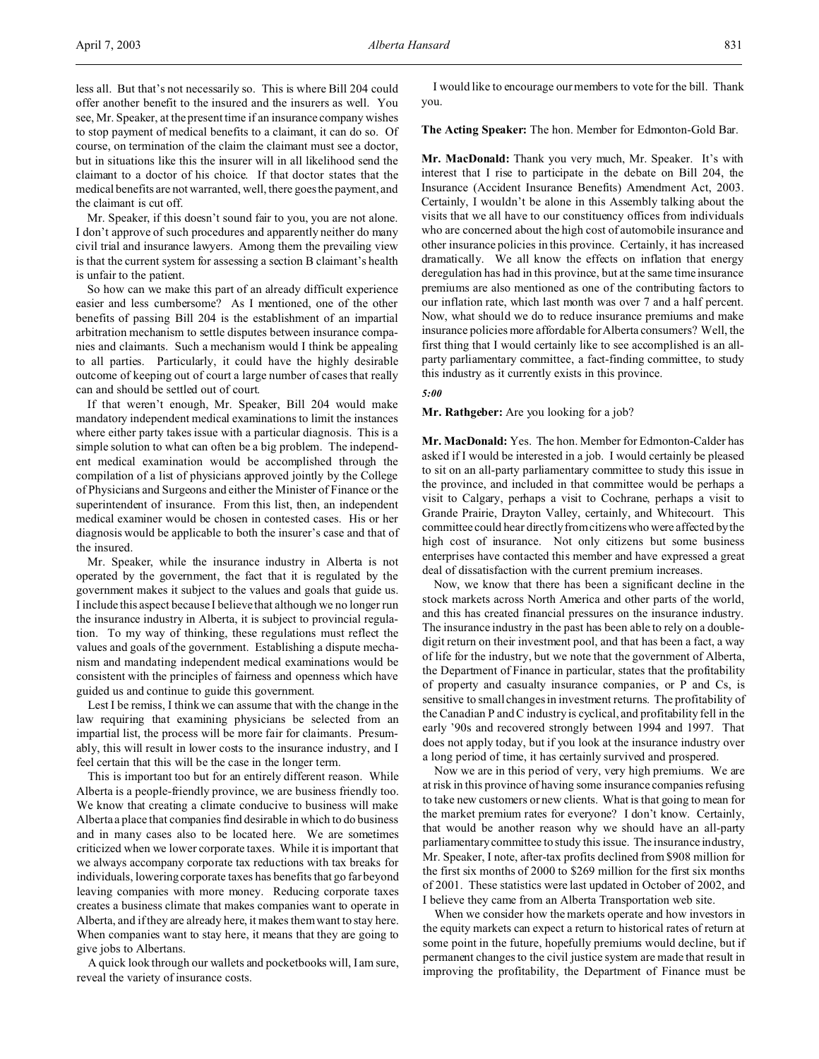less all. But that's not necessarily so. This is where Bill 204 could offer another benefit to the insured and the insurers as well. You see, Mr. Speaker, at the present time if an insurance company wishes to stop payment of medical benefits to a claimant, it can do so. Of course, on termination of the claim the claimant must see a doctor, but in situations like this the insurer will in all likelihood send the claimant to a doctor of his choice. If that doctor states that the medical benefits are not warranted, well, there goes the payment, and the claimant is cut off.

Mr. Speaker, if this doesn't sound fair to you, you are not alone. I don't approve of such procedures and apparently neither do many civil trial and insurance lawyers. Among them the prevailing view is that the current system for assessing a section B claimant's health is unfair to the patient.

So how can we make this part of an already difficult experience easier and less cumbersome? As I mentioned, one of the other benefits of passing Bill 204 is the establishment of an impartial arbitration mechanism to settle disputes between insurance companies and claimants. Such a mechanism would I think be appealing to all parties. Particularly, it could have the highly desirable outcome of keeping out of court a large number of cases that really can and should be settled out of court.

If that weren't enough, Mr. Speaker, Bill 204 would make mandatory independent medical examinations to limit the instances where either party takes issue with a particular diagnosis. This is a simple solution to what can often be a big problem. The independent medical examination would be accomplished through the compilation of a list of physicians approved jointly by the College of Physicians and Surgeons and either the Minister of Finance or the superintendent of insurance. From this list, then, an independent medical examiner would be chosen in contested cases. His or her diagnosis would be applicable to both the insurer's case and that of the insured.

Mr. Speaker, while the insurance industry in Alberta is not operated by the government, the fact that it is regulated by the government makes it subject to the values and goals that guide us. I include this aspect because I believe that although we no longer run the insurance industry in Alberta, it is subject to provincial regulation. To my way of thinking, these regulations must reflect the values and goals of the government. Establishing a dispute mechanism and mandating independent medical examinations would be consistent with the principles of fairness and openness which have guided us and continue to guide this government.

Lest I be remiss, I think we can assume that with the change in the law requiring that examining physicians be selected from an impartial list, the process will be more fair for claimants. Presumably, this will result in lower costs to the insurance industry, and I feel certain that this will be the case in the longer term.

This is important too but for an entirely different reason. While Alberta is a people-friendly province, we are business friendly too. We know that creating a climate conducive to business will make Alberta a place that companies find desirable in which to do business and in many cases also to be located here. We are sometimes criticized when we lower corporate taxes. While it is important that we always accompany corporate tax reductions with tax breaks for individuals, lowering corporate taxes has benefits that go far beyond leaving companies with more money. Reducing corporate taxes creates a business climate that makes companies want to operate in Alberta, and if they are already here, it makes them want to stay here. When companies want to stay here, it means that they are going to give jobs to Albertans.

A quick look through our wallets and pocketbooks will, I am sure, reveal the variety of insurance costs.

I would like to encourage our members to vote for the bill. Thank you.

**The Acting Speaker:** The hon. Member for Edmonton-Gold Bar.

**Mr. MacDonald:** Thank you very much, Mr. Speaker. It's with interest that I rise to participate in the debate on Bill 204, the Insurance (Accident Insurance Benefits) Amendment Act, 2003. Certainly, I wouldn't be alone in this Assembly talking about the visits that we all have to our constituency offices from individuals who are concerned about the high cost of automobile insurance and other insurance policies in this province. Certainly, it has increased dramatically. We all know the effects on inflation that energy deregulation has had in this province, but at the same time insurance premiums are also mentioned as one of the contributing factors to our inflation rate, which last month was over 7 and a half percent. Now, what should we do to reduce insurance premiums and make insurance policies more affordable for Alberta consumers? Well, the first thing that I would certainly like to see accomplished is an all-party parliamentary committee, a fact-finding committee, to study this industry as it currently exists in this province.

*5:00*

**Mr. Rathgeber:** Are you looking for a job?

**Mr. MacDonald:** Yes. The hon. Member for Edmonton-Calder has asked if I would be interested in a job. I would certainly be pleased to sit on an all-party parliamentary committee to study this issue in the province, and included in that committee would be perhaps a visit to Calgary, perhaps a visit to Cochrane, perhaps a visit to Grande Prairie, Drayton Valley, certainly, and Whitecourt. This committee could hear directly from citizens who were affected by the high cost of insurance. Not only citizens but some business enterprises have contacted this member and have expressed a great deal of dissatisfaction with the current premium increases.

Now, we know that there has been a significant decline in the stock markets across North America and other parts of the world, and this has created financial pressures on the insurance industry. The insurance industry in the past has been able to rely on a double-digit return on their investment pool, and that has been a fact, a way of life for the industry, but we note that the government of Alberta, the Department of Finance in particular, states that the profitability of property and casualty insurance companies, or P and Cs, is sensitive to small changes in investment returns. The profitability of the Canadian P and C industry is cyclical, and profitability fell in the early '90s and recovered strongly between 1994 and 1997. That does not apply today, but if you look at the insurance industry over a long period of time, it has certainly survived and prospered.

Now we are in this period of very, very high premiums. We are at risk in this province of having some insurance companies refusing to take new customers or new clients. What is that going to mean for the market premium rates for everyone? I don't know. Certainly, that would be another reason why we should have an all-party parliamentary committee to study this issue. The insurance industry, Mr. Speaker, I note, after-tax profits declined from $908 million for the first six months of 2000 to $269 million for the first six months of 2001. These statistics were last updated in October of 2002, and I believe they came from an Alberta Transportation web site.

When we consider how the markets operate and how investors in the equity markets can expect a return to historical rates of return at some point in the future, hopefully premiums would decline, but if permanent changes to the civil justice system are made that result in improving the profitability, the Department of Finance must be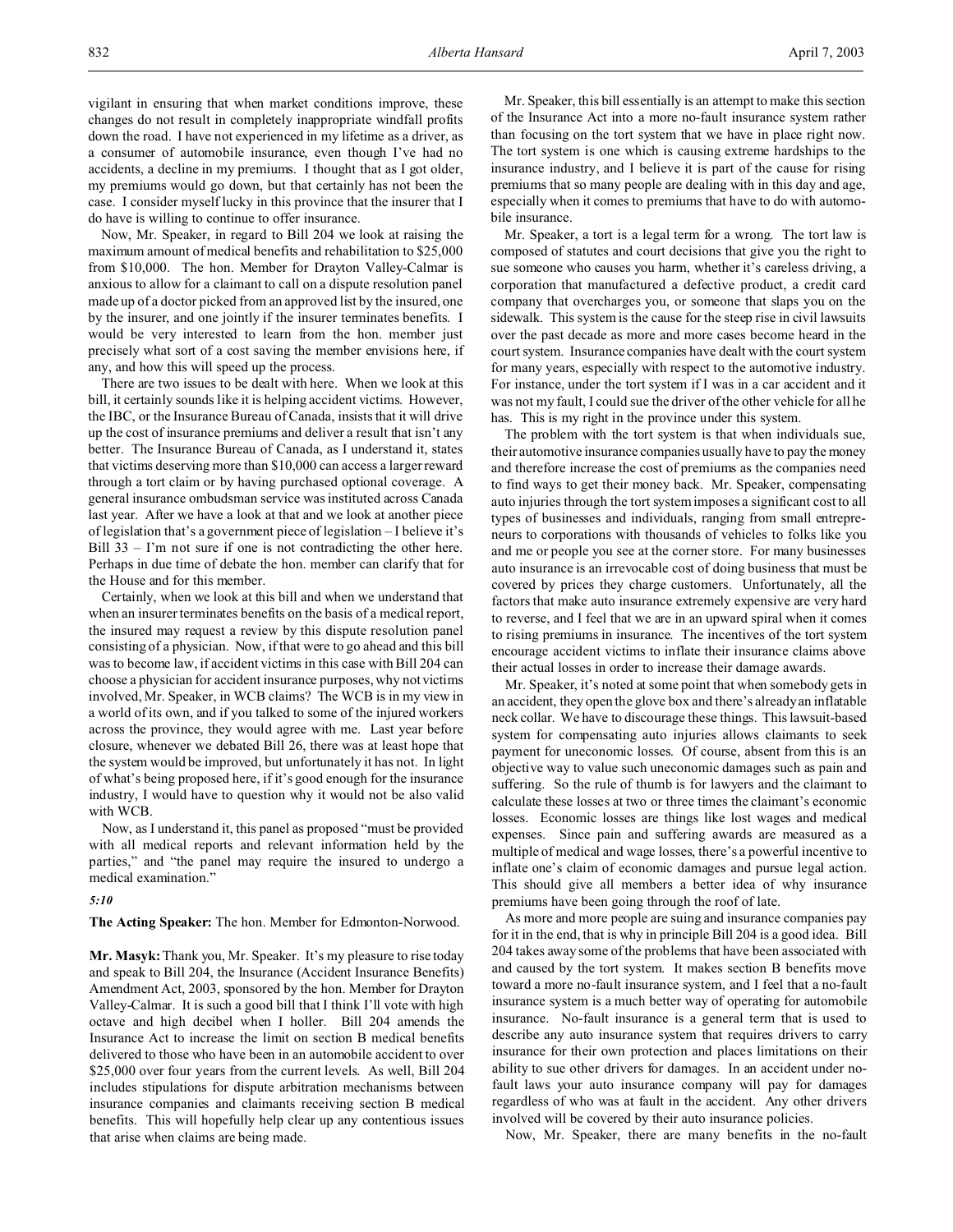vigilant in ensuring that when market conditions improve, these changes do not result in completely inappropriate windfall profits down the road. I have not experienced in my lifetime as a driver, as a consumer of automobile insurance, even though I've had no accidents, a decline in my premiums. I thought that as I got older, my premiums would go down, but that certainly has not been the case. I consider myself lucky in this province that the insurer that I do have is willing to continue to offer insurance.

Now, Mr. Speaker, in regard to Bill 204 we look at raising the maximum amount of medical benefits and rehabilitation to $25,000 from $10,000. The hon. Member for Drayton Valley-Calmar is anxious to allow for a claimant to call on a dispute resolution panel made up of a doctor picked from an approved list by the insured, one by the insurer, and one jointly if the insurer terminates benefits. I would be very interested to learn from the hon. member just precisely what sort of a cost saving the member envisions here, if any, and how this will speed up the process.

There are two issues to be dealt with here. When we look at this bill, it certainly sounds like it is helping accident victims. However, the IBC, or the Insurance Bureau of Canada, insists that it will drive up the cost of insurance premiums and deliver a result that isn't any better. The Insurance Bureau of Canada, as I understand it, states that victims deserving more than $10,000 can access a larger reward through a tort claim or by having purchased optional coverage. A general insurance ombudsman service was instituted across Canada last year. After we have a look at that and we look at another piece of legislation that's a government piece of legislation – I believe it's Bill 33 – I'm not sure if one is not contradicting the other here. Perhaps in due time of debate the hon. member can clarify that for the House and for this member.

Certainly, when we look at this bill and when we understand that when an insurer terminates benefits on the basis of a medical report, the insured may request a review by this dispute resolution panel consisting of a physician. Now, if that were to go ahead and this bill was to become law, if accident victims in this case with Bill 204 can choose a physician for accident insurance purposes, why not victims involved, Mr. Speaker, in WCB claims? The WCB is in my view in a world of its own, and if you talked to some of the injured workers across the province, they would agree with me. Last year before closure, whenever we debated Bill 26, there was at least hope that the system would be improved, but unfortunately it has not. In light of what's being proposed here, if it's good enough for the insurance industry, I would have to question why it would not be also valid with WCB.

Now, as I understand it, this panel as proposed "must be provided with all medical reports and relevant information held by the parties," and "the panel may require the insured to undergo a medical examination."

*5:10*

**The Acting Speaker:** The hon. Member for Edmonton-Norwood.

**Mr. Masyk:** Thank you, Mr. Speaker. It's my pleasure to rise today and speak to Bill 204, the Insurance (Accident Insurance Benefits) Amendment Act, 2003, sponsored by the hon. Member for Drayton Valley-Calmar. It is such a good bill that I think I'll vote with high octave and high decibel when I holler. Bill 204 amends the Insurance Act to increase the limit on section B medical benefits delivered to those who have been in an automobile accident to over $25,000 over four years from the current levels. As well, Bill 204 includes stipulations for dispute arbitration mechanisms between insurance companies and claimants receiving section B medical benefits. This will hopefully help clear up any contentious issues that arise when claims are being made.

Mr. Speaker, this bill essentially is an attempt to make this section of the Insurance Act into a more no-fault insurance system rather than focusing on the tort system that we have in place right now. The tort system is one which is causing extreme hardships to the insurance industry, and I believe it is part of the cause for rising premiums that so many people are dealing with in this day and age, especially when it comes to premiums that have to do with automobile insurance.

Mr. Speaker, a tort is a legal term for a wrong. The tort law is composed of statutes and court decisions that give you the right to sue someone who causes you harm, whether it's careless driving, a corporation that manufactured a defective product, a credit card company that overcharges you, or someone that slaps you on the sidewalk. This system is the cause for the steep rise in civil lawsuits over the past decade as more and more cases become heard in the court system. Insurance companies have dealt with the court system for many years, especially with respect to the automotive industry. For instance, under the tort system if I was in a car accident and it was not my fault, I could sue the driver of the other vehicle for all he has. This is my right in the province under this system.

The problem with the tort system is that when individuals sue, their automotive insurance companies usually have to pay the money and therefore increase the cost of premiums as the companies need to find ways to get their money back. Mr. Speaker, compensating auto injuries through the tort system imposes a significant cost to all types of businesses and individuals, ranging from small entrepreneurs to corporations with thousands of vehicles to folks like you and me or people you see at the corner store. For many businesses auto insurance is an irrevocable cost of doing business that must be covered by prices they charge customers. Unfortunately, all the factors that make auto insurance extremely expensive are very hard to reverse, and I feel that we are in an upward spiral when it comes to rising premiums in insurance. The incentives of the tort system encourage accident victims to inflate their insurance claims above their actual losses in order to increase their damage awards.

Mr. Speaker, it's noted at some point that when somebody gets in an accident, they open the glove box and there's already an inflatable neck collar. We have to discourage these things. This lawsuit-based system for compensating auto injuries allows claimants to seek payment for uneconomic losses. Of course, absent from this is an objective way to value such uneconomic damages such as pain and suffering. So the rule of thumb is for lawyers and the claimant to calculate these losses at two or three times the claimant's economic losses. Economic losses are things like lost wages and medical expenses. Since pain and suffering awards are measured as a multiple of medical and wage losses, there's a powerful incentive to inflate one's claim of economic damages and pursue legal action. This should give all members a better idea of why insurance premiums have been going through the roof of late.

As more and more people are suing and insurance companies pay for it in the end, that is why in principle Bill 204 is a good idea. Bill 204 takes away some of the problems that have been associated with and caused by the tort system. It makes section B benefits move toward a more no-fault insurance system, and I feel that a no-fault insurance system is a much better way of operating for automobile insurance. No-fault insurance is a general term that is used to describe any auto insurance system that requires drivers to carry insurance for their own protection and places limitations on their ability to sue other drivers for damages. In an accident under no-fault laws your auto insurance company will pay for damages regardless of who was at fault in the accident. Any other drivers involved will be covered by their auto insurance policies.

Now, Mr. Speaker, there are many benefits in the no-fault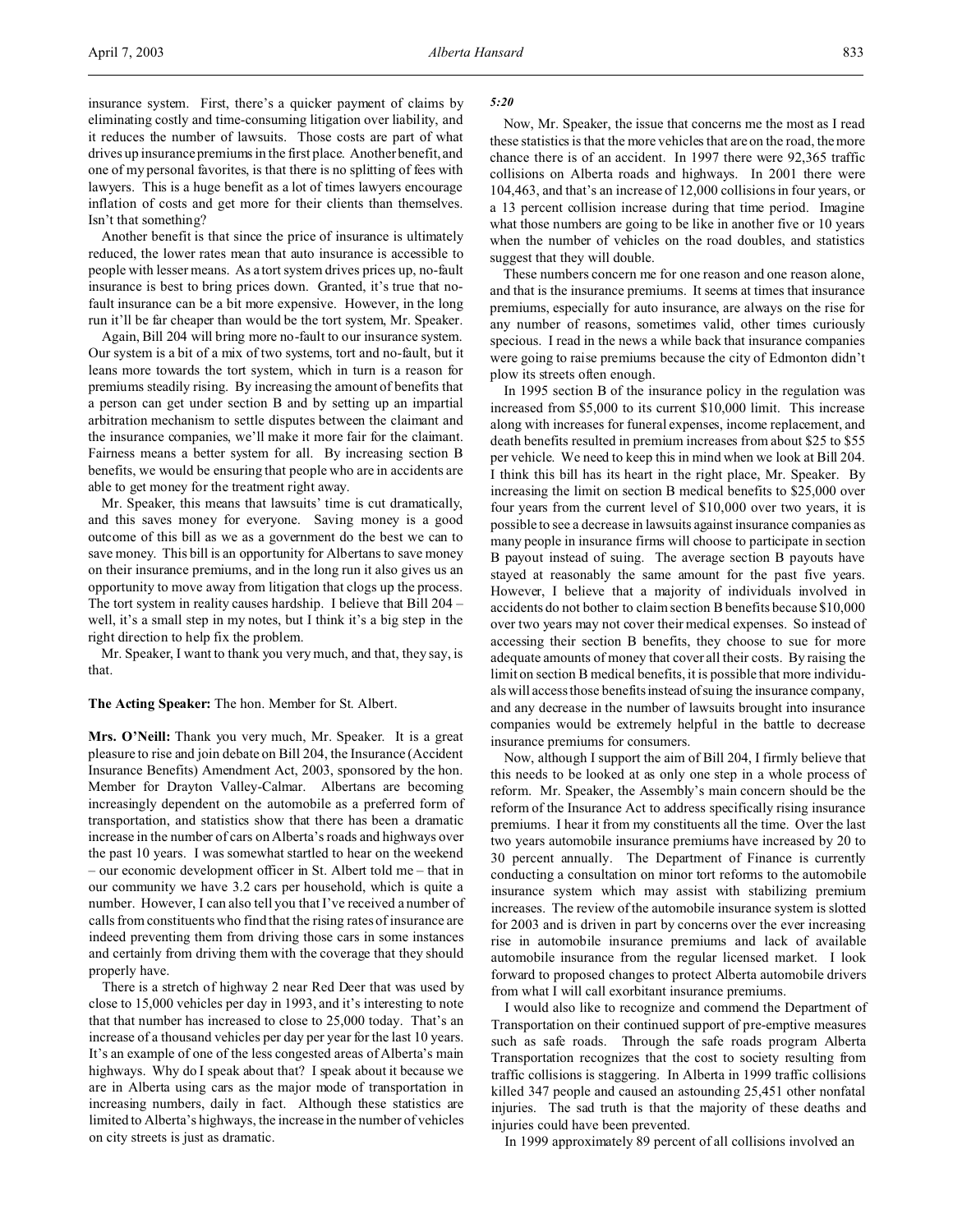insurance system. First, there's a quicker payment of claims by eliminating costly and time-consuming litigation over liability, and it reduces the number of lawsuits. Those costs are part of what drives up insurance premiums in the first place. Another benefit, and one of my personal favorites, is that there is no splitting of fees with lawyers. This is a huge benefit as a lot of times lawyers encourage inflation of costs and get more for their clients than themselves. Isn't that something?

Another benefit is that since the price of insurance is ultimately reduced, the lower rates mean that auto insurance is accessible to people with lesser means. As a tort system drives prices up, no-fault insurance is best to bring prices down. Granted, it's true that no-fault insurance can be a bit more expensive. However, in the long run it'll be far cheaper than would be the tort system, Mr. Speaker.

Again, Bill 204 will bring more no-fault to our insurance system. Our system is a bit of a mix of two systems, tort and no-fault, but it leans more towards the tort system, which in turn is a reason for premiums steadily rising. By increasing the amount of benefits that a person can get under section B and by setting up an impartial arbitration mechanism to settle disputes between the claimant and the insurance companies, we'll make it more fair for the claimant. Fairness means a better system for all. By increasing section B benefits, we would be ensuring that people who are in accidents are able to get money for the treatment right away.

Mr. Speaker, this means that lawsuits' time is cut dramatically, and this saves money for everyone. Saving money is a good outcome of this bill as we as a government do the best we can to save money. This bill is an opportunity for Albertans to save money on their insurance premiums, and in the long run it also gives us an opportunity to move away from litigation that clogs up the process. The tort system in reality causes hardship. I believe that Bill 204 – well, it's a small step in my notes, but I think it's a big step in the right direction to help fix the problem.

Mr. Speaker, I want to thank you very much, and that, they say, is that.

**The Acting Speaker:** The hon. Member for St. Albert.

**Mrs. O'Neill:** Thank you very much, Mr. Speaker. It is a great pleasure to rise and join debate on Bill 204, the Insurance (Accident Insurance Benefits) Amendment Act, 2003, sponsored by the hon. Member for Drayton Valley-Calmar. Albertans are becoming increasingly dependent on the automobile as a preferred form of transportation, and statistics show that there has been a dramatic increase in the number of cars on Alberta's roads and highways over the past 10 years. I was somewhat startled to hear on the weekend – our economic development officer in St. Albert told me – that in our community we have 3.2 cars per household, which is quite a number. However, I can also tell you that I've received a number of calls from constituents who find that the rising rates of insurance are indeed preventing them from driving those cars in some instances and certainly from driving them with the coverage that they should properly have.

There is a stretch of highway 2 near Red Deer that was used by close to 15,000 vehicles per day in 1993, and it's interesting to note that that number has increased to close to 25,000 today. That's an increase of a thousand vehicles per day per year for the last 10 years. It's an example of one of the less congested areas of Alberta's main highways. Why do I speak about that? I speak about it because we are in Alberta using cars as the major mode of transportation in increasing numbers, daily in fact. Although these statistics are limited to Alberta's highways, the increase in the number of vehicles on city streets is just as dramatic.

*5:20*

Now, Mr. Speaker, the issue that concerns me the most as I read these statistics is that the more vehicles that are on the road, the more chance there is of an accident. In 1997 there were 92,365 traffic collisions on Alberta roads and highways. In 2001 there were 104,463, and that's an increase of 12,000 collisions in four years, or a 13 percent collision increase during that time period. Imagine what those numbers are going to be like in another five or 10 years when the number of vehicles on the road doubles, and statistics suggest that they will double.

These numbers concern me for one reason and one reason alone, and that is the insurance premiums. It seems at times that insurance premiums, especially for auto insurance, are always on the rise for any number of reasons, sometimes valid, other times curiously specious. I read in the news a while back that insurance companies were going to raise premiums because the city of Edmonton didn't plow its streets often enough.

In 1995 section B of the insurance policy in the regulation was increased from $5,000 to its current $10,000 limit. This increase along with increases for funeral expenses, income replacement, and death benefits resulted in premium increases from about $25 to $55 per vehicle. We need to keep this in mind when we look at Bill 204. I think this bill has its heart in the right place, Mr. Speaker. By increasing the limit on section B medical benefits to $25,000 over four years from the current level of $10,000 over two years, it is possible to see a decrease in lawsuits against insurance companies as many people in insurance firms will choose to participate in section B payout instead of suing. The average section B payouts have stayed at reasonably the same amount for the past five years. However, I believe that a majority of individuals involved in accidents do not bother to claim section B benefits because $10,000 over two years may not cover their medical expenses. So instead of accessing their section B benefits, they choose to sue for more adequate amounts of money that cover all their costs. By raising the limit on section B medical benefits, it is possible that more individuals will access those benefits instead of suing the insurance company, and any decrease in the number of lawsuits brought into insurance companies would be extremely helpful in the battle to decrease insurance premiums for consumers.

Now, although I support the aim of Bill 204, I firmly believe that this needs to be looked at as only one step in a whole process of reform. Mr. Speaker, the Assembly's main concern should be the reform of the Insurance Act to address specifically rising insurance premiums. I hear it from my constituents all the time. Over the last two years automobile insurance premiums have increased by 20 to 30 percent annually. The Department of Finance is currently conducting a consultation on minor tort reforms to the automobile insurance system which may assist with stabilizing premium increases. The review of the automobile insurance system is slotted for 2003 and is driven in part by concerns over the ever increasing rise in automobile insurance premiums and lack of available automobile insurance from the regular licensed market. I look forward to proposed changes to protect Alberta automobile drivers from what I will call exorbitant insurance premiums.

I would also like to recognize and commend the Department of Transportation on their continued support of pre-emptive measures such as safe roads. Through the safe roads program Alberta Transportation recognizes that the cost to society resulting from traffic collisions is staggering. In Alberta in 1999 traffic collisions killed 347 people and caused an astounding 25,451 other nonfatal injuries. The sad truth is that the majority of these deaths and injuries could have been prevented.

In 1999 approximately 89 percent of all collisions involved an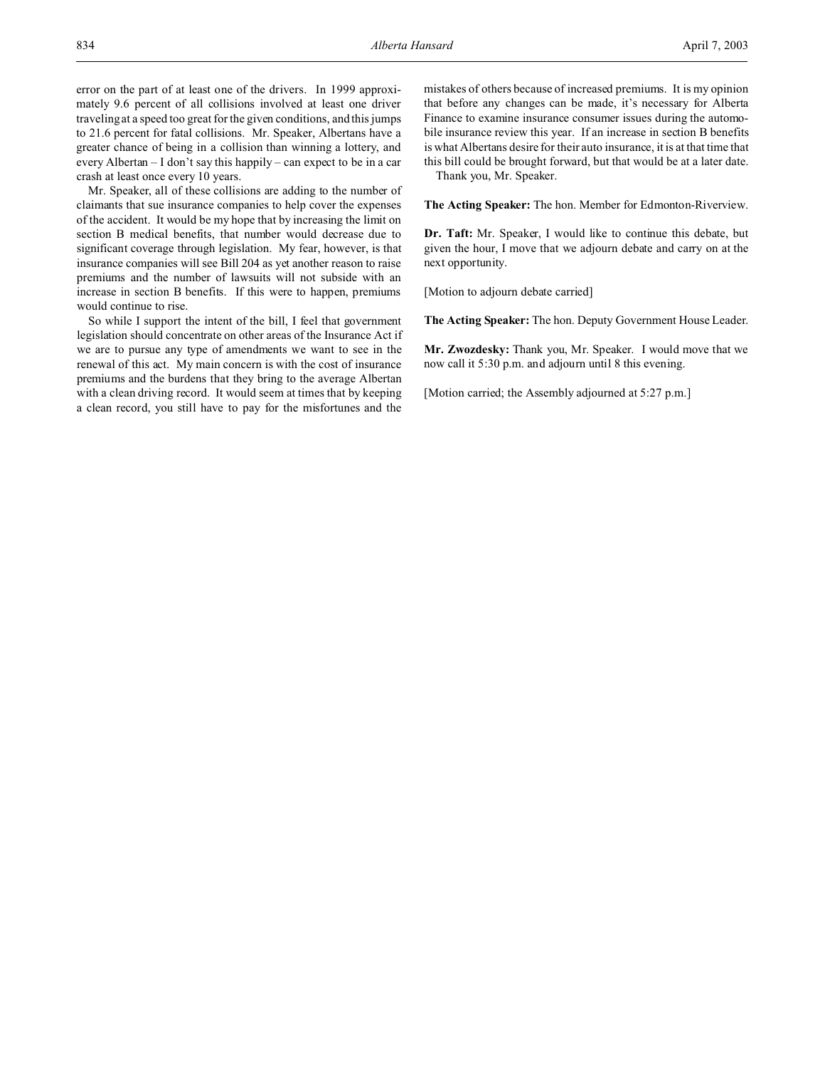error on the part of at least one of the drivers. In 1999 approximately 9.6 percent of all collisions involved at least one driver traveling at a speed too great for the given conditions, and this jumps to 21.6 percent for fatal collisions. Mr. Speaker, Albertans have a greater chance of being in a collision than winning a lottery, and every Albertan – I don't say this happily – can expect to be in a car crash at least once every 10 years.

Mr. Speaker, all of these collisions are adding to the number of claimants that sue insurance companies to help cover the expenses of the accident. It would be my hope that by increasing the limit on section B medical benefits, that number would decrease due to significant coverage through legislation. My fear, however, is that insurance companies will see Bill 204 as yet another reason to raise premiums and the number of lawsuits will not subside with an increase in section B benefits. If this were to happen, premiums would continue to rise.

So while I support the intent of the bill, I feel that government legislation should concentrate on other areas of the Insurance Act if we are to pursue any type of amendments we want to see in the renewal of this act. My main concern is with the cost of insurance premiums and the burdens that they bring to the average Albertan with a clean driving record. It would seem at times that by keeping a clean record, you still have to pay for the misfortunes and the mistakes of others because of increased premiums. It is my opinion that before any changes can be made, it's necessary for Alberta Finance to examine insurance consumer issues during the automobile insurance review this year. If an increase in section B benefits is what Albertans desire for their auto insurance, it is at that time that this bill could be brought forward, but that would be at a later date.

Thank you, Mr. Speaker.

**The Acting Speaker:** The hon. Member for Edmonton-Riverview.

**Dr. Taft:** Mr. Speaker, I would like to continue this debate, but given the hour, I move that we adjourn debate and carry on at the next opportunity.

[Motion to adjourn debate carried]

**The Acting Speaker:** The hon. Deputy Government House Leader.

**Mr. Zwozdesky:** Thank you, Mr. Speaker. I would move that we now call it 5:30 p.m. and adjourn until 8 this evening.

[Motion carried; the Assembly adjourned at 5:27 p.m.]